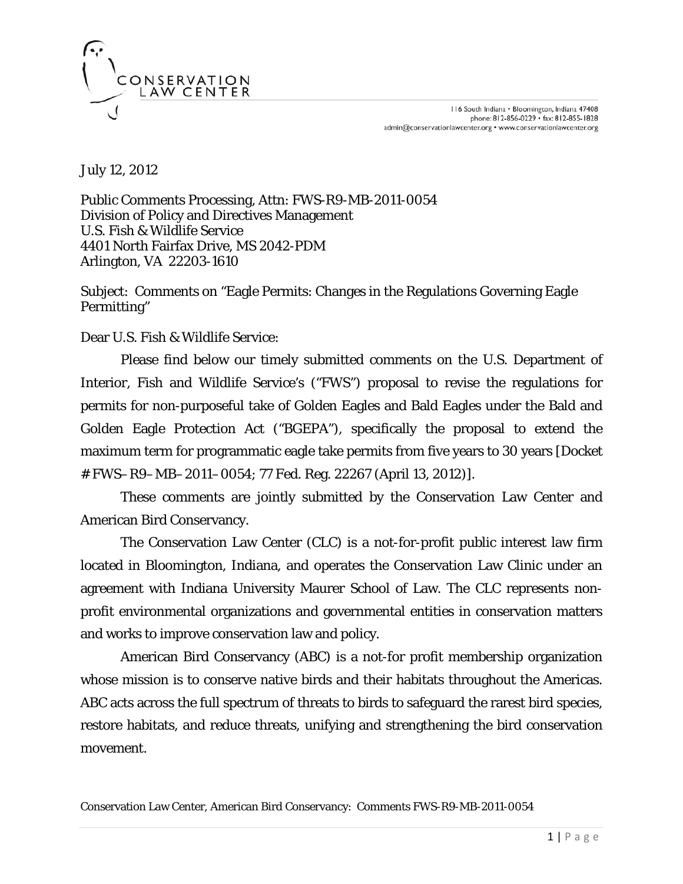CONSERVATION LAW CENTER

116 South Indiana • Bloomington, Indiana 47408
phone: 812-856-0229 • fax: 812-855-1828
admin@conservationlawcenter.org • www.conservationlawcenter.org

July 12, 2012

Public Comments Processing, Attn: FWS-R9-MB-2011-0054
Division of Policy and Directives Management
U.S. Fish & Wildlife Service
4401 North Fairfax Drive, MS 2042-PDM
Arlington, VA 22203-1610

Subject: Comments on "Eagle Permits: Changes in the Regulations Governing Eagle Permitting"

Dear U.S. Fish & Wildlife Service:

Please find below our timely submitted comments on the U.S. Department of Interior, Fish and Wildlife Service's ("FWS") proposal to revise the regulations for permits for non-purposeful take of Golden Eagles and Bald Eagles under the Bald and Golden Eagle Protection Act ("BGEPA"), specifically the proposal to extend the maximum term for programmatic eagle take permits from five years to 30 years [Docket # FWS–R9–MB–2011–0054; 77 Fed. Reg. 22267 (April 13, 2012)].

These comments are jointly submitted by the Conservation Law Center and American Bird Conservancy.

The Conservation Law Center (CLC) is a not-for-profit public interest law firm located in Bloomington, Indiana, and operates the Conservation Law Clinic under an agreement with Indiana University Maurer School of Law. The CLC represents non-profit environmental organizations and governmental entities in conservation matters and works to improve conservation law and policy.

American Bird Conservancy (ABC) is a not-for profit membership organization whose mission is to conserve native birds and their habitats throughout the Americas. ABC acts across the full spectrum of threats to birds to safeguard the rarest bird species, restore habitats, and reduce threats, unifying and strengthening the bird conservation movement.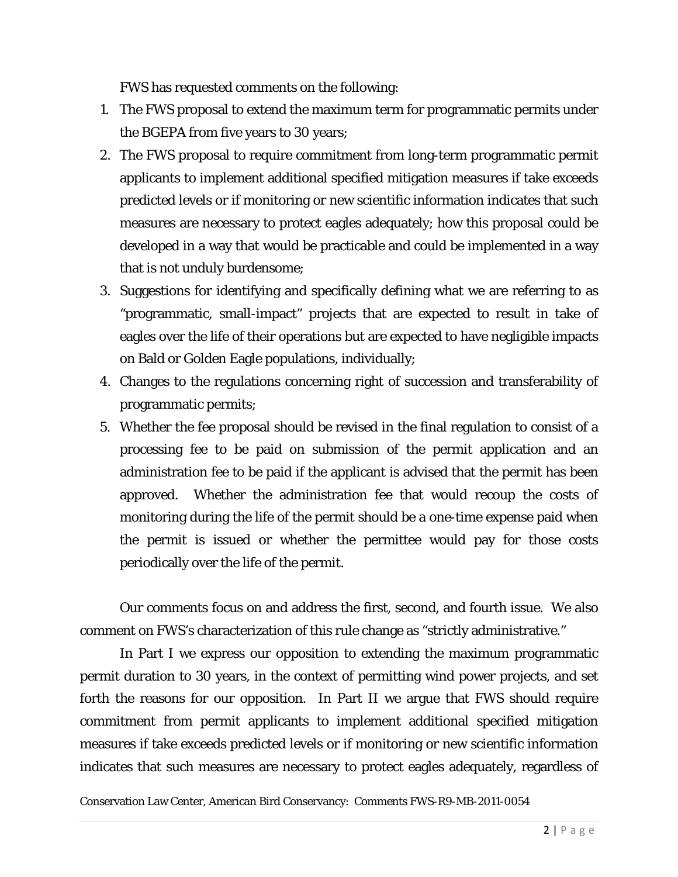FWS has requested comments on the following:

1. The FWS proposal to extend the maximum term for programmatic permits under the BGEPA from five years to 30 years;
2. The FWS proposal to require commitment from long-term programmatic permit applicants to implement additional specified mitigation measures if take exceeds predicted levels or if monitoring or new scientific information indicates that such measures are necessary to protect eagles adequately; how this proposal could be developed in a way that would be practicable and could be implemented in a way that is not unduly burdensome;
3. Suggestions for identifying and specifically defining what we are referring to as "programmatic, small-impact" projects that are expected to result in take of eagles over the life of their operations but are expected to have negligible impacts on Bald or Golden Eagle populations, individually;
4. Changes to the regulations concerning right of succession and transferability of programmatic permits;
5. Whether the fee proposal should be revised in the final regulation to consist of a processing fee to be paid on submission of the permit application and an administration fee to be paid if the applicant is advised that the permit has been approved. Whether the administration fee that would recoup the costs of monitoring during the life of the permit should be a one-time expense paid when the permit is issued or whether the permittee would pay for those costs periodically over the life of the permit.

Our comments focus on and address the first, second, and fourth issue. We also comment on FWS's characterization of this rule change as "strictly administrative."

In Part I we express our opposition to extending the maximum programmatic permit duration to 30 years, in the context of permitting wind power projects, and set forth the reasons for our opposition. In Part II we argue that FWS should require commitment from permit applicants to implement additional specified mitigation measures if take exceeds predicted levels or if monitoring or new scientific information indicates that such measures are necessary to protect eagles adequately, regardless of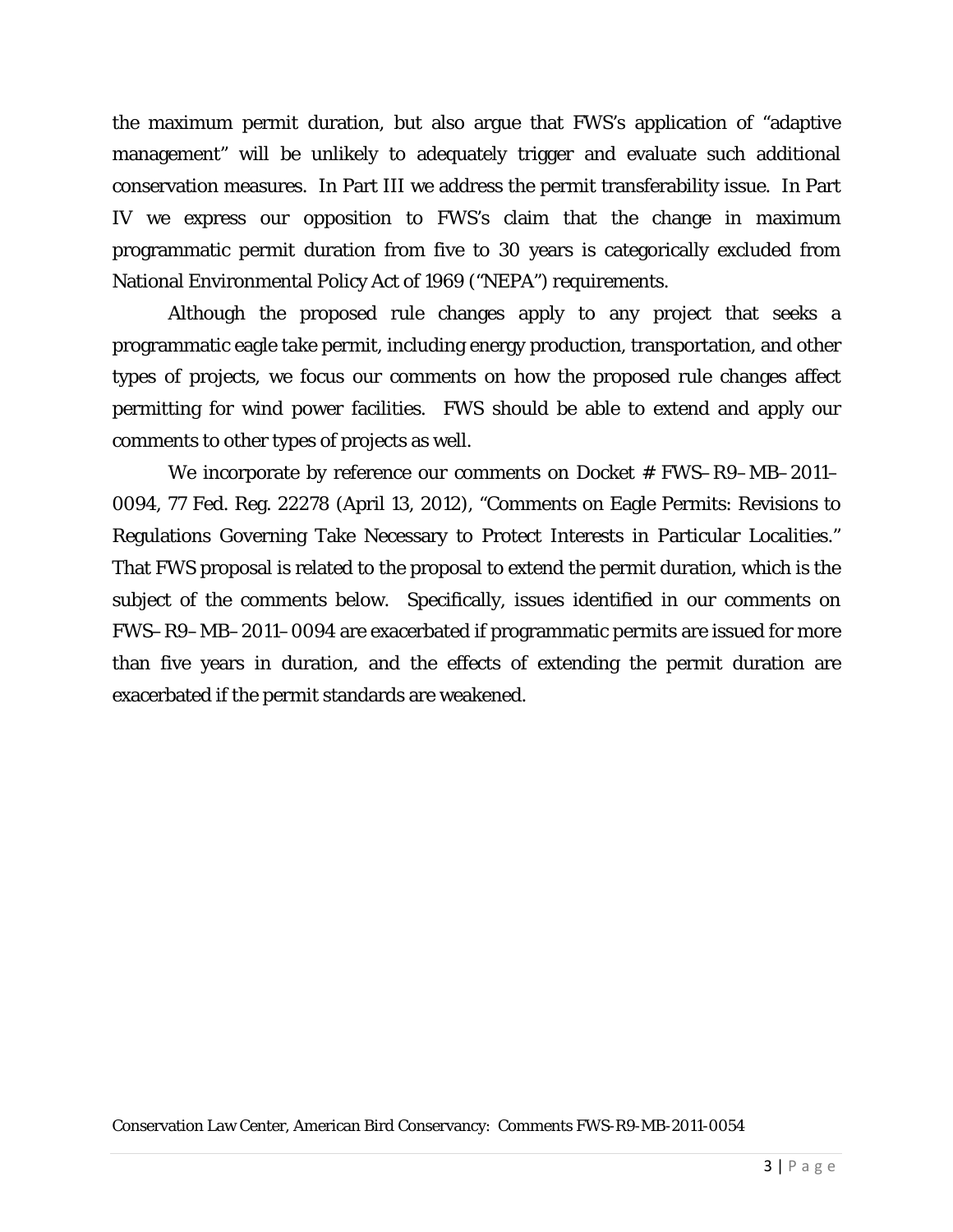the maximum permit duration, but also argue that FWS's application of "adaptive management" will be unlikely to adequately trigger and evaluate such additional conservation measures. In Part III we address the permit transferability issue. In Part IV we express our opposition to FWS's claim that the change in maximum programmatic permit duration from five to 30 years is categorically excluded from National Environmental Policy Act of 1969 ("NEPA") requirements.

Although the proposed rule changes apply to any project that seeks a programmatic eagle take permit, including energy production, transportation, and other types of projects, we focus our comments on how the proposed rule changes affect permitting for wind power facilities. FWS should be able to extend and apply our comments to other types of projects as well.

We incorporate by reference our comments on Docket # FWS–R9–MB–2011–0094, 77 Fed. Reg. 22278 (April 13, 2012), "Comments on Eagle Permits: Revisions to Regulations Governing Take Necessary to Protect Interests in Particular Localities." That FWS proposal is related to the proposal to extend the permit duration, which is the subject of the comments below. Specifically, issues identified in our comments on FWS–R9–MB–2011–0094 are exacerbated if programmatic permits are issued for more than five years in duration, and the effects of extending the permit duration are exacerbated if the permit standards are weakened.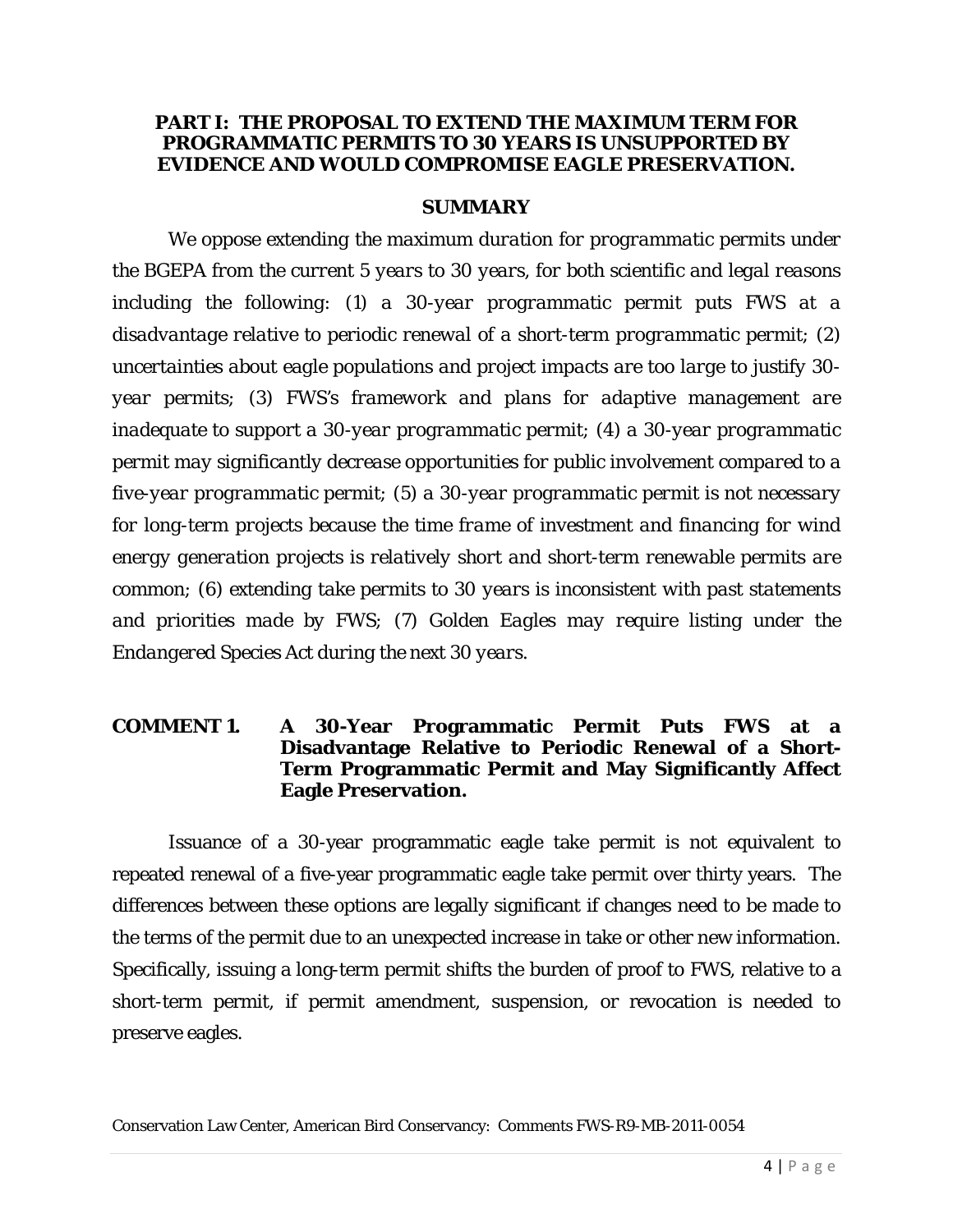## PART I: THE PROPOSAL TO EXTEND THE MAXIMUM TERM FOR PROGRAMMATIC PERMITS TO 30 YEARS IS UNSUPPORTED BY EVIDENCE AND WOULD COMPROMISE EAGLE PRESERVATION.

### SUMMARY

*We oppose extending the maximum duration for programmatic permits under the BGEPA from the current 5 years to 30 years, for both scientific and legal reasons including the following: (1) a 30-year programmatic permit puts FWS at a disadvantage relative to periodic renewal of a short-term programmatic permit; (2) uncertainties about eagle populations and project impacts are too large to justify 30-year permits; (3) FWS's framework and plans for adaptive management are inadequate to support a 30-year programmatic permit; (4) a 30-year programmatic permit may significantly decrease opportunities for public involvement compared to a five-year programmatic permit; (5) a 30-year programmatic permit is not necessary for long-term projects because the time frame of investment and financing for wind energy generation projects is relatively short and short-term renewable permits are common; (6) extending take permits to 30 years is inconsistent with past statements and priorities made by FWS; (7) Golden Eagles may require listing under the Endangered Species Act during the next 30 years.*

### COMMENT 1. A 30-Year Programmatic Permit Puts FWS at a Disadvantage Relative to Periodic Renewal of a Short-Term Programmatic Permit and May Significantly Affect Eagle Preservation.

Issuance of a 30-year programmatic eagle take permit is not equivalent to repeated renewal of a five-year programmatic eagle take permit over thirty years. The differences between these options are legally significant if changes need to be made to the terms of the permit due to an unexpected increase in take or other new information. Specifically, issuing a long-term permit shifts the burden of proof to FWS, relative to a short-term permit, if permit amendment, suspension, or revocation is needed to preserve eagles.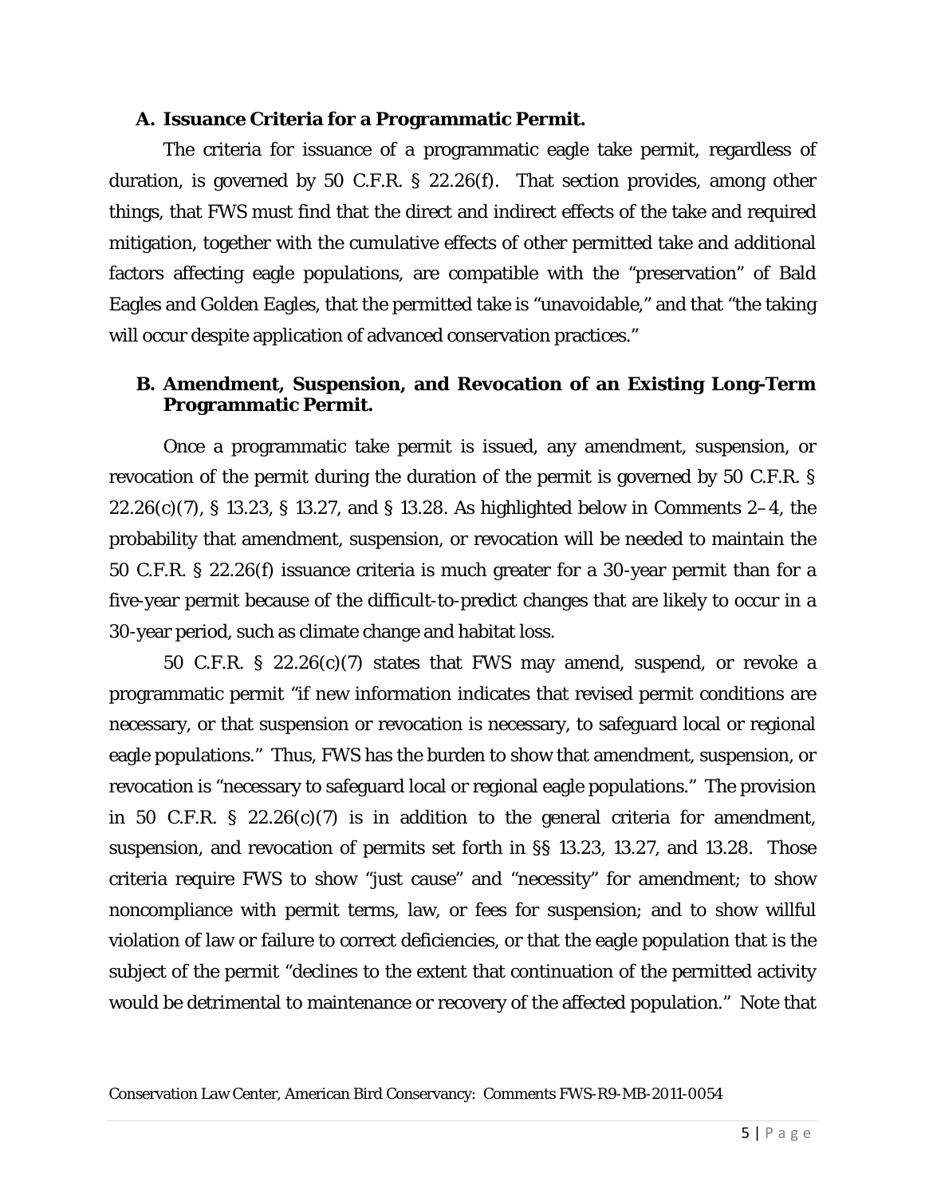### A. Issuance Criteria for a Programmatic Permit.

The criteria for issuance of a programmatic eagle take permit, regardless of duration, is governed by 50 C.F.R. § 22.26(f). That section provides, among other things, that FWS must find that the direct and indirect effects of the take and required mitigation, together with the cumulative effects of other permitted take and additional factors affecting eagle populations, are compatible with the "preservation" of Bald Eagles and Golden Eagles, that the permitted take is "unavoidable," and that "the taking will occur despite application of advanced conservation practices."

### B. Amendment, Suspension, and Revocation of an Existing Long-Term Programmatic Permit.

Once a programmatic take permit is issued, any amendment, suspension, or revocation of the permit during the duration of the permit is governed by 50 C.F.R. § 22.26(c)(7), § 13.23, § 13.27, and § 13.28. As highlighted below in Comments 2–4, the probability that amendment, suspension, or revocation will be needed to maintain the 50 C.F.R. § 22.26(f) issuance criteria is much greater for a 30-year permit than for a five-year permit because of the difficult-to-predict changes that are likely to occur in a 30-year period, such as climate change and habitat loss.

50 C.F.R. § 22.26(c)(7) states that FWS may amend, suspend, or revoke a programmatic permit "if new information indicates that revised permit conditions are necessary, or that suspension or revocation is necessary, to safeguard local or regional eagle populations." Thus, FWS has the burden to show that amendment, suspension, or revocation is "necessary to safeguard local or regional eagle populations." The provision in 50 C.F.R. § 22.26(c)(7) is in addition to the general criteria for amendment, suspension, and revocation of permits set forth in §§ 13.23, 13.27, and 13.28. Those criteria require FWS to show "just cause" and "necessity" for amendment; to show noncompliance with permit terms, law, or fees for suspension; and to show willful violation of law or failure to correct deficiencies, or that the eagle population that is the subject of the permit "declines to the extent that continuation of the permitted activity would be detrimental to maintenance or recovery of the affected population." Note that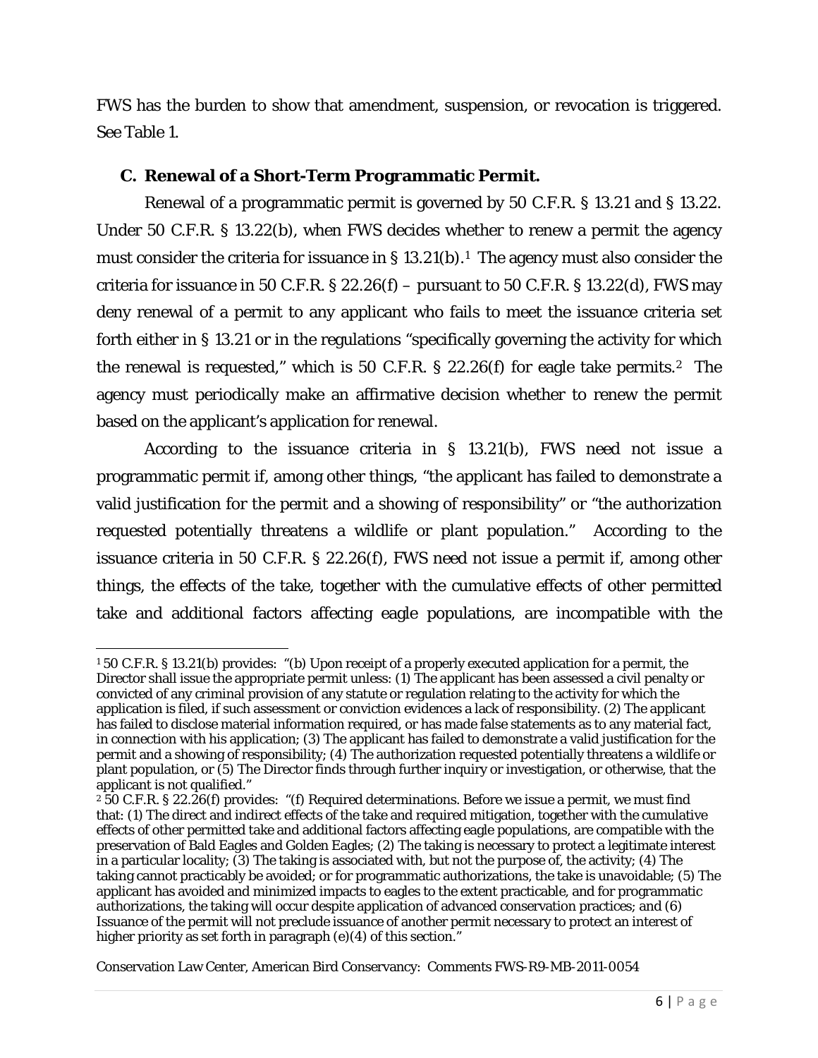FWS has the burden to show that amendment, suspension, or revocation is triggered. *See* Table 1.

### C. Renewal of a Short-Term Programmatic Permit.

Renewal of a programmatic permit is governed by 50 C.F.R. § 13.21 and § 13.22. Under 50 C.F.R. § 13.22(b), when FWS decides whether to renew a permit the agency must consider the criteria for issuance in § 13.21(b).[1] The agency must also consider the criteria for issuance in 50 C.F.R. § 22.26(f) – pursuant to 50 C.F.R. § 13.22(d), FWS may deny renewal of a permit to any applicant who fails to meet the issuance criteria set forth either in § 13.21 or in the regulations "specifically governing the activity for which the renewal is requested," which is 50 C.F.R. § 22.26(f) for eagle take permits.[2] The agency must periodically make an affirmative decision whether to renew the permit based on the applicant's application for renewal.

According to the issuance criteria in § 13.21(b), FWS need not issue a programmatic permit if, among other things, "the applicant has failed to demonstrate a valid justification for the permit and a showing of responsibility" or "the authorization requested potentially threatens a wildlife or plant population." According to the issuance criteria in 50 C.F.R. § 22.26(f), FWS need not issue a permit if, among other things, the effects of the take, together with the cumulative effects of other permitted take and additional factors affecting eagle populations, are incompatible with the

---

[1] 50 C.F.R. § 13.21(b) provides: "(b) Upon receipt of a properly executed application for a permit, the Director shall issue the appropriate permit unless: (1) The applicant has been assessed a civil penalty or convicted of any criminal provision of any statute or regulation relating to the activity for which the application is filed, if such assessment or conviction evidences a lack of responsibility. (2) The applicant has failed to disclose material information required, or has made false statements as to any material fact, in connection with his application; (3) The applicant has failed to demonstrate a valid justification for the permit and a showing of responsibility; (4) The authorization requested potentially threatens a wildlife or plant population, or (5) The Director finds through further inquiry or investigation, or otherwise, that the applicant is not qualified."

[2] 50 C.F.R. § 22.26(f) provides: "(f) Required determinations. Before we issue a permit, we must find that: (1) The direct and indirect effects of the take and required mitigation, together with the cumulative effects of other permitted take and additional factors affecting eagle populations, are compatible with the preservation of Bald Eagles and Golden Eagles; (2) The taking is necessary to protect a legitimate interest in a particular locality; (3) The taking is associated with, but not the purpose of, the activity; (4) The taking cannot practicably be avoided; or for programmatic authorizations, the take is unavoidable; (5) The applicant has avoided and minimized impacts to eagles to the extent practicable, and for programmatic authorizations, the taking will occur despite application of advanced conservation practices; and (6) Issuance of the permit will not preclude issuance of another permit necessary to protect an interest of higher priority as set forth in paragraph (e)(4) of this section."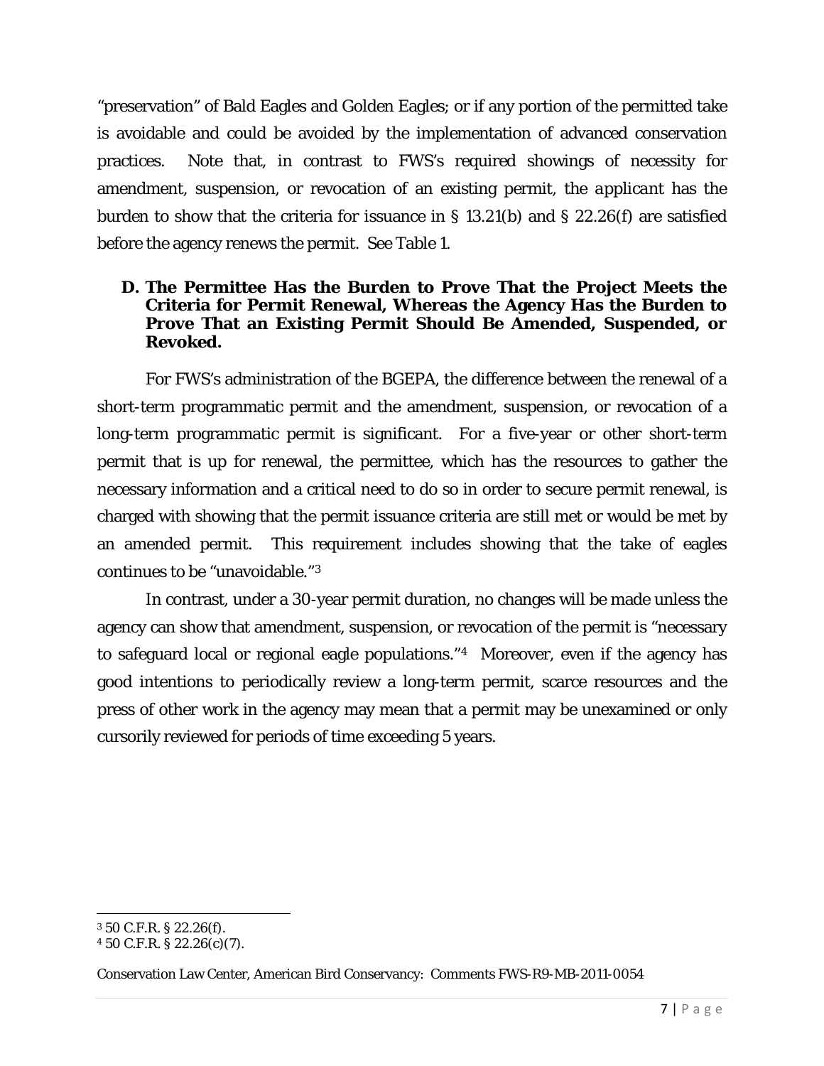"preservation" of Bald Eagles and Golden Eagles; or if any portion of the permitted take is avoidable and could be avoided by the implementation of advanced conservation practices. Note that, in contrast to FWS's required showings of necessity for amendment, suspension, or revocation of an existing permit, the *applicant* has the burden to show that the criteria for issuance in § 13.21(b) and § 22.26(f) are satisfied before the agency renews the permit. See Table 1.

### D. The Permittee Has the Burden to Prove That the Project Meets the Criteria for Permit Renewal, Whereas the Agency Has the Burden to Prove That an Existing Permit Should Be Amended, Suspended, or Revoked.

For FWS's administration of the BGEPA, the difference between the renewal of a short-term programmatic permit and the amendment, suspension, or revocation of a long-term programmatic permit is significant. For a five-year or other short-term permit that is up for renewal, the permittee, which has the resources to gather the necessary information and a critical need to do so in order to secure permit renewal, is charged with showing that the permit issuance criteria are still met or would be met by an amended permit. This requirement includes showing that the take of eagles continues to be "unavoidable."[3]

In contrast, under a 30-year permit duration, no changes will be made unless the agency can show that amendment, suspension, or revocation of the permit is "necessary to safeguard local or regional eagle populations."[4] Moreover, even if the agency has good intentions to periodically review a long-term permit, scarce resources and the press of other work in the agency may mean that a permit may be unexamined or only cursorily reviewed for periods of time exceeding 5 years.

---

[3] 50 C.F.R. § 22.26(f).

[4] 50 C.F.R. § 22.26(c)(7).

Conservation Law Center, American Bird Conservancy: Comments FWS-R9-MB-2011-0054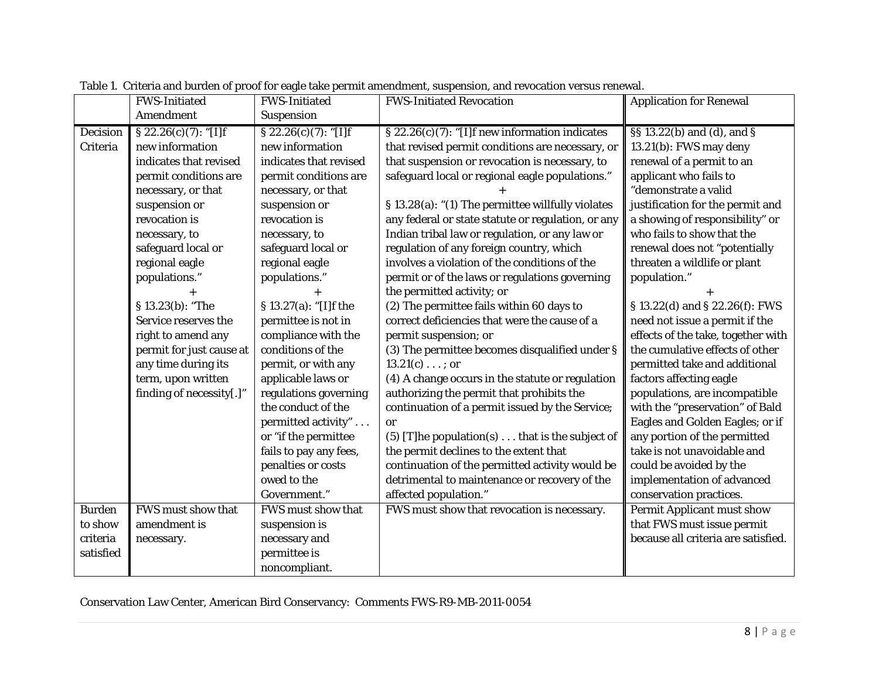Table 1. Criteria and burden of proof for eagle take permit amendment, suspension, and revocation versus renewal.

| | FWS-Initiated Amendment | FWS-Initiated Suspension | FWS-Initiated Revocation | Application for Renewal |
|---|---|---|---|---|
| Decision Criteria | § 22.26(c)(7): "[I]f new information indicates that revised permit conditions are necessary, or that suspension or revocation is necessary, to safeguard local or regional eagle populations." + § 13.23(b): "The Service reserves the right to amend any permit for just cause at any time during its term, upon written finding of necessity[.]" | § 22.26(c)(7): "[I]f new information indicates that revised permit conditions are necessary, or that suspension or revocation is necessary, to safeguard local or regional eagle populations." + § 13.27(a): "[I]f the permittee is not in compliance with the conditions of the permit, or with any applicable laws or regulations governing the conduct of the permitted activity" . . . or "if the permittee fails to pay any fees, penalties or costs owed to the Government." | § 22.26(c)(7): "[I]f new information indicates that revised permit conditions are necessary, or that suspension or revocation is necessary, to safeguard local or regional eagle populations." + § 13.28(a): "(1) The permittee willfully violates any federal or state statute or regulation, or any Indian tribal law or regulation, or any law or regulation of any foreign country, which involves a violation of the conditions of the permit or of the laws or regulations governing the permitted activity; or (2) The permittee fails within 60 days to correct deficiencies that were the cause of a permit suspension; or (3) The permittee becomes disqualified under § 13.21(c) . . . ; or (4) A change occurs in the statute or regulation authorizing the permit that prohibits the continuation of a permit issued by the Service; or (5) [T]he population(s) . . . that is the subject of the permit declines to the extent that continuation of the permitted activity would be detrimental to maintenance or recovery of the affected population." | §§ 13.22(b) and (d), and § 13.21(b): FWS may deny renewal of a permit to an applicant who fails to "demonstrate a valid justification for the permit and a showing of responsibility" or who fails to show that the renewal does not "potentially threaten a wildlife or plant population." + § 13.22(d) and § 22.26(f): FWS need not issue a permit if the effects of the take, together with the cumulative effects of other permitted take and additional factors affecting eagle populations, are incompatible with the "preservation" of Bald Eagles and Golden Eagles; or if any portion of the permitted take is not unavoidable and could be avoided by the implementation of advanced conservation practices. |
| Burden to show criteria satisfied | FWS must show that amendment is necessary. | FWS must show that suspension is necessary and permittee is noncompliant. | FWS must show that revocation is necessary. | Permit Applicant must show that FWS must issue permit because all criteria are satisfied. |

Conservation Law Center, American Bird Conservancy: Comments FWS-R9-MB-2011-0054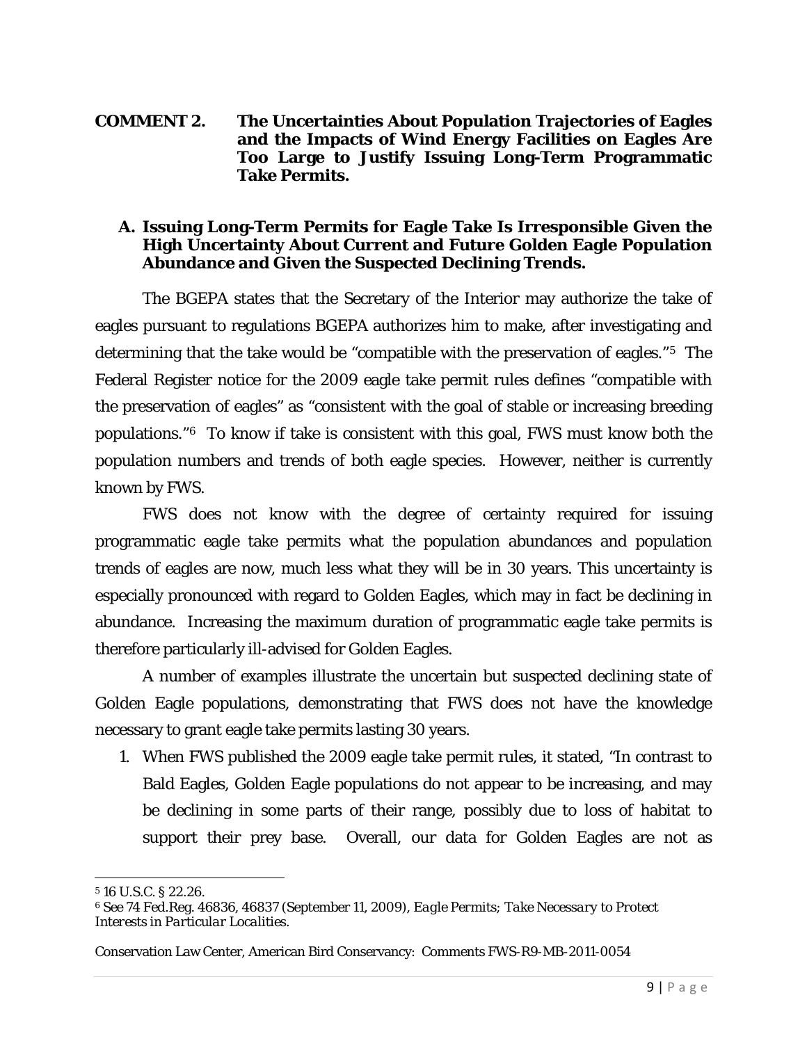**COMMENT 2. The Uncertainties About Population Trajectories of Eagles and the Impacts of Wind Energy Facilities on Eagles Are Too Large to Justify Issuing Long-Term Programmatic Take Permits.**

**A. Issuing Long-Term Permits for Eagle Take Is Irresponsible Given the High Uncertainty About Current and Future Golden Eagle Population Abundance and Given the Suspected Declining Trends.**

The BGEPA states that the Secretary of the Interior may authorize the take of eagles pursuant to regulations BGEPA authorizes him to make, after investigating and determining that the take would be "compatible with the preservation of eagles."[5] The Federal Register notice for the 2009 eagle take permit rules defines "compatible with the preservation of eagles" as "consistent with the goal of stable or increasing breeding populations."[6] To know if take is consistent with this goal, FWS must know both the population numbers and trends of both eagle species. However, neither is currently known by FWS.

FWS does not know with the degree of certainty required for issuing programmatic eagle take permits what the population abundances and population trends of eagles are now, much less what they will be in 30 years. This uncertainty is especially pronounced with regard to Golden Eagles, which may in fact be declining in abundance. Increasing the maximum duration of programmatic eagle take permits is therefore particularly ill-advised for Golden Eagles.

A number of examples illustrate the uncertain but suspected declining state of Golden Eagle populations, demonstrating that FWS does not have the knowledge necessary to grant eagle take permits lasting 30 years.

1. When FWS published the 2009 eagle take permit rules, it stated, "In contrast to Bald Eagles, Golden Eagle populations do not appear to be increasing, and may be declining in some parts of their range, possibly due to loss of habitat to support their prey base. Overall, our data for Golden Eagles are not as

---

[5] 16 U.S.C. § 22.26.

[6] See 74 Fed.Reg. 46836, 46837 (September 11, 2009), *Eagle Permits; Take Necessary to Protect Interests in Particular Localities*.

Conservation Law Center, American Bird Conservancy: Comments FWS-R9-MB-2011-0054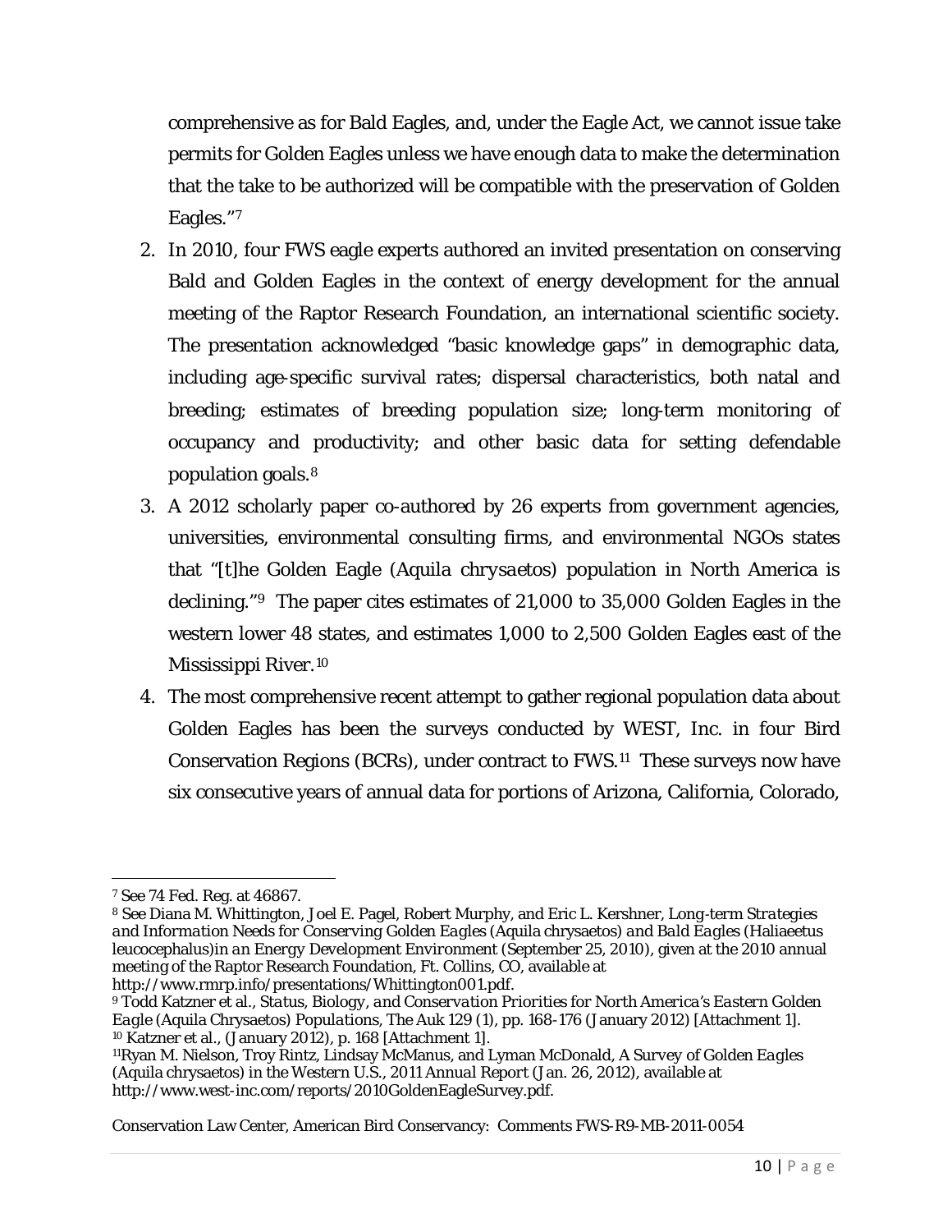comprehensive as for Bald Eagles, and, under the Eagle Act, we cannot issue take permits for Golden Eagles unless we have enough data to make the determination that the take to be authorized will be compatible with the preservation of Golden Eagles."[7]

2. In 2010, four FWS eagle experts authored an invited presentation on conserving Bald and Golden Eagles in the context of energy development for the annual meeting of the Raptor Research Foundation, an international scientific society. The presentation acknowledged "basic knowledge gaps" in demographic data, including age-specific survival rates; dispersal characteristics, both natal and breeding; estimates of breeding population size; long-term monitoring of occupancy and productivity; and other basic data for setting defendable population goals.[8]
3. A 2012 scholarly paper co-authored by 26 experts from government agencies, universities, environmental consulting firms, and environmental NGOs states that "[t]he Golden Eagle (*Aquila chrysaetos*) population in North America is declining."[9] The paper cites estimates of 21,000 to 35,000 Golden Eagles in the western lower 48 states, and estimates 1,000 to 2,500 Golden Eagles east of the Mississippi River.[10]
4. The most comprehensive recent attempt to gather regional population data about Golden Eagles has been the surveys conducted by WEST, Inc. in four Bird Conservation Regions (BCRs), under contract to FWS.[11] These surveys now have six consecutive years of annual data for portions of Arizona, California, Colorado,

---

[7] See 74 Fed. Reg. at 46867.

[8] See Diana M. Whittington, Joel E. Pagel, Robert Murphy, and Eric L. Kershner, *Long-term Strategies and Information Needs for Conserving Golden Eagles (Aquila chrysaetos) and Bald Eagles (Haliaeetus leucocephalus)in an Energy Development Environment* (September 25, 2010), given at the 2010 annual meeting of the Raptor Research Foundation, Ft. Collins, CO, available at http://www.rmrp.info/presentations/Whittington001.pdf.

[9] Todd Katzner et al., *Status, Biology, and Conservation Priorities for North America's Eastern Golden Eagle (Aquila Chrysaetos) Populations*, The Auk 129 (1), pp. 168-176 (January 2012) [Attachment 1].

[10] Katzner et al., (January 2012), p. 168 [Attachment 1].

[11] Ryan M. Nielson, Troy Rintz, Lindsay McManus, and Lyman McDonald, *A Survey of Golden Eagles (Aquila chrysaetos) in the Western U.S., 2011 Annual Report* (Jan. 26, 2012), available at http://www.west-inc.com/reports/2010GoldenEagleSurvey.pdf.

Conservation Law Center, American Bird Conservancy: Comments FWS-R9-MB-2011-0054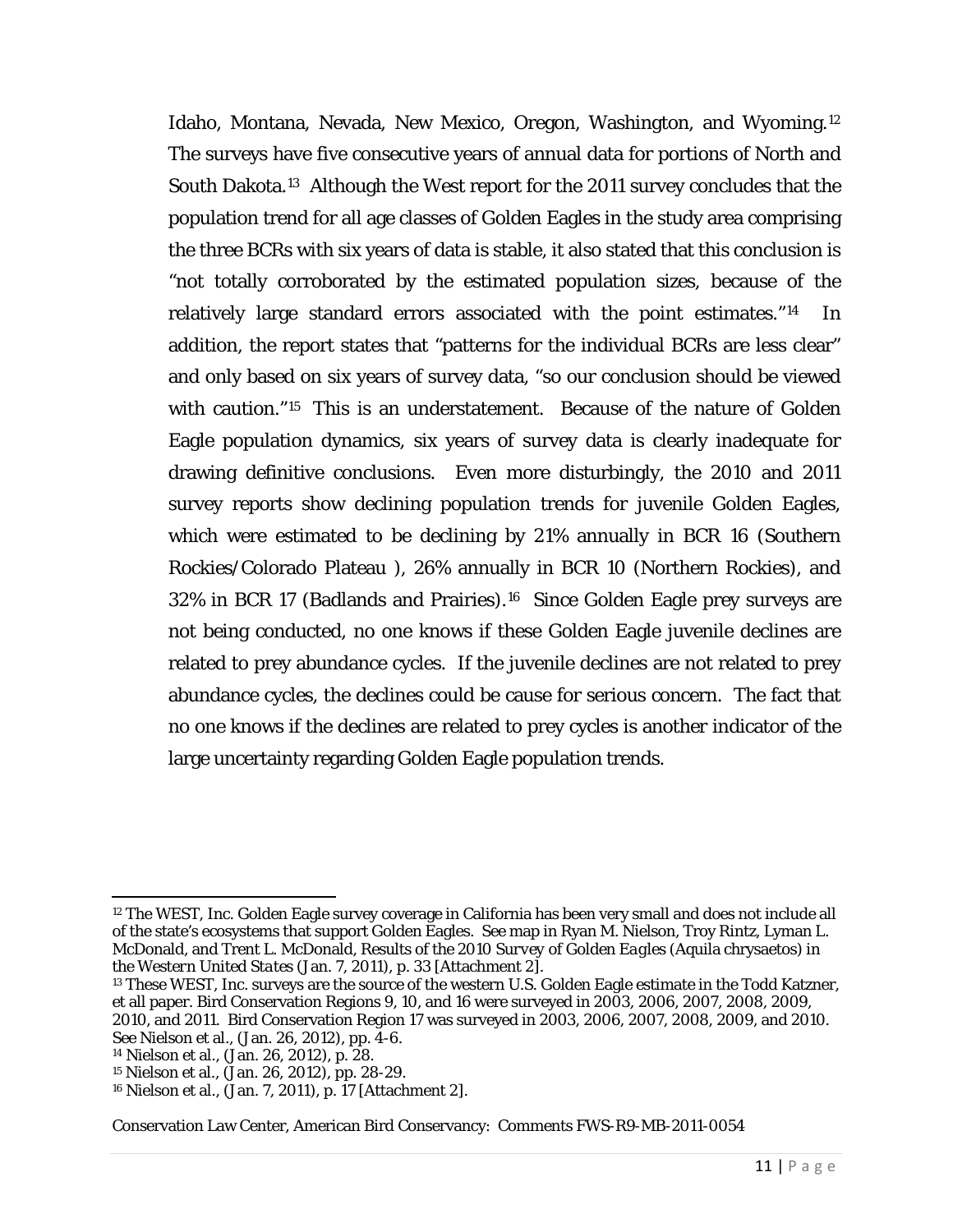Idaho, Montana, Nevada, New Mexico, Oregon, Washington, and Wyoming.[12] The surveys have five consecutive years of annual data for portions of North and South Dakota.[13] Although the West report for the 2011 survey concludes that the population trend for all age classes of Golden Eagles in the study area comprising the three BCRs with six years of data is stable, it also stated that this conclusion is "not totally corroborated by the estimated population sizes, because of the relatively large standard errors associated with the point estimates."[14] In addition, the report states that "patterns for the individual BCRs are less clear" and only based on six years of survey data, "so our conclusion should be viewed with caution."[15] This is an understatement. Because of the nature of Golden Eagle population dynamics, six years of survey data is clearly inadequate for drawing definitive conclusions. Even more disturbingly, the 2010 and 2011 survey reports show declining population trends for juvenile Golden Eagles, which were estimated to be declining by 21% annually in BCR 16 (Southern Rockies/Colorado Plateau ), 26% annually in BCR 10 (Northern Rockies), and 32% in BCR 17 (Badlands and Prairies).[16] Since Golden Eagle prey surveys are not being conducted, no one knows if these Golden Eagle juvenile declines are related to prey abundance cycles. If the juvenile declines are not related to prey abundance cycles, the declines could be cause for serious concern. The fact that no one knows if the declines are related to prey cycles is another indicator of the large uncertainty regarding Golden Eagle population trends.

---

[12] The WEST, Inc. Golden Eagle survey coverage in California has been very small and does not include all of the state's ecosystems that support Golden Eagles. See map in Ryan M. Nielson, Troy Rintz, Lyman L. McDonald, and Trent L. McDonald, Results of the 2010 *Survey of Golden Eagles (Aquila chrysaetos) in the Western United States* (Jan. 7, 2011), p. 33 [Attachment 2].

[13] These WEST, Inc. surveys are the source of the western U.S. Golden Eagle estimate in the Todd Katzner, et all paper. Bird Conservation Regions 9, 10, and 16 were surveyed in 2003, 2006, 2007, 2008, 2009, 2010, and 2011. Bird Conservation Region 17 was surveyed in 2003, 2006, 2007, 2008, 2009, and 2010. See Nielson et al., (Jan. 26, 2012), pp. 4-6.

[14] Nielson et al., (Jan. 26, 2012), p. 28.

[15] Nielson et al., (Jan. 26, 2012), pp. 28-29.

[16] Nielson et al., (Jan. 7, 2011), p. 17 [Attachment 2].

Conservation Law Center, American Bird Conservancy: Comments FWS-R9-MB-2011-0054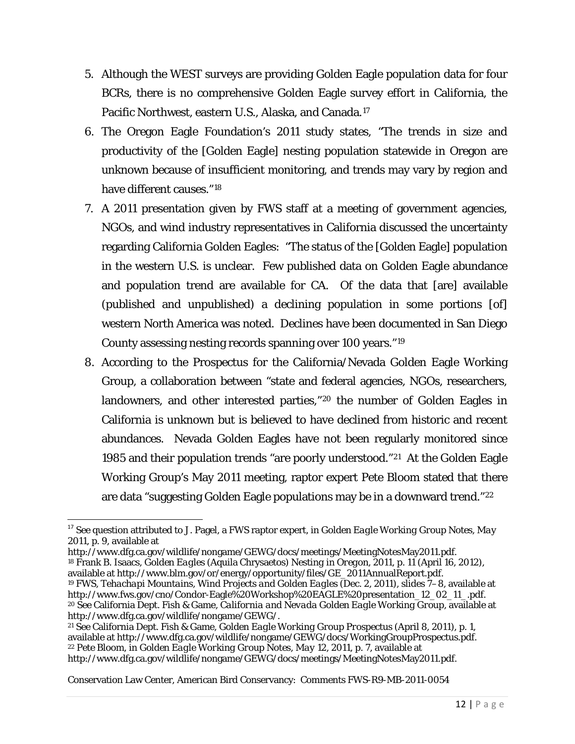5. Although the WEST surveys are providing Golden Eagle population data for four BCRs, there is no comprehensive Golden Eagle survey effort in California, the Pacific Northwest, eastern U.S., Alaska, and Canada.[17]

6. The Oregon Eagle Foundation's 2011 study states, "The trends in size and productivity of the [Golden Eagle] nesting population statewide in Oregon are unknown because of insufficient monitoring, and trends may vary by region and have different causes."[18]

7. A 2011 presentation given by FWS staff at a meeting of government agencies, NGOs, and wind industry representatives in California discussed the uncertainty regarding California Golden Eagles: "The status of the [Golden Eagle] population in the western U.S. is unclear. Few published data on Golden Eagle abundance and population trend are available for CA. Of the data that [are] available (published and unpublished) a declining population in some portions [of] western North America was noted. Declines have been documented in San Diego County assessing nesting records spanning over 100 years."[19]

8. According to the Prospectus for the California/Nevada Golden Eagle Working Group, a collaboration between "state and federal agencies, NGOs, researchers, landowners, and other interested parties,"[20] the number of Golden Eagles in California is unknown but is believed to have declined from historic and recent abundances. Nevada Golden Eagles have not been regularly monitored since 1985 and their population trends "are poorly understood."[21] At the Golden Eagle Working Group's May 2011 meeting, raptor expert Pete Bloom stated that there are data "suggesting Golden Eagle populations may be in a downward trend."[22]

---

[17] See question attributed to J. Pagel, a FWS raptor expert, in *Golden Eagle Working Group Notes, May 2011*, p. 9, available at http://www.dfg.ca.gov/wildlife/nongame/GEWG/docs/meetings/MeetingNotesMay2011.pdf.

[18] Frank B. Isaacs, *Golden Eagles (Aquila Chrysaetos) Nesting in Oregon, 2011*, p. 11 (April 16, 2012), available at http://www.blm.gov/or/energy/opportunity/files/GE_2011AnnualReport.pdf.

[19] FWS, *Tehachapi Mountains, Wind Projects and Golden Eagles* (Dec. 2, 2011), slides 7–8, available at http://www.fws.gov/cno/Condor-Eagle%20Workshop%20EAGLE%20presentation_12_02_11_.pdf.

[20] See California Dept. Fish & Game, *California and Nevada Golden Eagle Working Group*, available at http://www.dfg.ca.gov/wildlife/nongame/GEWG/.

[21] See California Dept. Fish & Game, *Golden Eagle Working Group Prospectus* (April 8, 2011), p. 1, available at http://www.dfg.ca.gov/wildlife/nongame/GEWG/docs/WorkingGroupProspectus.pdf.

[22] Pete Bloom, in *Golden Eagle Working Group Notes, May 12, 2011*, p. 7, available at http://www.dfg.ca.gov/wildlife/nongame/GEWG/docs/meetings/MeetingNotesMay2011.pdf.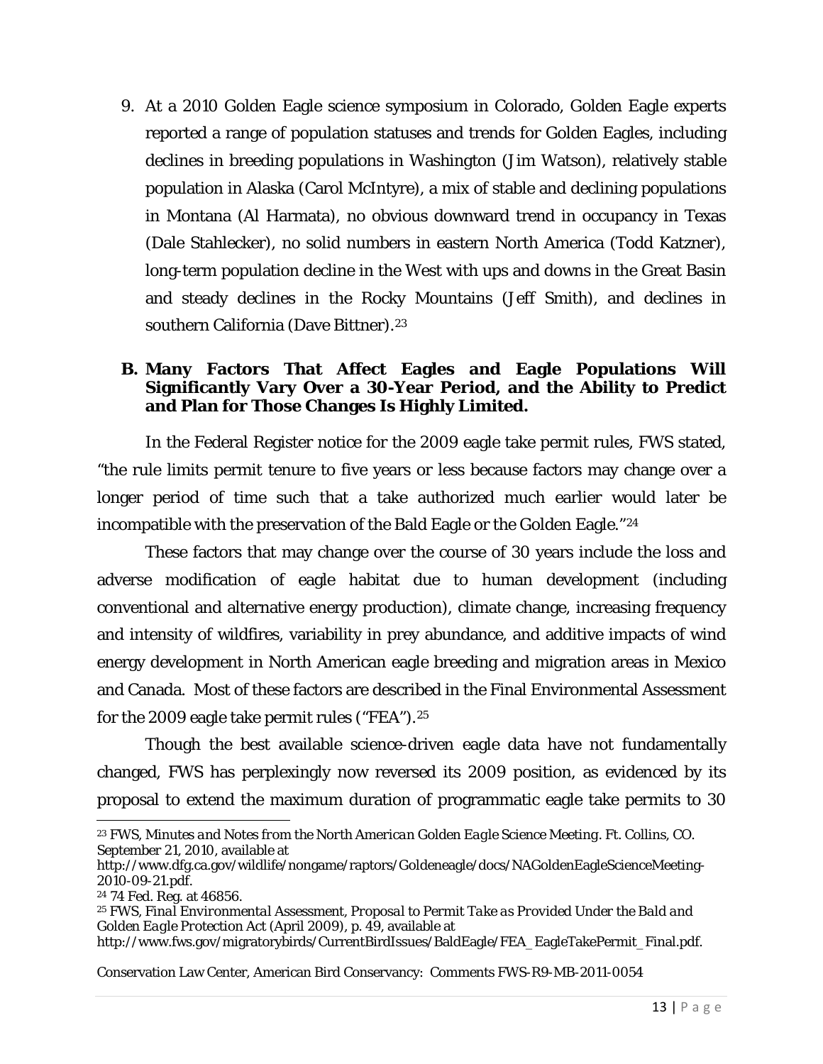9. At a 2010 Golden Eagle science symposium in Colorado, Golden Eagle experts reported a range of population statuses and trends for Golden Eagles, including declines in breeding populations in Washington (Jim Watson), relatively stable population in Alaska (Carol McIntyre), a mix of stable and declining populations in Montana (Al Harmata), no obvious downward trend in occupancy in Texas (Dale Stahlecker), no solid numbers in eastern North America (Todd Katzner), long-term population decline in the West with ups and downs in the Great Basin and steady declines in the Rocky Mountains (Jeff Smith), and declines in southern California (Dave Bittner).[23]

### B. Many Factors That Affect Eagles and Eagle Populations Will Significantly Vary Over a 30-Year Period, and the Ability to Predict and Plan for Those Changes Is Highly Limited.

In the Federal Register notice for the 2009 eagle take permit rules, FWS stated, "the rule limits permit tenure to five years or less because factors may change over a longer period of time such that a take authorized much earlier would later be incompatible with the preservation of the Bald Eagle or the Golden Eagle."[24]

These factors that may change over the course of 30 years include the loss and adverse modification of eagle habitat due to human development (including conventional and alternative energy production), climate change, increasing frequency and intensity of wildfires, variability in prey abundance, and additive impacts of wind energy development in North American eagle breeding and migration areas in Mexico and Canada. Most of these factors are described in the Final Environmental Assessment for the 2009 eagle take permit rules ("FEA").[25]

Though the best available science-driven eagle data have not fundamentally changed, FWS has perplexingly now reversed its 2009 position, as evidenced by its proposal to extend the maximum duration of programmatic eagle take permits to 30

---

[23] FWS, *Minutes and Notes from the North American Golden Eagle Science Meeting*. Ft. Collins, CO. September 21, 2010, available at http://www.dfg.ca.gov/wildlife/nongame/raptors/Goldeneagle/docs/NAGoldenEagleScienceMeeting-2010-09-21.pdf.

[24] 74 Fed. Reg. at 46856.

[25] FWS, *Final Environmental Assessment, Proposal to Permit Take as Provided Under the Bald and Golden Eagle Protection Act* (April 2009), p. 49, available at http://www.fws.gov/migratorybirds/CurrentBirdIssues/BaldEagle/FEA_EagleTakePermit_Final.pdf.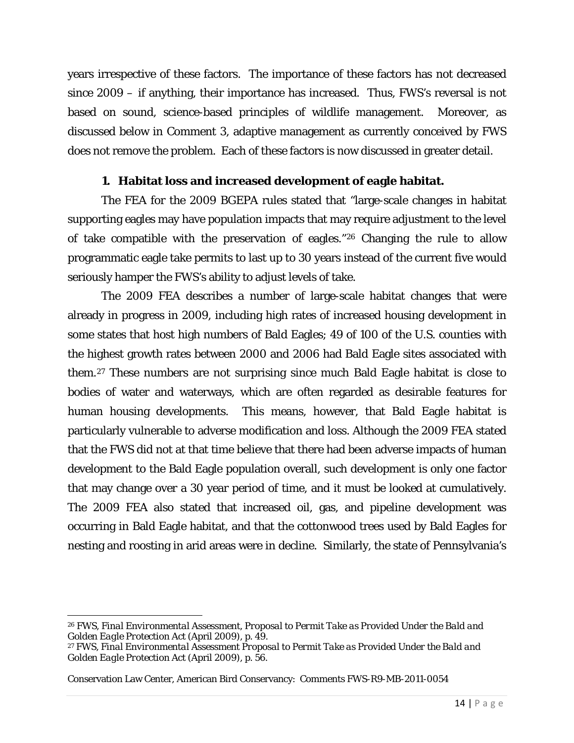years irrespective of these factors. The importance of these factors has not decreased since 2009 – if anything, their importance has increased. Thus, FWS's reversal is not based on sound, science-based principles of wildlife management. Moreover, as discussed below in Comment 3, adaptive management as currently conceived by FWS does not remove the problem. Each of these factors is now discussed in greater detail.

### 1. Habitat loss and increased development of eagle habitat.

The FEA for the 2009 BGEPA rules stated that "large-scale changes in habitat supporting eagles may have population impacts that may require adjustment to the level of take compatible with the preservation of eagles."[26] Changing the rule to allow programmatic eagle take permits to last up to 30 years instead of the current five would seriously hamper the FWS's ability to adjust levels of take.

The 2009 FEA describes a number of large-scale habitat changes that were already in progress in 2009, including high rates of increased housing development in some states that host high numbers of Bald Eagles; 49 of 100 of the U.S. counties with the highest growth rates between 2000 and 2006 had Bald Eagle sites associated with them.[27] These numbers are not surprising since much Bald Eagle habitat is close to bodies of water and waterways, which are often regarded as desirable features for human housing developments. This means, however, that Bald Eagle habitat is particularly vulnerable to adverse modification and loss. Although the 2009 FEA stated that the FWS did not at that time believe that there had been adverse impacts of human development to the Bald Eagle population overall, such development is only one factor that may change over a 30 year period of time, and it must be looked at cumulatively. The 2009 FEA also stated that increased oil, gas, and pipeline development was occurring in Bald Eagle habitat, and that the cottonwood trees used by Bald Eagles for nesting and roosting in arid areas were in decline. Similarly, the state of Pennsylvania's

---

[26] FWS, *Final Environmental Assessment, Proposal to Permit Take as Provided Under the Bald and Golden Eagle Protection Act* (April 2009), p. 49.

[27] FWS, *Final Environmental Assessment Proposal to Permit Take as Provided Under the Bald and Golden Eagle Protection Act* (April 2009), p. 56.

Conservation Law Center, American Bird Conservancy: Comments FWS-R9-MB-2011-0054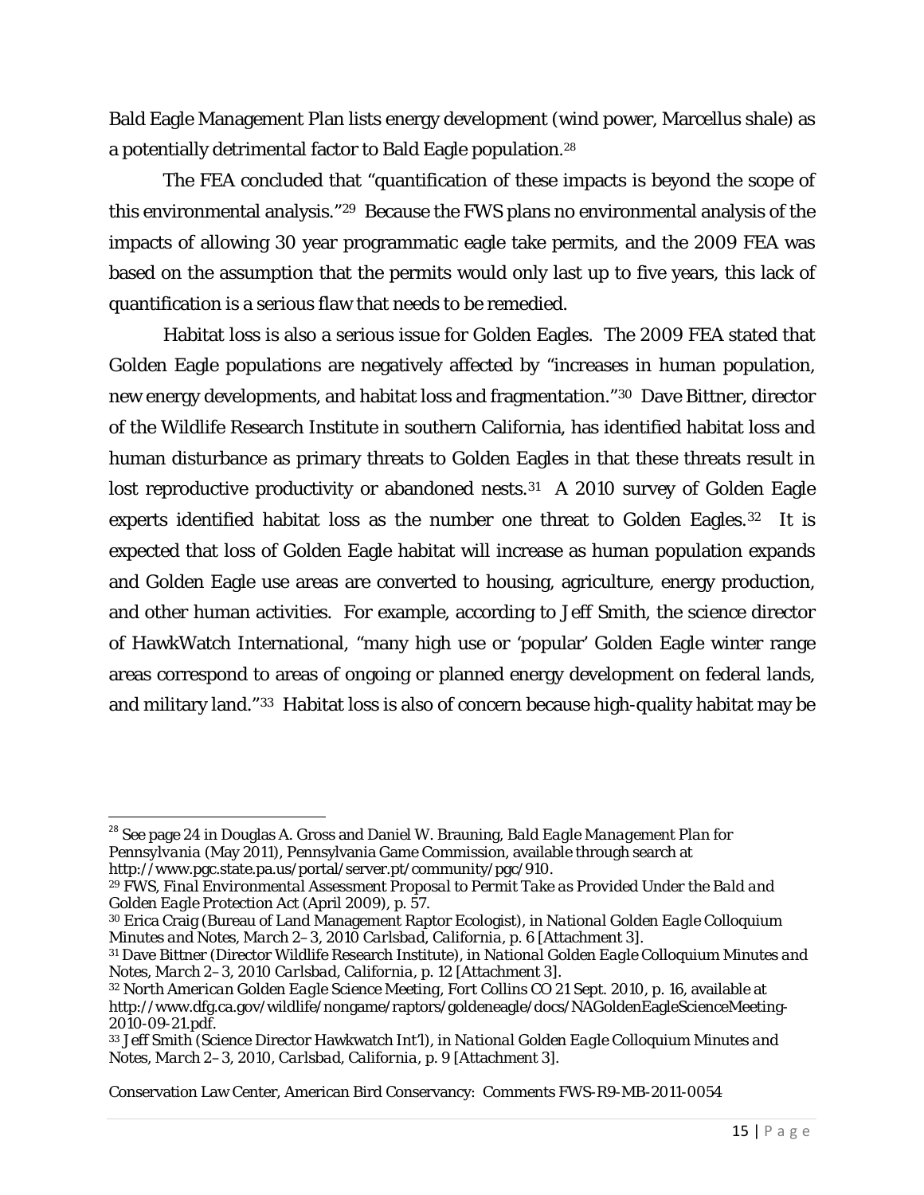Bald Eagle Management Plan lists energy development (wind power, Marcellus shale) as a potentially detrimental factor to Bald Eagle population.[28]

The FEA concluded that "quantification of these impacts is beyond the scope of this environmental analysis."[29] Because the FWS plans no environmental analysis of the impacts of allowing 30 year programmatic eagle take permits, and the 2009 FEA was based on the assumption that the permits would only last up to five years, this lack of quantification is a serious flaw that needs to be remedied.

Habitat loss is also a serious issue for Golden Eagles. The 2009 FEA stated that Golden Eagle populations are negatively affected by "increases in human population, new energy developments, and habitat loss and fragmentation."[30] Dave Bittner, director of the Wildlife Research Institute in southern California, has identified habitat loss and human disturbance as primary threats to Golden Eagles in that these threats result in lost reproductive productivity or abandoned nests.[31] A 2010 survey of Golden Eagle experts identified habitat loss as the number one threat to Golden Eagles.[32] It is expected that loss of Golden Eagle habitat will increase as human population expands and Golden Eagle use areas are converted to housing, agriculture, energy production, and other human activities. For example, according to Jeff Smith, the science director of HawkWatch International, "many high use or 'popular' Golden Eagle winter range areas correspond to areas of ongoing or planned energy development on federal lands, and military land."[33] Habitat loss is also of concern because high-quality habitat may be

---

[28] See page 24 in Douglas A. Gross and Daniel W. Brauning, *Bald Eagle Management Plan for Pennsylvania* (May 2011), Pennsylvania Game Commission, available through search at http://www.pgc.state.pa.us/portal/server.pt/community/pgc/910.

[29] FWS, *Final Environmental Assessment Proposal to Permit Take as Provided Under the Bald and Golden Eagle Protection Act* (April 2009), p. 57.

[30] Erica Craig (Bureau of Land Management Raptor Ecologist), in *National Golden Eagle Colloquium Minutes and Notes, March 2–3, 2010 Carlsbad, California*, p. 6 [Attachment 3].

[31] Dave Bittner (Director Wildlife Research Institute), in *National Golden Eagle Colloquium Minutes and Notes, March 2–3, 2010 Carlsbad, California*, p. 12 [Attachment 3].

[32] *North American Golden Eagle Science Meeting*, Fort Collins CO 21 Sept. 2010, p. 16, available at http://www.dfg.ca.gov/wildlife/nongame/raptors/goldeneagle/docs/NAGoldenEagleScienceMeeting-2010-09-21.pdf.

[33] Jeff Smith (Science Director Hawkwatch Int'l), in *National Golden Eagle Colloquium Minutes and Notes, March 2–3, 2010, Carlsbad, California*, p. 9 [Attachment 3].

Conservation Law Center, American Bird Conservancy: Comments FWS-R9-MB-2011-0054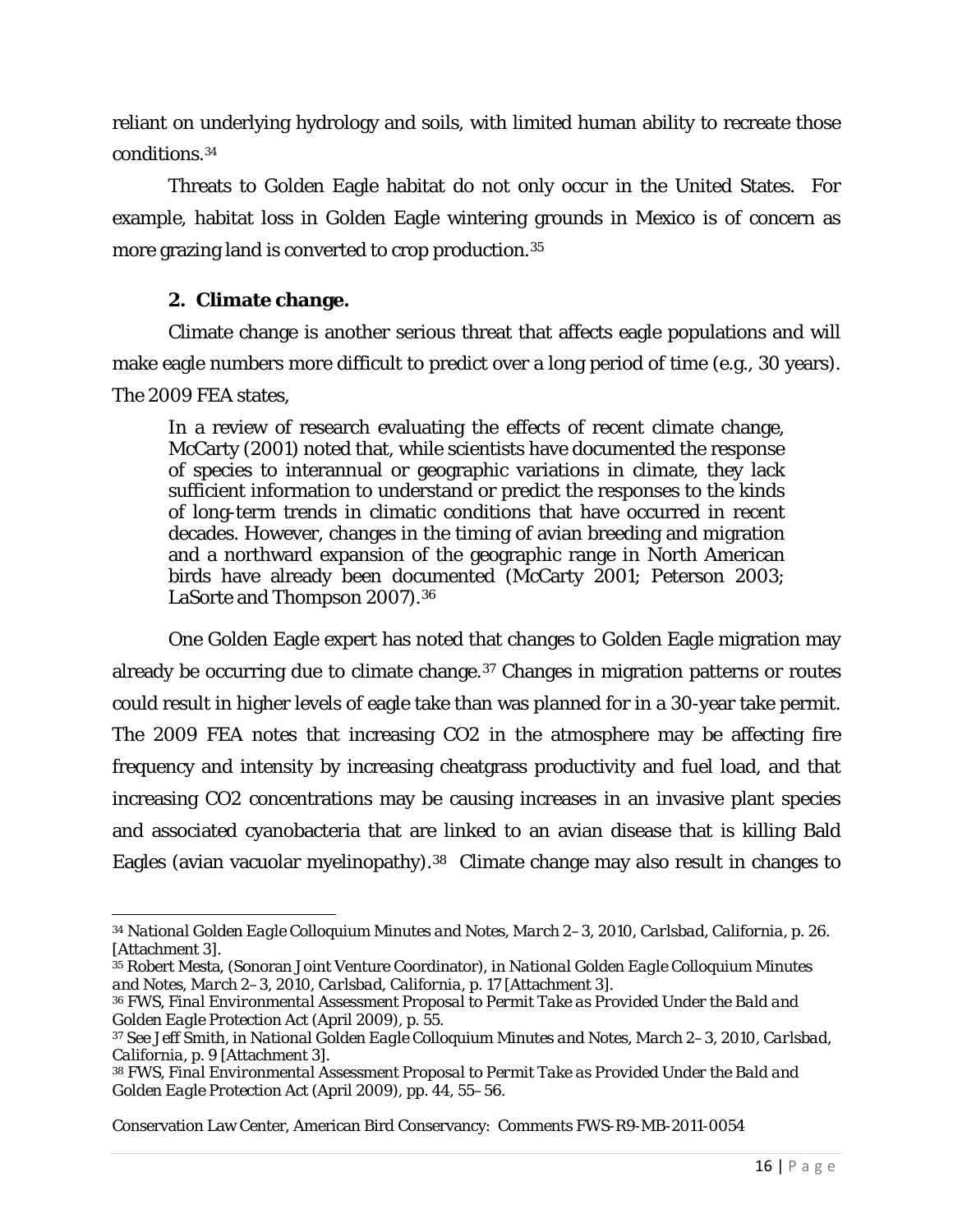reliant on underlying hydrology and soils, with limited human ability to recreate those conditions.[34]

Threats to Golden Eagle habitat do not only occur in the United States. For example, habitat loss in Golden Eagle wintering grounds in Mexico is of concern as more grazing land is converted to crop production.[35]

**2. Climate change.**

Climate change is another serious threat that affects eagle populations and will make eagle numbers more difficult to predict over a long period of time (e.g., 30 years). The 2009 FEA states,

> In a review of research evaluating the effects of recent climate change, McCarty (2001) noted that, while scientists have documented the response of species to interannual or geographic variations in climate, they lack sufficient information to understand or predict the responses to the kinds of long-term trends in climatic conditions that have occurred in recent decades. However, changes in the timing of avian breeding and migration and a northward expansion of the geographic range in North American birds have already been documented (McCarty 2001; Peterson 2003; LaSorte and Thompson 2007).[36]

One Golden Eagle expert has noted that changes to Golden Eagle migration may already be occurring due to climate change.[37] Changes in migration patterns or routes could result in higher levels of eagle take than was planned for in a 30-year take permit. The 2009 FEA notes that increasing $CO_2$ in the atmosphere may be affecting fire frequency and intensity by increasing cheatgrass productivity and fuel load, and that increasing $CO_2$ concentrations may be causing increases in an invasive plant species and associated cyanobacteria that are linked to an avian disease that is killing Bald Eagles (avian vacuolar myelinopathy).[38] Climate change may also result in changes to

---

[34] *National Golden Eagle Colloquium Minutes and Notes, March 2–3, 2010, Carlsbad, California*, p. 26. [Attachment 3].

[35] Robert Mesta, (Sonoran Joint Venture Coordinator), in *National Golden Eagle Colloquium Minutes and Notes, March 2–3, 2010, Carlsbad, California*, p. 17 [Attachment 3].

[36] FWS, *Final Environmental Assessment Proposal to Permit Take as Provided Under the Bald and Golden Eagle Protection Act* (April 2009), p. 55.

[37] See Jeff Smith, in *National Golden Eagle Colloquium Minutes and Notes, March 2–3, 2010, Carlsbad, California*, p. 9 [Attachment 3].

[38] FWS, *Final Environmental Assessment Proposal to Permit Take as Provided Under the Bald and Golden Eagle Protection Act* (April 2009), pp. 44, 55–56.

Conservation Law Center, American Bird Conservancy: Comments FWS-R9-MB-2011-0054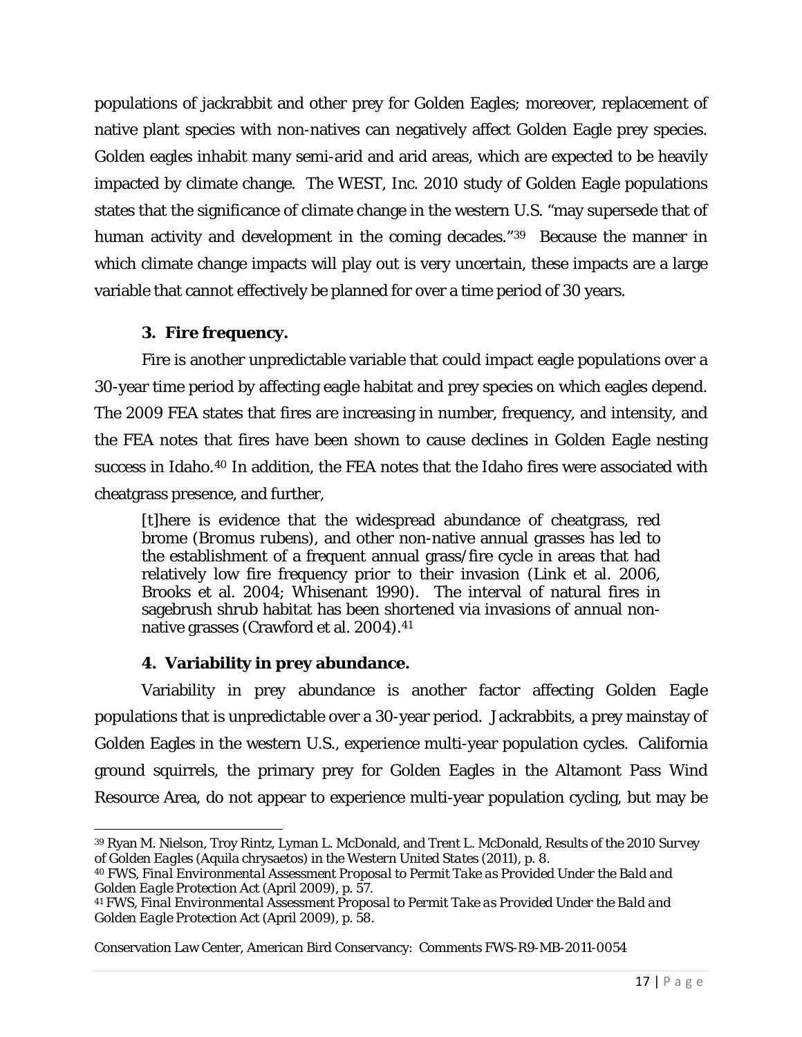populations of jackrabbit and other prey for Golden Eagles; moreover, replacement of native plant species with non-natives can negatively affect Golden Eagle prey species. Golden eagles inhabit many semi-arid and arid areas, which are expected to be heavily impacted by climate change. The WEST, Inc. 2010 study of Golden Eagle populations states that the significance of climate change in the western U.S. "may supersede that of human activity and development in the coming decades."[39] Because the manner in which climate change impacts will play out is very uncertain, these impacts are a large variable that cannot effectively be planned for over a time period of 30 years.

### 3. Fire frequency.

Fire is another unpredictable variable that could impact eagle populations over a 30-year time period by affecting eagle habitat and prey species on which eagles depend. The 2009 FEA states that fires are increasing in number, frequency, and intensity, and the FEA notes that fires have been shown to cause declines in Golden Eagle nesting success in Idaho.[40] In addition, the FEA notes that the Idaho fires were associated with cheatgrass presence, and further,

> [t]here is evidence that the widespread abundance of cheatgrass, red brome (*Bromus rubens*), and other non-native annual grasses has led to the establishment of a frequent annual grass/fire cycle in areas that had relatively low fire frequency prior to their invasion (Link et al. 2006, Brooks et al. 2004; Whisenant 1990). The interval of natural fires in sagebrush shrub habitat has been shortened via invasions of annual non-native grasses (Crawford et al. 2004).[41]

### 4. Variability in prey abundance.

Variability in prey abundance is another factor affecting Golden Eagle populations that is unpredictable over a 30-year period. Jackrabbits, a prey mainstay of Golden Eagles in the western U.S., experience multi-year population cycles. California ground squirrels, the primary prey for Golden Eagles in the Altamont Pass Wind Resource Area, do not appear to experience multi-year population cycling, but may be

---

[39] Ryan M. Nielson, Troy Rintz, Lyman L. McDonald, and Trent L. McDonald, *Results of the 2010 Survey of Golden Eagles (Aquila chrysaetos) in the Western United States* (2011), p. 8.

[40] FWS, *Final Environmental Assessment Proposal to Permit Take as Provided Under the Bald and Golden Eagle Protection Act* (April 2009), p. 57.

[41] FWS, *Final Environmental Assessment Proposal to Permit Take as Provided Under the Bald and Golden Eagle Protection Act* (April 2009), p. 58.

Conservation Law Center, American Bird Conservancy: Comments FWS-R9-MB-2011-0054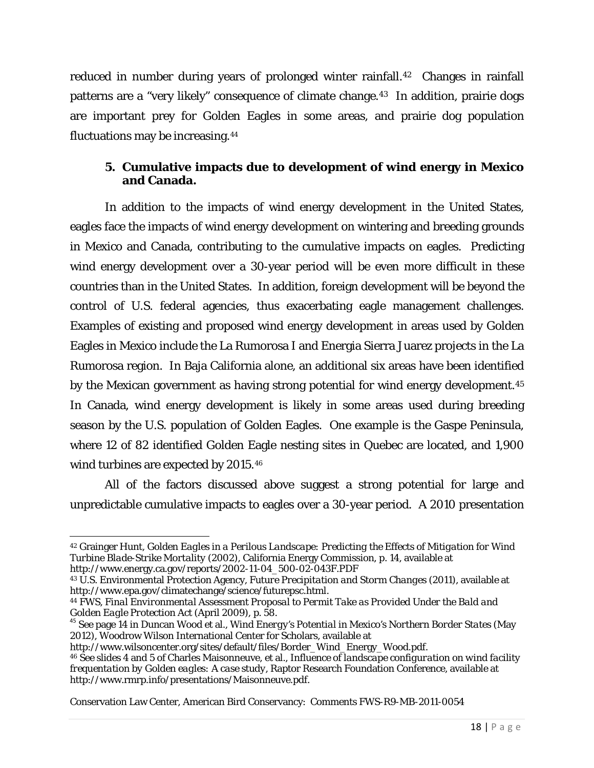reduced in number during years of prolonged winter rainfall.[42] Changes in rainfall patterns are a "very likely" consequence of climate change.[43] In addition, prairie dogs are important prey for Golden Eagles in some areas, and prairie dog population fluctuations may be increasing.[44]

### 5. Cumulative impacts due to development of wind energy in Mexico and Canada.

In addition to the impacts of wind energy development in the United States, eagles face the impacts of wind energy development on wintering and breeding grounds in Mexico and Canada, contributing to the cumulative impacts on eagles. Predicting wind energy development over a 30-year period will be even more difficult in these countries than in the United States. In addition, foreign development will be beyond the control of U.S. federal agencies, thus exacerbating eagle management challenges. Examples of existing and proposed wind energy development in areas used by Golden Eagles in Mexico include the La Rumorosa I and Energia Sierra Juarez projects in the La Rumorosa region. In Baja California alone, an additional six areas have been identified by the Mexican government as having strong potential for wind energy development.[45] In Canada, wind energy development is likely in some areas used during breeding season by the U.S. population of Golden Eagles. One example is the Gaspe Peninsula, where 12 of 82 identified Golden Eagle nesting sites in Quebec are located, and 1,900 wind turbines are expected by 2015.[46]

All of the factors discussed above suggest a strong potential for large and unpredictable cumulative impacts to eagles over a 30-year period. A 2010 presentation

---

[42] Grainger Hunt, *Golden Eagles in a Perilous Landscape: Predicting the Effects of Mitigation for Wind Turbine Blade-Strike Mortality* (2002), California Energy Commission, p. 14, available at http://www.energy.ca.gov/reports/2002-11-04_500-02-043F.PDF

[43] U.S. Environmental Protection Agency, *Future Precipitation and Storm Changes* (2011), available at http://www.epa.gov/climatechange/science/futurepsc.html.

[44] FWS, *Final Environmental Assessment Proposal to Permit Take as Provided Under the Bald and Golden Eagle Protection Act* (April 2009), p. 58.

[45] See page 14 in Duncan Wood et al., *Wind Energy's Potential in Mexico's Northern Border States* (May 2012), Woodrow Wilson International Center for Scholars, available at http://www.wilsoncenter.org/sites/default/files/Border_Wind_Energy_Wood.pdf.

[46] See slides 4 and 5 of Charles Maisonneuve, et al., *Influence of landscape configuration on wind facility frequentation by Golden eagles: A case study*, Raptor Research Foundation Conference, available at http://www.rmrp.info/presentations/Maisonneuve.pdf.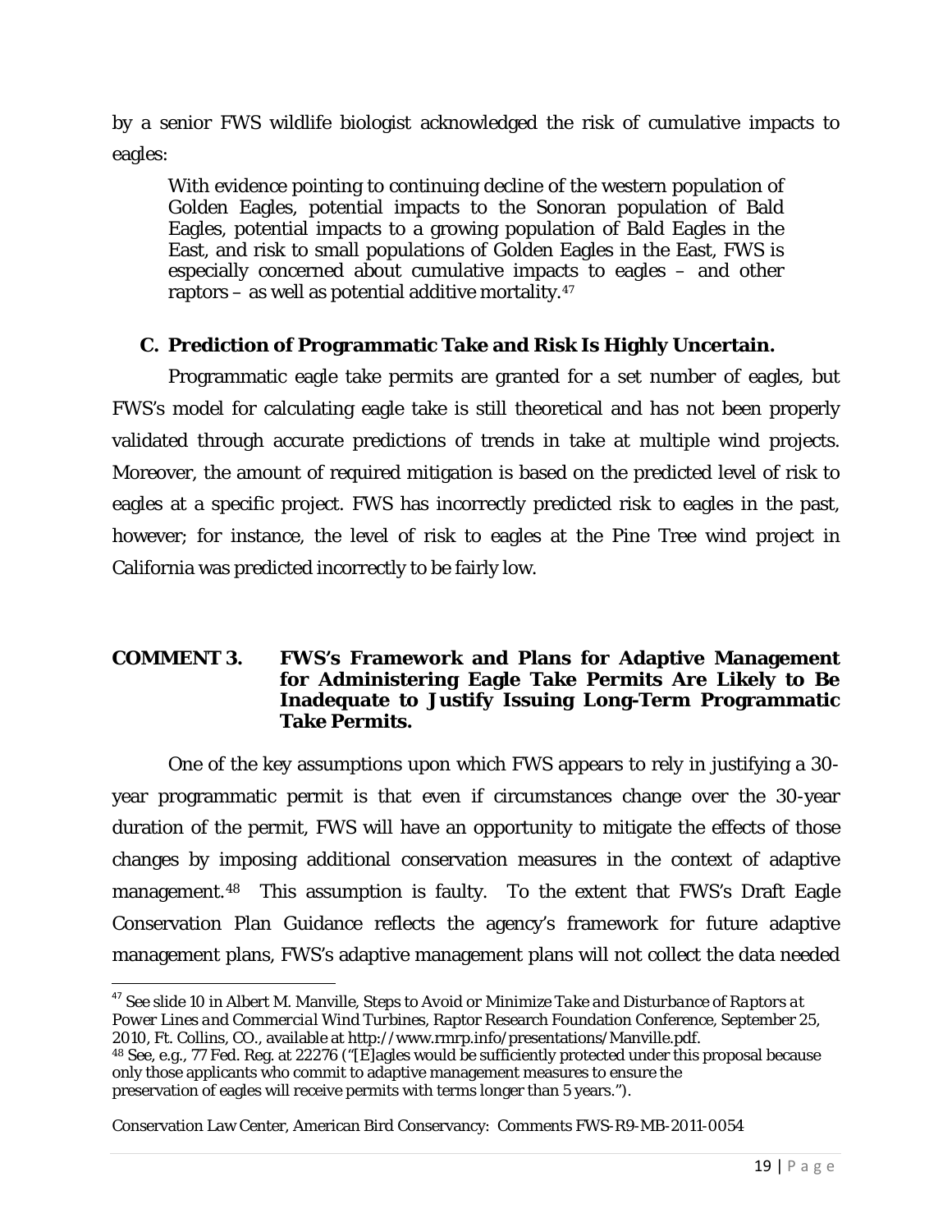by a senior FWS wildlife biologist acknowledged the risk of cumulative impacts to eagles:

> With evidence pointing to continuing decline of the western population of Golden Eagles, potential impacts to the Sonoran population of Bald Eagles, potential impacts to a growing population of Bald Eagles in the East, and risk to small populations of Golden Eagles in the East, FWS is especially concerned about cumulative impacts to eagles – and other raptors – as well as potential additive mortality.[47]

### C. Prediction of Programmatic Take and Risk Is Highly Uncertain.

Programmatic eagle take permits are granted for a set number of eagles, but FWS's model for calculating eagle take is still theoretical and has not been properly validated through accurate predictions of trends in take at multiple wind projects. Moreover, the amount of required mitigation is based on the predicted level of risk to eagles at a specific project. FWS has incorrectly predicted risk to eagles in the past, however; for instance, the level of risk to eagles at the Pine Tree wind project in California was predicted incorrectly to be fairly low.

## COMMENT 3. FWS's Framework and Plans for Adaptive Management for Administering Eagle Take Permits Are Likely to Be Inadequate to Justify Issuing Long-Term Programmatic Take Permits.

One of the key assumptions upon which FWS appears to rely in justifying a 30-year programmatic permit is that even if circumstances change over the 30-year duration of the permit, FWS will have an opportunity to mitigate the effects of those changes by imposing additional conservation measures in the context of adaptive management.[48] This assumption is faulty. To the extent that FWS's Draft Eagle Conservation Plan Guidance reflects the agency's framework for future adaptive management plans, FWS's adaptive management plans will not collect the data needed

---

[47] *See* slide 10 in Albert M. Manville, *Steps to Avoid or Minimize Take and Disturbance of Raptors at Power Lines and Commercial Wind Turbines*, Raptor Research Foundation Conference, September 25, 2010, Ft. Collins, CO., available at http://www.rmrp.info/presentations/Manville.pdf.

[48] *See, e.g.*, 77 Fed. Reg. at 22276 ("[E]agles would be sufficiently protected under this proposal because only those applicants who commit to adaptive management measures to ensure the preservation of eagles will receive permits with terms longer than 5 years.").

Conservation Law Center, American Bird Conservancy: Comments FWS-R9-MB-2011-0054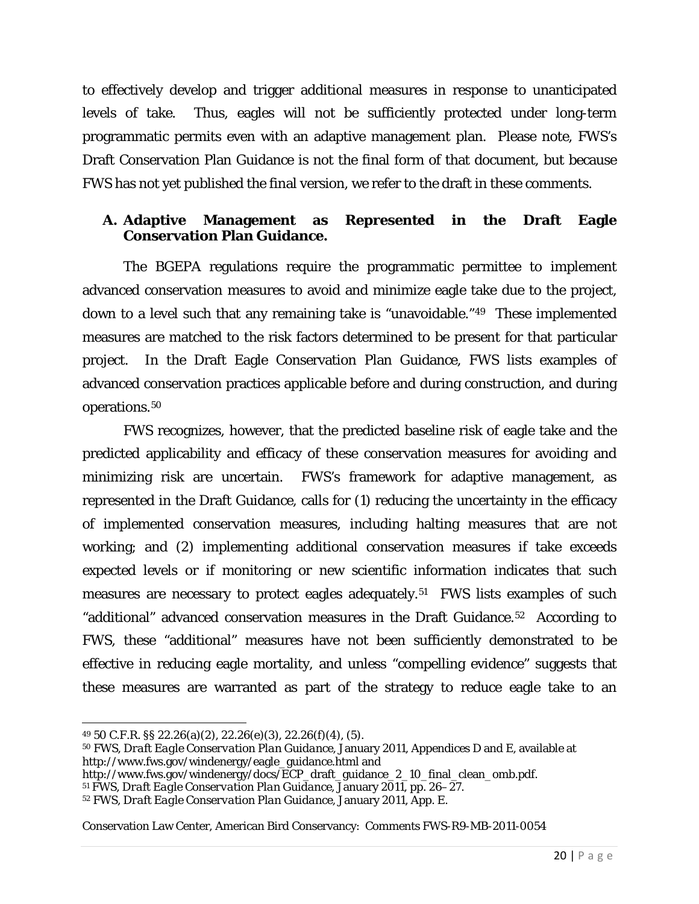to effectively develop and trigger additional measures in response to unanticipated levels of take. Thus, eagles will not be sufficiently protected under long-term programmatic permits even with an adaptive management plan. Please note, FWS's Draft Conservation Plan Guidance is not the final form of that document, but because FWS has not yet published the final version, we refer to the draft in these comments.

### A. Adaptive Management as Represented in the Draft Eagle Conservation Plan Guidance.

The BGEPA regulations require the programmatic permittee to implement advanced conservation measures to avoid and minimize eagle take due to the project, down to a level such that any remaining take is "unavoidable."[49] These implemented measures are matched to the risk factors determined to be present for that particular project. In the Draft Eagle Conservation Plan Guidance, FWS lists examples of advanced conservation practices applicable before and during construction, and during operations.[50]

FWS recognizes, however, that the predicted baseline risk of eagle take and the predicted applicability and efficacy of these conservation measures for avoiding and minimizing risk are uncertain. FWS's framework for adaptive management, as represented in the Draft Guidance, calls for (1) reducing the uncertainty in the efficacy of implemented conservation measures, including halting measures that are not working; and (2) implementing additional conservation measures if take exceeds expected levels or if monitoring or new scientific information indicates that such measures are necessary to protect eagles adequately.[51] FWS lists examples of such "additional" advanced conservation measures in the Draft Guidance.[52] According to FWS, these "additional" measures have not been sufficiently demonstrated to be effective in reducing eagle mortality, and unless "compelling evidence" suggests that these measures are warranted as part of the strategy to reduce eagle take to an

---

[49] 50 C.F.R. §§ 22.26(a)(2), 22.26(e)(3), 22.26(f)(4), (5).

[50] FWS, *Draft Eagle Conservation Plan Guidance*, January 2011, Appendices D and E, available at http://www.fws.gov/windenergy/eagle_guidance.html and http://www.fws.gov/windenergy/docs/ECP_draft_guidance_2_10_final_clean_omb.pdf.

[51] FWS, *Draft Eagle Conservation Plan Guidance*, January 2011, pp. 26–27.

[52] FWS, *Draft Eagle Conservation Plan Guidance*, January 2011, App. E.

Conservation Law Center, American Bird Conservancy: Comments FWS-R9-MB-2011-0054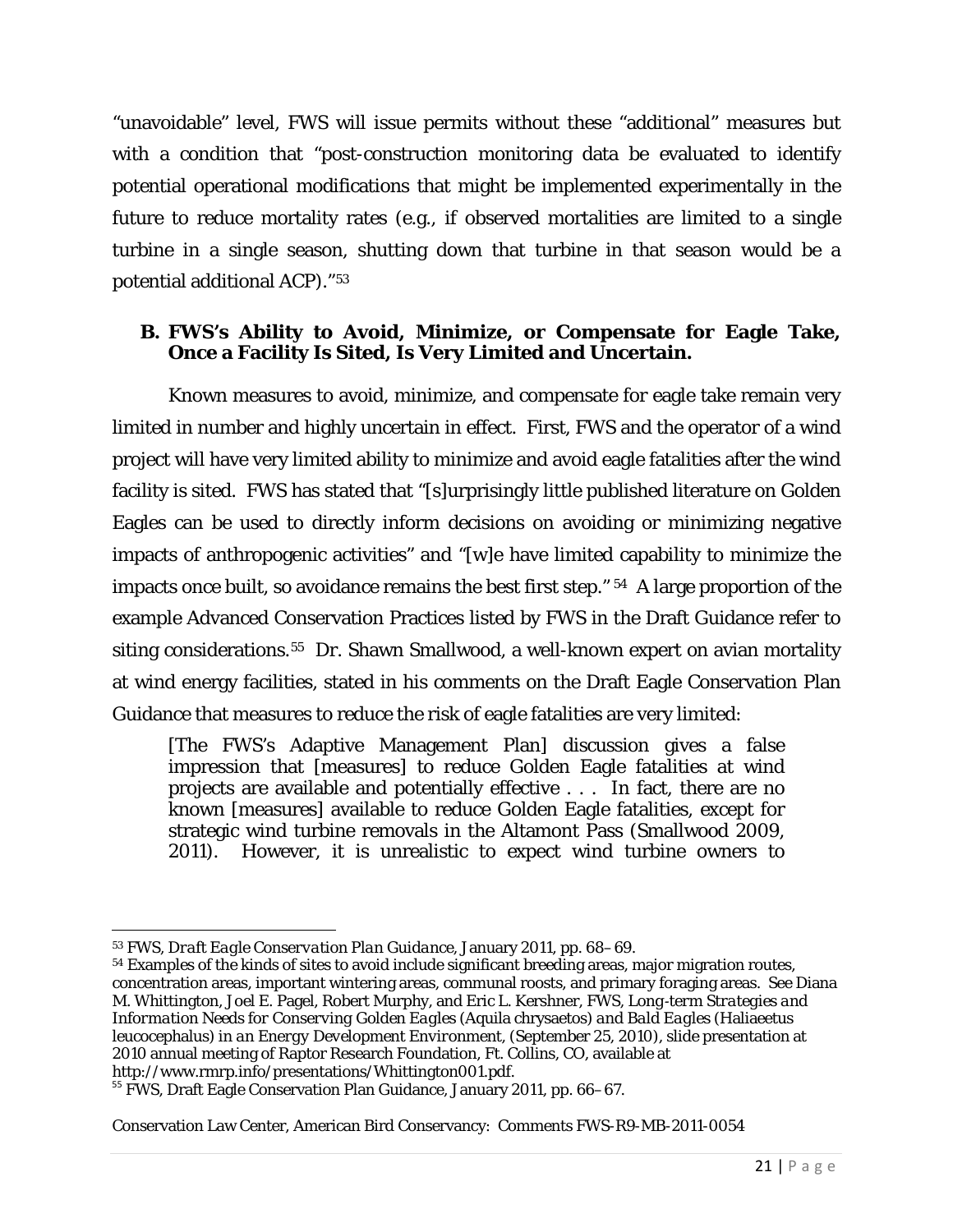"unavoidable" level, FWS will issue permits without these "additional" measures but with a condition that "post-construction monitoring data be evaluated to identify potential operational modifications that might be implemented experimentally in the future to reduce mortality rates (e.g., if observed mortalities are limited to a single turbine in a single season, shutting down that turbine in that season would be a potential additional ACP)."[53]

### B. FWS's Ability to Avoid, Minimize, or Compensate for Eagle Take, Once a Facility Is Sited, Is Very Limited and Uncertain.

Known measures to avoid, minimize, and compensate for eagle take remain very limited in number and highly uncertain in effect. First, FWS and the operator of a wind project will have very limited ability to minimize and avoid eagle fatalities after the wind facility is sited. FWS has stated that "[s]urprisingly little published literature on Golden Eagles can be used to directly inform decisions on avoiding or minimizing negative impacts of anthropogenic activities" and "[w]e have limited capability to minimize the impacts once built, so avoidance remains the best first step."[54] A large proportion of the example Advanced Conservation Practices listed by FWS in the Draft Guidance refer to siting considerations.[55] Dr. Shawn Smallwood, a well-known expert on avian mortality at wind energy facilities, stated in his comments on the Draft Eagle Conservation Plan Guidance that measures to reduce the risk of eagle fatalities are very limited:

> [The FWS's Adaptive Management Plan] discussion gives a false impression that [measures] to reduce Golden Eagle fatalities at wind projects are available and potentially effective . . . In fact, there are no known [measures] available to reduce Golden Eagle fatalities, except for strategic wind turbine removals in the Altamont Pass (Smallwood 2009, 2011). However, it is unrealistic to expect wind turbine owners to

---

[53] FWS, *Draft Eagle Conservation Plan Guidance*, January 2011, pp. 68–69.

[54] Examples of the kinds of sites to avoid include significant breeding areas, major migration routes, concentration areas, important wintering areas, communal roosts, and primary foraging areas. See Diana M. Whittington, Joel E. Pagel, Robert Murphy, and Eric L. Kershner, FWS, *Long-term Strategies and Information Needs for Conserving Golden Eagles (Aquila chrysaetos) and Bald Eagles (Haliaeetus leucocephalus) in an Energy Development Environment*, (September 25, 2010), slide presentation at 2010 annual meeting of Raptor Research Foundation, Ft. Collins, CO, available at http://www.rmrp.info/presentations/Whittington001.pdf.

[55] FWS, Draft Eagle Conservation Plan Guidance, January 2011, pp. 66–67.

Conservation Law Center, American Bird Conservancy: Comments FWS-R9-MB-2011-0054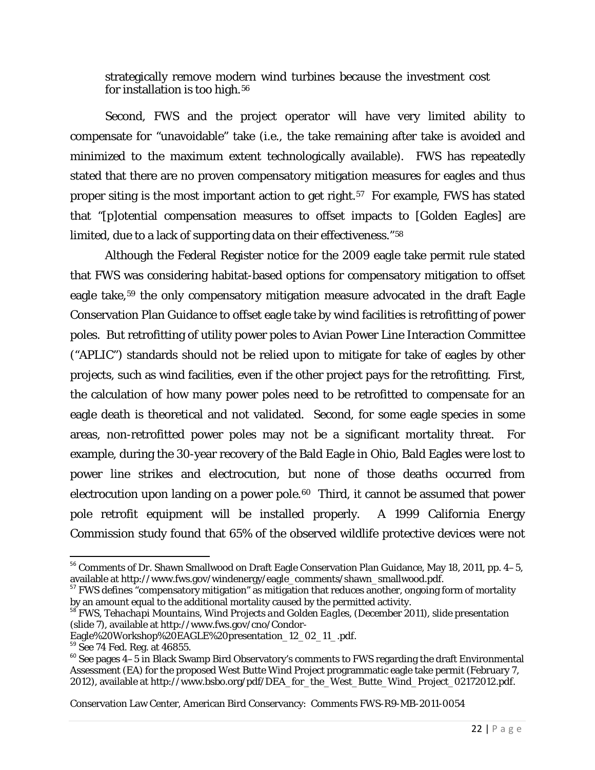strategically remove modern wind turbines because the investment cost for installation is too high.[56]

Second, FWS and the project operator will have very limited ability to compensate for "unavoidable" take (i.e., the take remaining after take is avoided and minimized to the maximum extent technologically available). FWS has repeatedly stated that there are no proven compensatory mitigation measures for eagles and thus proper siting is the most important action to get right.[57] For example, FWS has stated that "[p]otential compensation measures to offset impacts to [Golden Eagles] are limited, due to a lack of supporting data on their effectiveness."[58]

Although the Federal Register notice for the 2009 eagle take permit rule stated that FWS was considering habitat-based options for compensatory mitigation to offset eagle take,[59] the only compensatory mitigation measure advocated in the draft Eagle Conservation Plan Guidance to offset eagle take by wind facilities is retrofitting of power poles. But retrofitting of utility power poles to Avian Power Line Interaction Committee ("APLIC") standards should not be relied upon to mitigate for take of eagles by other projects, such as wind facilities, even if the other project pays for the retrofitting. First, the calculation of how many power poles need to be retrofitted to compensate for an eagle death is theoretical and not validated. Second, for some eagle species in some areas, non-retrofitted power poles may not be a significant mortality threat. For example, during the 30-year recovery of the Bald Eagle in Ohio, Bald Eagles were lost to power line strikes and electrocution, but none of those deaths occurred from electrocution upon landing on a power pole.[60] Third, it cannot be assumed that power pole retrofit equipment will be installed properly. A 1999 California Energy Commission study found that 65% of the observed wildlife protective devices were not

---

[56] Comments of Dr. Shawn Smallwood on Draft Eagle Conservation Plan Guidance, May 18, 2011, pp. 4–5, available at http://www.fws.gov/windenergy/eagle_comments/shawn_smallwood.pdf.

[57] FWS defines "compensatory mitigation" as mitigation that reduces another, ongoing form of mortality by an amount equal to the additional mortality caused by the permitted activity.

[58] FWS, *Tehachapi Mountains, Wind Projects and Golden Eagles*, (December 2011), slide presentation (slide 7), available at http://www.fws.gov/cno/Condor-Eagle%20Workshop%20EAGLE%20presentation_12_02_11_.pdf.

[59] See 74 Fed. Reg. at 46855.

[60] See pages 4–5 in Black Swamp Bird Observatory's comments to FWS regarding the draft Environmental Assessment (EA) for the proposed West Butte Wind Project programmatic eagle take permit (February 7, 2012), available at http://www.bsbo.org/pdf/DEA_for_the_West_Butte_Wind_Project_02172012.pdf.

Conservation Law Center, American Bird Conservancy: Comments FWS-R9-MB-2011-0054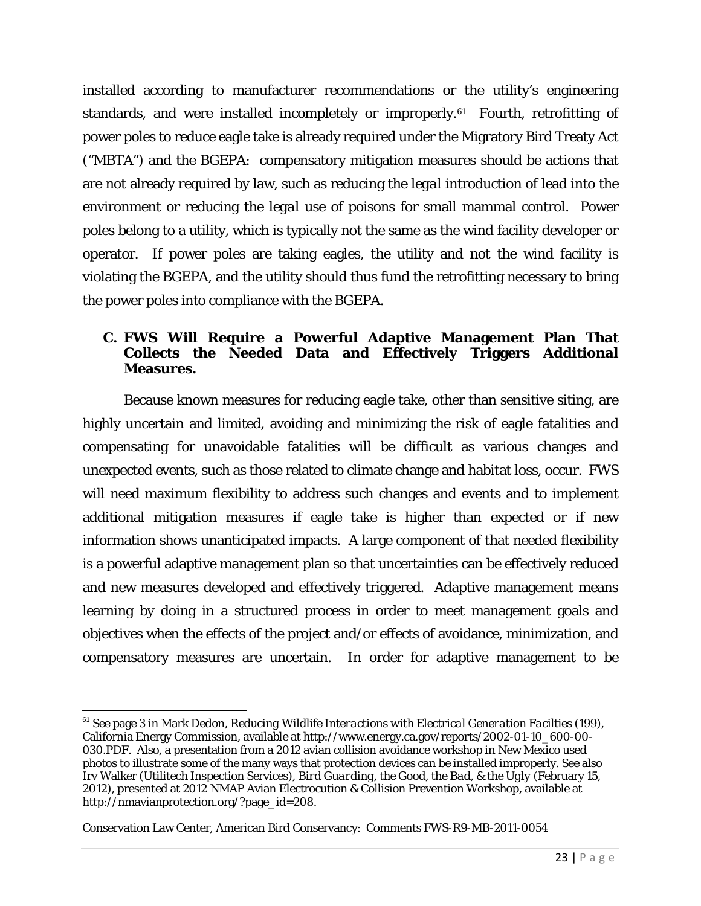installed according to manufacturer recommendations or the utility's engineering standards, and were installed incompletely or improperly.[61] Fourth, retrofitting of power poles to reduce eagle take is already required under the Migratory Bird Treaty Act ("MBTA") and the BGEPA: compensatory mitigation measures should be actions that are not already required by law, such as reducing the *legal* introduction of lead into the environment or reducing the *legal* use of poisons for small mammal control. Power poles belong to a utility, which is typically not the same as the wind facility developer or operator. If power poles are taking eagles, the utility and not the wind facility is violating the BGEPA, and the utility should thus fund the retrofitting necessary to bring the power poles into compliance with the BGEPA.

### C. FWS Will Require a Powerful Adaptive Management Plan That Collects the Needed Data and Effectively Triggers Additional Measures.

Because known measures for reducing eagle take, other than sensitive siting, are highly uncertain and limited, avoiding and minimizing the risk of eagle fatalities and compensating for unavoidable fatalities will be difficult as various changes and unexpected events, such as those related to climate change and habitat loss, occur. FWS will need maximum flexibility to address such changes and events and to implement additional mitigation measures if eagle take is higher than expected or if new information shows unanticipated impacts. A large component of that needed flexibility is a powerful adaptive management plan so that uncertainties can be effectively reduced and new measures developed and effectively triggered. Adaptive management means learning by doing in a structured process in order to meet management goals and objectives when the effects of the project and/or effects of avoidance, minimization, and compensatory measures are uncertain. In order for adaptive management to be

---

[61] See page 3 in Mark Dedon, *Reducing Wildlife Interactions with Electrical Generation Facilties* (199), California Energy Commission, available at http://www.energy.ca.gov/reports/2002-01-10_600-00-030.PDF. Also, a presentation from a 2012 avian collision avoidance workshop in New Mexico used photos to illustrate some of the many ways that protection devices can be installed improperly. See also Irv Walker (Utilitech Inspection Services), *Bird Guarding, the Good, the Bad, & the Ugly* (February 15, 2012), presented at 2012 NMAP Avian Electrocution & Collision Prevention Workshop, available at http://nmavianprotection.org/?page_id=208.

Conservation Law Center, American Bird Conservancy: Comments FWS-R9-MB-2011-0054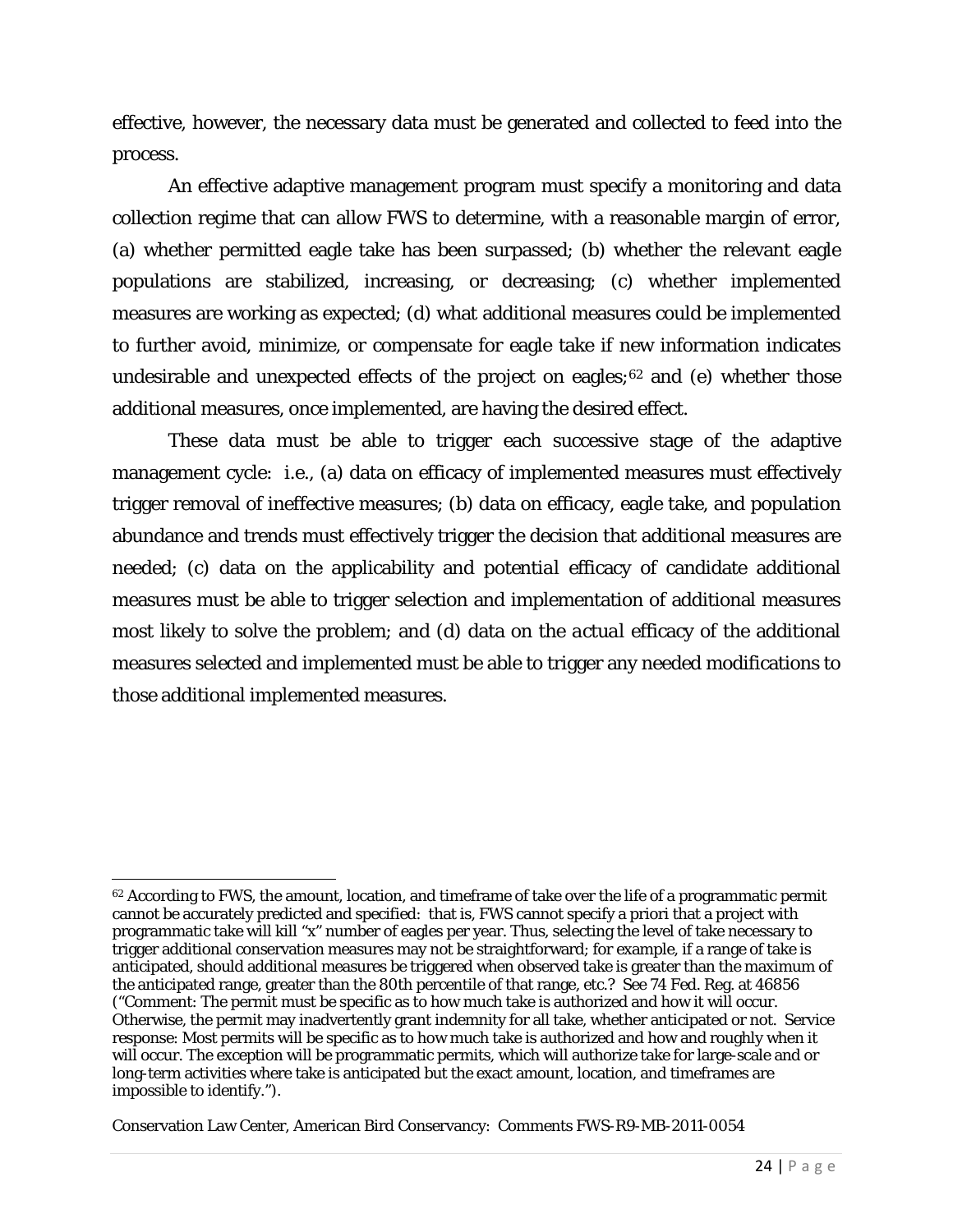effective, however, the necessary data must be generated and collected to feed into the process.

An effective adaptive management program must specify a monitoring and data collection regime that can allow FWS to determine, with a reasonable margin of error, (a) whether permitted eagle take has been surpassed; (b) whether the relevant eagle populations are stabilized, increasing, or decreasing; (c) whether implemented measures are working as expected; (d) what additional measures could be implemented to further avoid, minimize, or compensate for eagle take if new information indicates undesirable and unexpected effects of the project on eagles;[62] and (e) whether those additional measures, once implemented, are having the desired effect.

These data must be able to trigger each successive stage of the adaptive management cycle: i.e., (a) data on efficacy of implemented measures must effectively trigger removal of ineffective measures; (b) data on efficacy, eagle take, and population abundance and trends must effectively trigger the decision that additional measures are needed; (c) data on the applicability and potential efficacy of candidate additional measures must be able to trigger selection and implementation of additional measures most likely to solve the problem; and (d) data on the *actual* efficacy of the additional measures selected and implemented must be able to trigger any needed modifications to those additional implemented measures.

---

[62] According to FWS, the amount, location, and timeframe of take over the life of a programmatic permit cannot be accurately predicted and specified: that is, FWS cannot specify a priori that a project with programmatic take will kill "x" number of eagles per year. Thus, selecting the level of take necessary to trigger additional conservation measures may not be straightforward; for example, if a range of take is anticipated, should additional measures be triggered when observed take is greater than the maximum of the anticipated range, greater than the 80th percentile of that range, etc.? See 74 Fed. Reg. at 46856 ("Comment: The permit must be specific as to how much take is authorized and how it will occur. Otherwise, the permit may inadvertently grant indemnity for all take, whether anticipated or not. Service response: Most permits will be specific as to how much take is authorized and how and roughly when it will occur. The exception will be programmatic permits, which will authorize take for large-scale and or long-term activities where take is anticipated but the exact amount, location, and timeframes are impossible to identify.").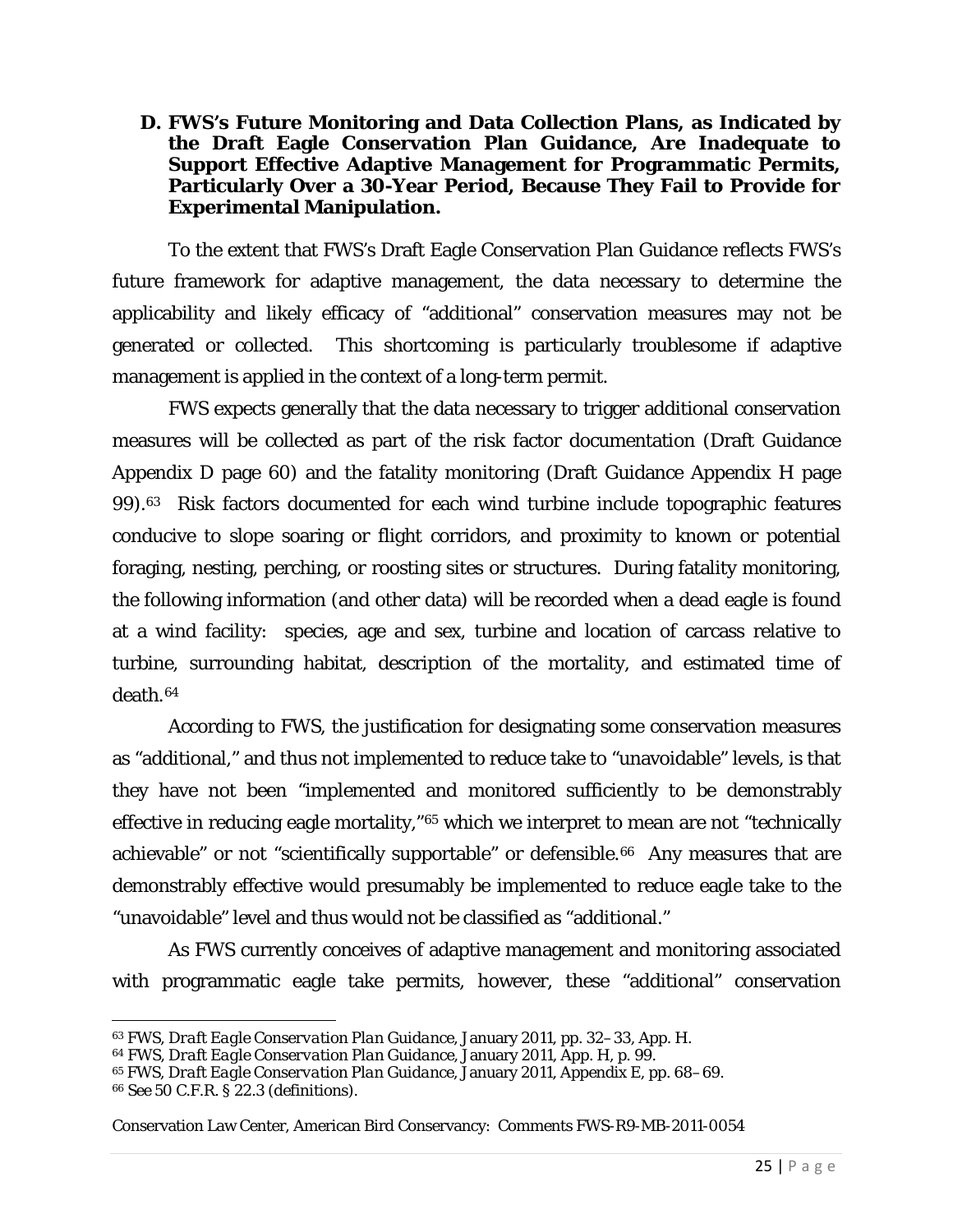**D. FWS's Future Monitoring and Data Collection Plans, as Indicated by the Draft Eagle Conservation Plan Guidance, Are Inadequate to Support Effective Adaptive Management for Programmatic Permits, Particularly Over a 30-Year Period, Because They Fail to Provide for Experimental Manipulation.**

To the extent that FWS's Draft Eagle Conservation Plan Guidance reflects FWS's future framework for adaptive management, the data necessary to determine the applicability and likely efficacy of "additional" conservation measures may not be generated or collected. This shortcoming is particularly troublesome if adaptive management is applied in the context of a long-term permit.

FWS expects generally that the data necessary to trigger additional conservation measures will be collected as part of the risk factor documentation (Draft Guidance Appendix D page 60) and the fatality monitoring (Draft Guidance Appendix H page 99).[63] Risk factors documented for each wind turbine include topographic features conducive to slope soaring or flight corridors, and proximity to known or potential foraging, nesting, perching, or roosting sites or structures. During fatality monitoring, the following information (and other data) will be recorded when a dead eagle is found at a wind facility: species, age and sex, turbine and location of carcass relative to turbine, surrounding habitat, description of the mortality, and estimated time of death.[64]

According to FWS, the justification for designating some conservation measures as "additional," and thus not implemented to reduce take to "unavoidable" levels, is that they have not been "implemented and monitored sufficiently to be demonstrably effective in reducing eagle mortality,"[65] which we interpret to mean are not "technically achievable" or not "scientifically supportable" or defensible.[66] Any measures that are demonstrably effective would presumably be implemented to reduce eagle take to the "unavoidable" level and thus would not be classified as "additional."

As FWS currently conceives of adaptive management and monitoring associated with programmatic eagle take permits, however, these "additional" conservation

---

[63] FWS, *Draft Eagle Conservation Plan Guidance*, January 2011, pp. 32–33, App. H.

[64] FWS, *Draft Eagle Conservation Plan Guidance*, January 2011, App. H, p. 99.

[65] FWS, *Draft Eagle Conservation Plan Guidance*, January 2011, Appendix E, pp. 68–69.

[66] See 50 C.F.R. § 22.3 (definitions).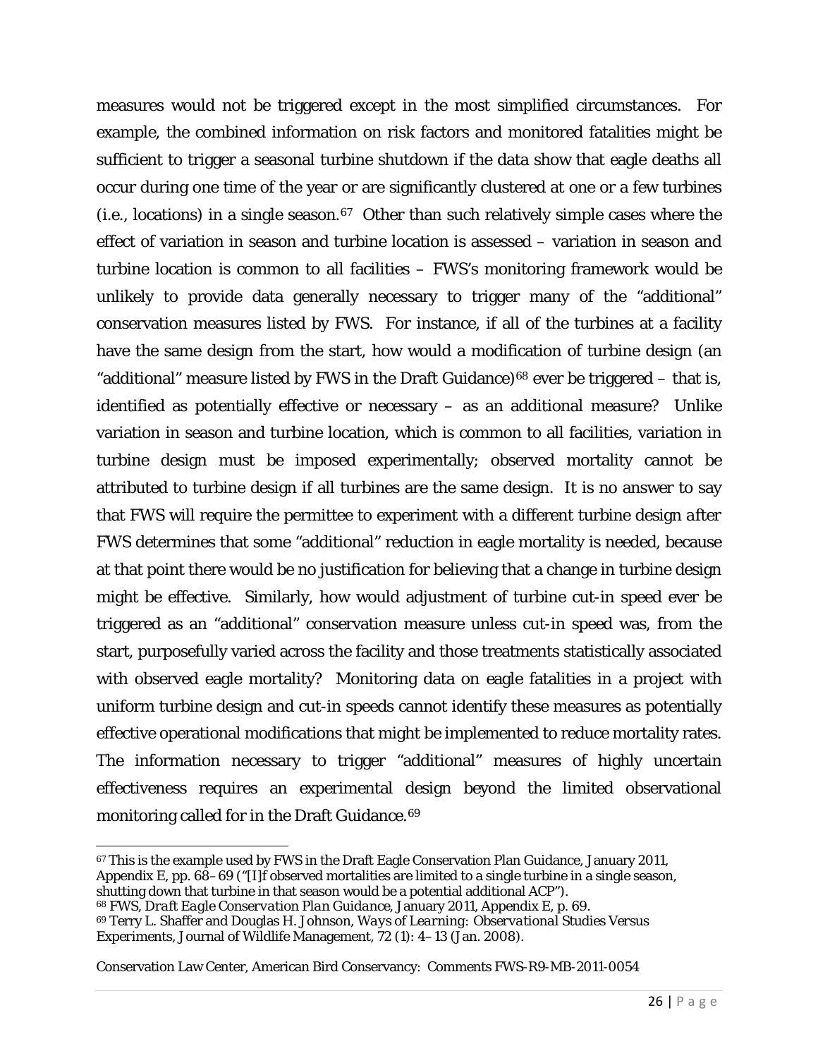measures would not be triggered except in the most simplified circumstances. For example, the combined information on risk factors and monitored fatalities might be sufficient to trigger a seasonal turbine shutdown if the data show that eagle deaths all occur during one time of the year or are significantly clustered at one or a few turbines (i.e., locations) in a single season.[67] Other than such relatively simple cases where the effect of variation in season and turbine location is assessed – variation in season and turbine location is common to all facilities – FWS's monitoring framework would be unlikely to provide data generally necessary to trigger many of the "additional" conservation measures listed by FWS. For instance, if all of the turbines at a facility have the same design from the start, how would a modification of turbine design (an "additional" measure listed by FWS in the Draft Guidance)[68] ever be triggered – that is, identified as potentially effective or necessary – as an additional measure? Unlike variation in season and turbine location, which is common to all facilities, variation in turbine design must be imposed experimentally; observed mortality cannot be attributed to turbine design if all turbines are the same design. It is no answer to say that FWS will require the permittee to experiment with a different turbine design *after* FWS determines that some "additional" reduction in eagle mortality is needed, because at that point there would be no justification for believing that a change in turbine design might be effective. Similarly, how would adjustment of turbine cut-in speed ever be triggered as an "additional" conservation measure unless cut-in speed was, from the start, purposefully varied across the facility and those treatments statistically associated with observed eagle mortality? Monitoring data on eagle fatalities in a project with uniform turbine design and cut-in speeds cannot identify these measures as potentially effective operational modifications that might be implemented to reduce mortality rates. The information necessary to trigger "additional" measures of highly uncertain effectiveness requires an experimental design beyond the limited observational monitoring called for in the Draft Guidance.[69]

---

[67] This is the example used by FWS in the Draft Eagle Conservation Plan Guidance, January 2011, Appendix E, pp. 68–69 ("[I]f observed mortalities are limited to a single turbine in a single season, shutting down that turbine in that season would be a potential additional ACP").

[68] FWS, *Draft Eagle Conservation Plan Guidance*, January 2011, Appendix E, p. 69.

[69] Terry L. Shaffer and Douglas H. Johnson, *Ways of Learning: Observational Studies Versus Experiments*, Journal of Wildlife Management, 72 (1): 4–13 (Jan. 2008).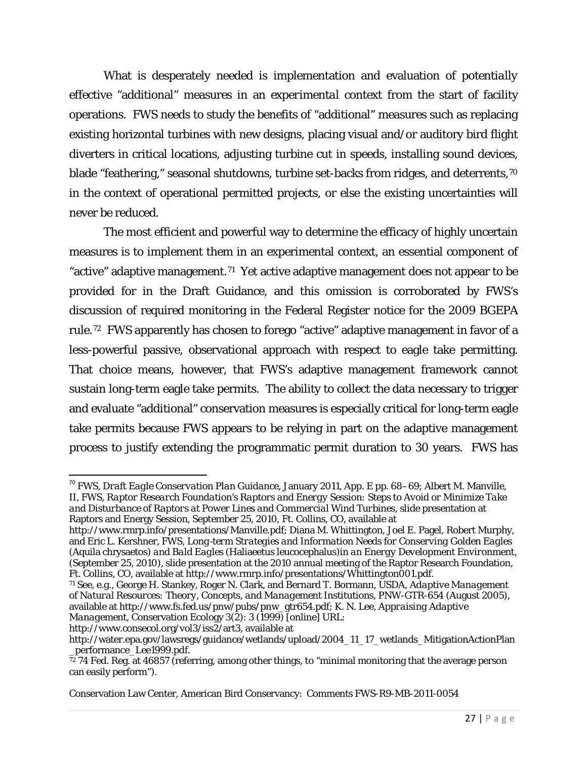What is desperately needed is implementation and evaluation of potentially effective "additional" measures in an experimental context from the start of facility operations. FWS needs to study the benefits of "additional" measures such as replacing existing horizontal turbines with new designs, placing visual and/or auditory bird flight diverters in critical locations, adjusting turbine cut in speeds, installing sound devices, blade "feathering," seasonal shutdowns, turbine set-backs from ridges, and deterrents,[70] in the context of operational permitted projects, or else the existing uncertainties will never be reduced.

The most efficient and powerful way to determine the efficacy of highly uncertain measures is to implement them in an experimental context, an essential component of "active" adaptive management.[71] Yet active adaptive management does not appear to be provided for in the Draft Guidance, and this omission is corroborated by FWS's discussion of required monitoring in the Federal Register notice for the 2009 BGEPA rule.[72] FWS apparently has chosen to forego "active" adaptive management in favor of a less-powerful passive, observational approach with respect to eagle take permitting. That choice means, however, that FWS's adaptive management framework cannot sustain long-term eagle take permits. The ability to collect the data necessary to trigger and evaluate "additional" conservation measures is especially critical for long-term eagle take permits because FWS appears to be relying in part on the adaptive management process to justify extending the programmatic permit duration to 30 years. FWS has

---

[70] FWS, *Draft Eagle Conservation Plan Guidance*, January 2011, App. E pp. 68–69; Albert M. Manville, II, FWS, *Raptor Research Foundation's Raptors and Energy Session: Steps to Avoid or Minimize Take and Disturbance of Raptors at Power Lines and Commercial Wind Turbines*, slide presentation at Raptors and Energy Session, September 25, 2010, Ft. Collins, CO, available at http://www.rmrp.info/presentations/Manville.pdf; Diana M. Whittington, Joel E. Pagel, Robert Murphy, and Eric L. Kershner, FWS, *Long-term Strategies and Information Needs for Conserving Golden Eagles (Aquila chrysaetos) and Bald Eagles (Haliaeetus leucocephalus)in an Energy Development Environment*, (September 25, 2010), slide presentation at the 2010 annual meeting of the Raptor Research Foundation, Ft. Collins, CO, available at http://www.rmrp.info/presentations/Whittington001.pdf.

[71] See, e.g., George H. Stankey, Roger N. Clark, and Bernard T. Bormann, USDA, *Adaptive Management of Natural Resources: Theory, Concepts, and Management Institutions*, PNW-GTR-654 (August 2005), available at http://www.fs.fed.us/pnw/pubs/pnw_gtr654.pdf; K. N. Lee, *Appraising Adaptive Management*, Conservation Ecology 3(2): 3 (1999) [online] URL: http://www.consecol.org/vol3/iss2/art3, available at http://water.epa.gov/lawsregs/guidance/wetlands/upload/2004_11_17_wetlands_MitigationActionPlan_performance_Lee1999.pdf.

[72] 74 Fed. Reg. at 46857 (referring, among other things, to "minimal monitoring that the average person can easily perform").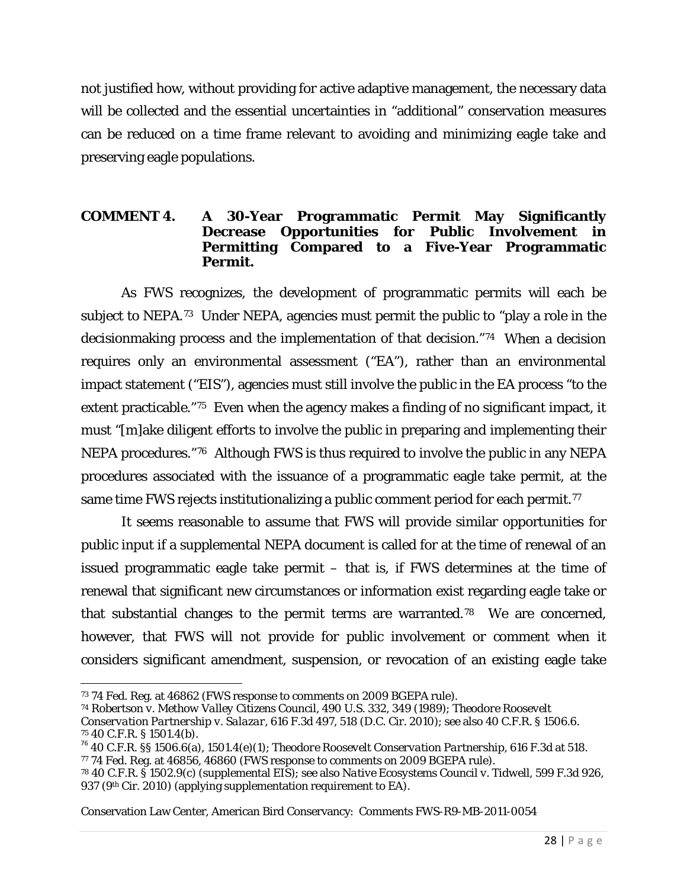not justified how, without providing for active adaptive management, the necessary data will be collected and the essential uncertainties in "additional" conservation measures can be reduced on a time frame relevant to avoiding and minimizing eagle take and preserving eagle populations.

### COMMENT 4. A 30-Year Programmatic Permit May Significantly Decrease Opportunities for Public Involvement in Permitting Compared to a Five-Year Programmatic Permit.

As FWS recognizes, the development of programmatic permits will each be subject to NEPA.[73] Under NEPA, agencies must permit the public to "play a role in the decisionmaking process and the implementation of that decision."[74] When a decision requires only an environmental assessment ("EA"), rather than an environmental impact statement ("EIS"), agencies must still involve the public in the EA process "to the extent practicable."[75] Even when the agency makes a finding of no significant impact, it must "[m]ake diligent efforts to involve the public in preparing and implementing their NEPA procedures."[76] Although FWS is thus required to involve the public in any NEPA procedures associated with the issuance of a programmatic eagle take permit, at the same time FWS rejects institutionalizing a public comment period for each permit.[77]

It seems reasonable to assume that FWS will provide similar opportunities for public input if a supplemental NEPA document is called for at the time of renewal of an issued programmatic eagle take permit – that is, if FWS determines at the time of renewal that significant new circumstances or information exist regarding eagle take or that substantial changes to the permit terms are warranted.[78] We are concerned, however, that FWS will not provide for public involvement or comment when it considers significant amendment, suspension, or revocation of an existing eagle take

---

[73] 74 Fed. Reg. at 46862 (FWS response to comments on 2009 BGEPA rule).

[74] *Robertson v. Methow Valley Citizens Council*, 490 U.S. 332, 349 (1989); *Theodore Roosevelt Conservation Partnership v. Salazar*, 616 F.3d 497, 518 (D.C. Cir. 2010); *see also* 40 C.F.R. § 1506.6.

[75] 40 C.F.R. § 1501.4(b).

[76] 40 C.F.R. §§ 1506.6(a), 1501.4(e)(1); *Theodore Roosevelt Conservation Partnership*, 616 F.3d at 518.

[77] 74 Fed. Reg. at 46856, 46860 (FWS response to comments on 2009 BGEPA rule).

[78] 40 C.F.R. § 1502.9(c) (supplemental EIS); *see also Native Ecosystems Council v. Tidwell*, 599 F.3d 926, 937 (9th Cir. 2010) (applying supplementation requirement to EA).

Conservation Law Center, American Bird Conservancy: Comments FWS-R9-MB-2011-0054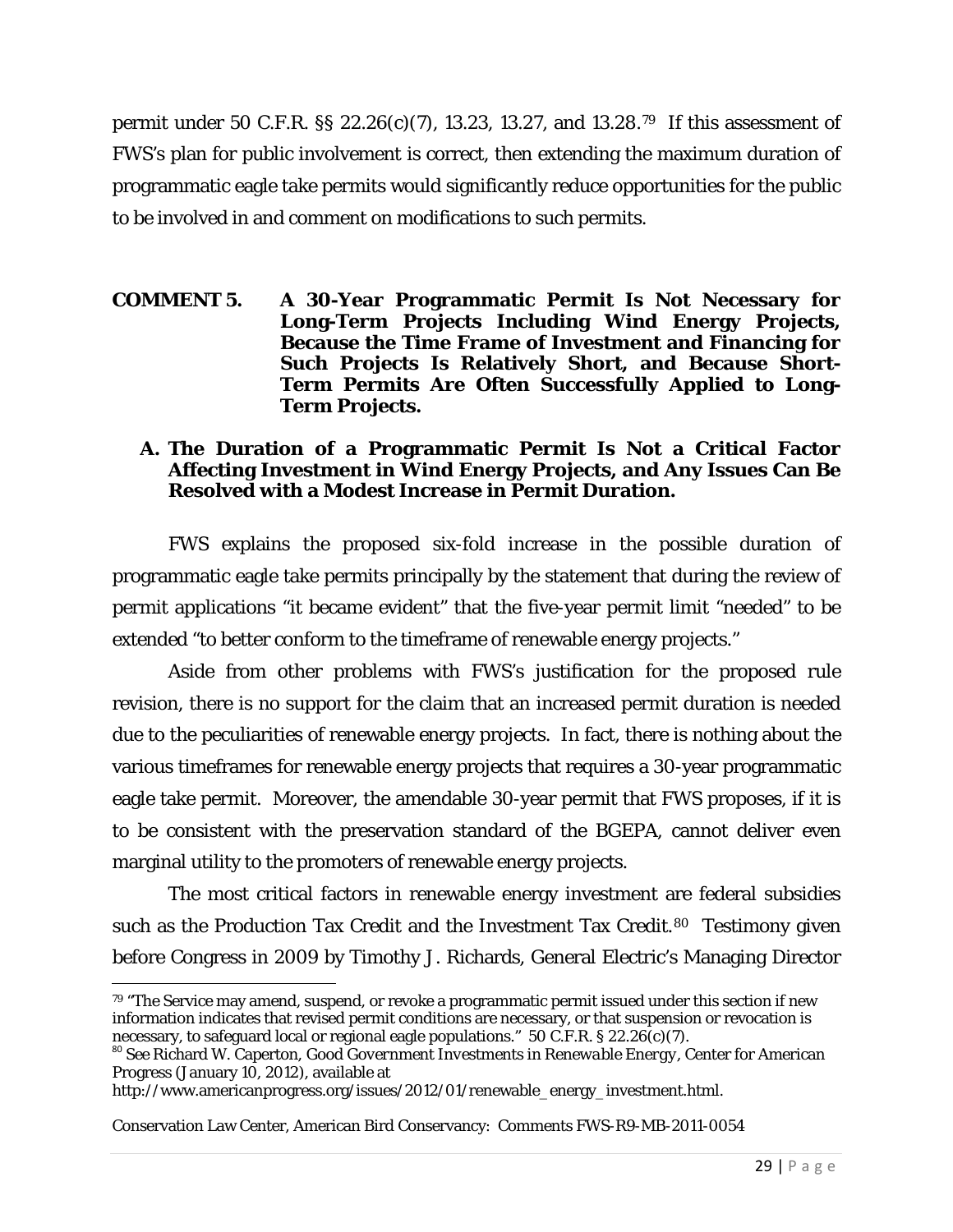permit under 50 C.F.R. §§ 22.26(c)(7), 13.23, 13.27, and 13.28.[79] If this assessment of FWS's plan for public involvement is correct, then extending the maximum duration of programmatic eagle take permits would significantly reduce opportunities for the public to be involved in and comment on modifications to such permits.

## COMMENT 5. A 30-Year Programmatic Permit Is Not Necessary for Long-Term Projects Including Wind Energy Projects, Because the Time Frame of Investment and Financing for Such Projects Is Relatively Short, and Because Short-Term Permits Are Often Successfully Applied to Long-Term Projects.

### A. The Duration of a Programmatic Permit Is Not a Critical Factor Affecting Investment in Wind Energy Projects, and Any Issues Can Be Resolved with a Modest Increase in Permit Duration.

FWS explains the proposed six-fold increase in the possible duration of programmatic eagle take permits principally by the statement that during the review of permit applications "it became evident" that the five-year permit limit "needed" to be extended "to better conform to the timeframe of renewable energy projects."

Aside from other problems with FWS's justification for the proposed rule revision, there is no support for the claim that an increased permit duration is needed due to the peculiarities of renewable energy projects. In fact, there is nothing about the various timeframes for renewable energy projects that requires a 30-year programmatic eagle take permit. Moreover, the amendable 30-year permit that FWS proposes, if it is to be consistent with the preservation standard of the BGEPA, cannot deliver even marginal utility to the promoters of renewable energy projects.

The most critical factors in renewable energy investment are federal subsidies such as the Production Tax Credit and the Investment Tax Credit.[80] Testimony given before Congress in 2009 by Timothy J. Richards, General Electric's Managing Director

---

[79] "The Service may amend, suspend, or revoke a programmatic permit issued under this section if new information indicates that revised permit conditions are necessary, or that suspension or revocation is necessary, to safeguard local or regional eagle populations." 50 C.F.R. § 22.26(c)(7).

[80] See Richard W. Caperton, *Good Government Investments in Renewable Energy*, Center for American Progress (January 10, 2012), available at http://www.americanprogress.org/issues/2012/01/renewable_energy_investment.html.

Conservation Law Center, American Bird Conservancy: Comments FWS-R9-MB-2011-0054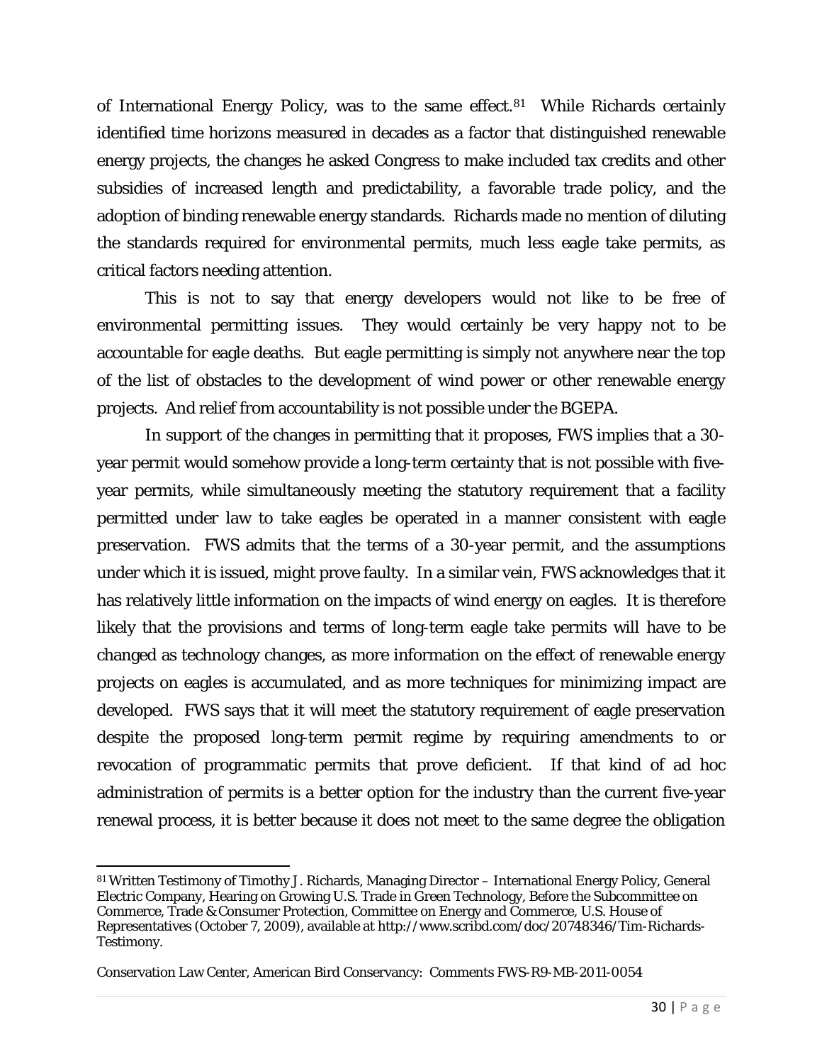of International Energy Policy, was to the same effect.[81] While Richards certainly identified time horizons measured in decades as a factor that distinguished renewable energy projects, the changes he asked Congress to make included tax credits and other subsidies of increased length and predictability, a favorable trade policy, and the adoption of binding renewable energy standards. Richards made no mention of diluting the standards required for environmental permits, much less eagle take permits, as critical factors needing attention.

This is not to say that energy developers would not like to be free of environmental permitting issues. They would certainly be very happy not to be accountable for eagle deaths. But eagle permitting is simply not anywhere near the top of the list of obstacles to the development of wind power or other renewable energy projects. And relief from accountability is not possible under the BGEPA.

In support of the changes in permitting that it proposes, FWS implies that a 30-year permit would somehow provide a long-term certainty that is not possible with five-year permits, while simultaneously meeting the statutory requirement that a facility permitted under law to take eagles be operated in a manner consistent with eagle preservation. FWS admits that the terms of a 30-year permit, and the assumptions under which it is issued, might prove faulty. In a similar vein, FWS acknowledges that it has relatively little information on the impacts of wind energy on eagles. It is therefore likely that the provisions and terms of long-term eagle take permits will have to be changed as technology changes, as more information on the effect of renewable energy projects on eagles is accumulated, and as more techniques for minimizing impact are developed. FWS says that it will meet the statutory requirement of eagle preservation despite the proposed long-term permit regime by requiring amendments to or revocation of programmatic permits that prove deficient. If that kind of ad hoc administration of permits is a better option for the industry than the current five-year renewal process, it is better because it does not meet to the same degree the obligation

---

[81] Written Testimony of Timothy J. Richards, Managing Director – International Energy Policy, General Electric Company, Hearing on Growing U.S. Trade in Green Technology, Before the Subcommittee on Commerce, Trade & Consumer Protection, Committee on Energy and Commerce, U.S. House of Representatives (October 7, 2009), available at http://www.scribd.com/doc/20748346/Tim-Richards-Testimony.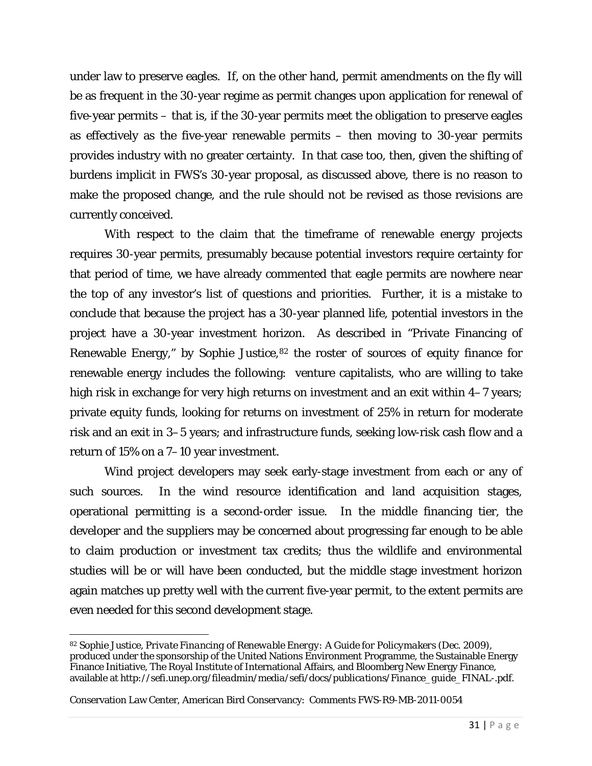under law to preserve eagles. If, on the other hand, permit amendments on the fly will be as frequent in the 30-year regime as permit changes upon application for renewal of five-year permits – that is, if the 30-year permits meet the obligation to preserve eagles as effectively as the five-year renewable permits – then moving to 30-year permits provides industry with no greater certainty. In that case too, then, given the shifting of burdens implicit in FWS's 30-year proposal, as discussed above, there is no reason to make the proposed change, and the rule should not be revised as those revisions are currently conceived.

With respect to the claim that the timeframe of renewable energy projects requires 30-year permits, presumably because potential investors require certainty for that period of time, we have already commented that eagle permits are nowhere near the top of any investor's list of questions and priorities. Further, it is a mistake to conclude that because the project has a 30-year planned life, potential investors in the project have a 30-year investment horizon. As described in "Private Financing of Renewable Energy," by Sophie Justice,[82] the roster of sources of equity finance for renewable energy includes the following: venture capitalists, who are willing to take high risk in exchange for very high returns on investment and an exit within 4–7 years; private equity funds, looking for returns on investment of 25% in return for moderate risk and an exit in 3–5 years; and infrastructure funds, seeking low-risk cash flow and a return of 15% on a 7–10 year investment.

Wind project developers may seek early-stage investment from each or any of such sources. In the wind resource identification and land acquisition stages, operational permitting is a second-order issue. In the middle financing tier, the developer and the suppliers may be concerned about progressing far enough to be able to claim production or investment tax credits; thus the wildlife and environmental studies will be or will have been conducted, but the middle stage investment horizon again matches up pretty well with the current five-year permit, to the extent permits are even needed for this second development stage.

---

[82] Sophie Justice, *Private Financing of Renewable Energy: A Guide for Policymakers* (Dec. 2009), produced under the sponsorship of the United Nations Environment Programme, the Sustainable Energy Finance Initiative, The Royal Institute of International Affairs, and Bloomberg New Energy Finance, available at http://sefi.unep.org/fileadmin/media/sefi/docs/publications/Finance_guide_FINAL-.pdf.

Conservation Law Center, American Bird Conservancy: Comments FWS-R9-MB-2011-0054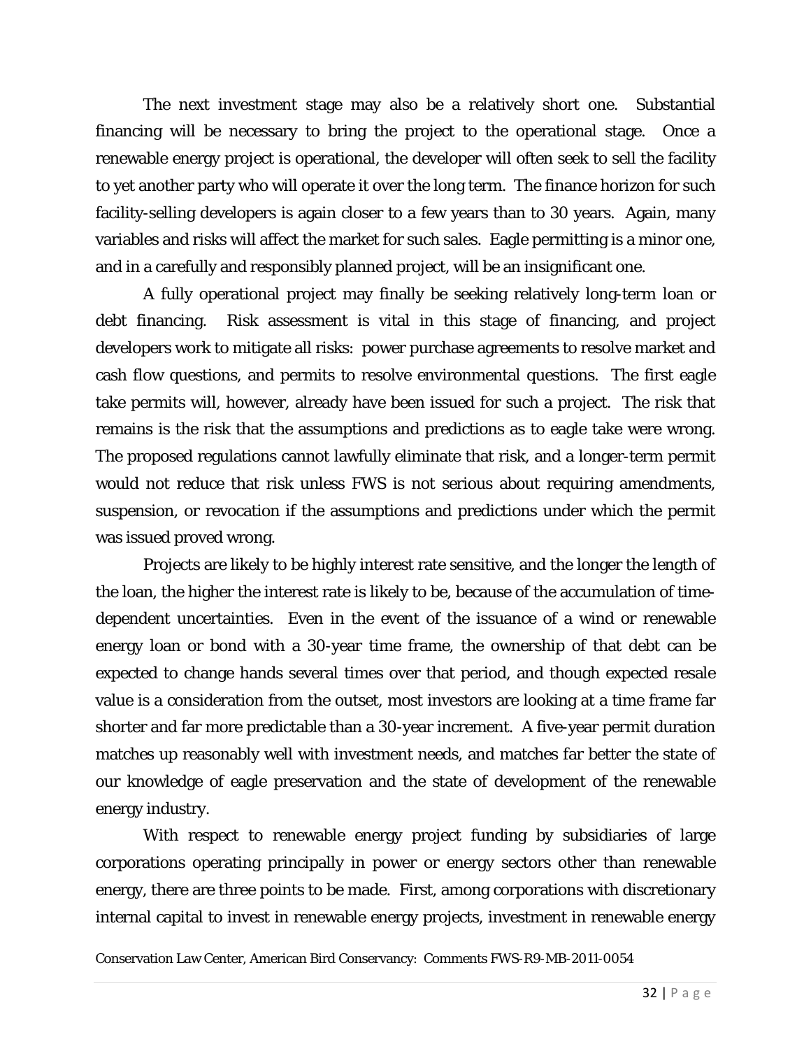The next investment stage may also be a relatively short one. Substantial financing will be necessary to bring the project to the operational stage. Once a renewable energy project is operational, the developer will often seek to sell the facility to yet another party who will operate it over the long term. The finance horizon for such facility-selling developers is again closer to a few years than to 30 years. Again, many variables and risks will affect the market for such sales. Eagle permitting is a minor one, and in a carefully and responsibly planned project, will be an insignificant one.

A fully operational project may finally be seeking relatively long-term loan or debt financing. Risk assessment is vital in this stage of financing, and project developers work to mitigate all risks: power purchase agreements to resolve market and cash flow questions, and permits to resolve environmental questions. The first eagle take permits will, however, already have been issued for such a project. The risk that remains is the risk that the assumptions and predictions as to eagle take were wrong. The proposed regulations cannot lawfully eliminate that risk, and a longer-term permit would not reduce that risk unless FWS is not serious about requiring amendments, suspension, or revocation if the assumptions and predictions under which the permit was issued proved wrong.

Projects are likely to be highly interest rate sensitive, and the longer the length of the loan, the higher the interest rate is likely to be, because of the accumulation of time-dependent uncertainties. Even in the event of the issuance of a wind or renewable energy loan or bond with a 30-year time frame, the ownership of that debt can be expected to change hands several times over that period, and though expected resale value is a consideration from the outset, most investors are looking at a time frame far shorter and far more predictable than a 30-year increment. A five-year permit duration matches up reasonably well with investment needs, and matches far better the state of our knowledge of eagle preservation and the state of development of the renewable energy industry.

With respect to renewable energy project funding by subsidiaries of large corporations operating principally in power or energy sectors other than renewable energy, there are three points to be made. First, among corporations with discretionary internal capital to invest in renewable energy projects, investment in renewable energy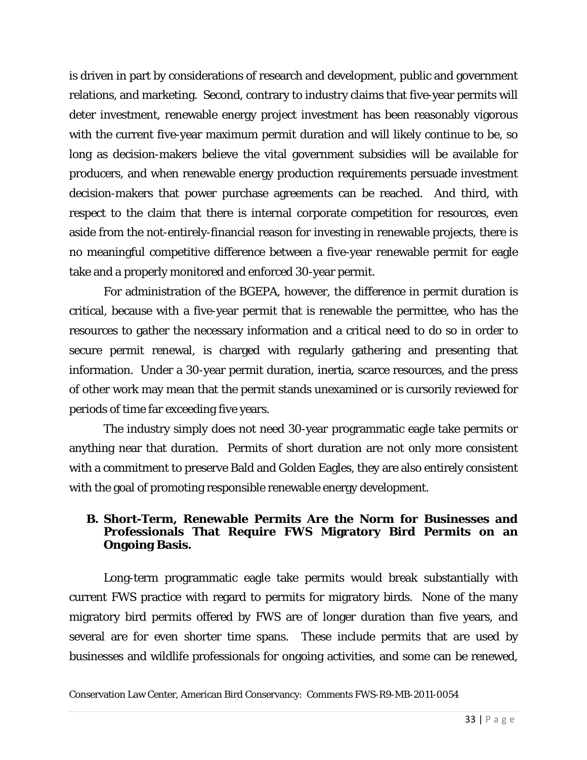is driven in part by considerations of research and development, public and government relations, and marketing. Second, contrary to industry claims that five-year permits will deter investment, renewable energy project investment has been reasonably vigorous with the current five-year maximum permit duration and will likely continue to be, so long as decision-makers believe the vital government subsidies will be available for producers, and when renewable energy production requirements persuade investment decision-makers that power purchase agreements can be reached. And third, with respect to the claim that there is internal corporate competition for resources, even aside from the not-entirely-financial reason for investing in renewable projects, there is no meaningful competitive difference between a five-year renewable permit for eagle take and a properly monitored and enforced 30-year permit.

For administration of the BGEPA, however, the difference in permit duration is critical, because with a five-year permit that is renewable the permittee, who has the resources to gather the necessary information and a critical need to do so in order to secure permit renewal, is charged with regularly gathering and presenting that information. Under a 30-year permit duration, inertia, scarce resources, and the press of other work may mean that the permit stands unexamined or is cursorily reviewed for periods of time far exceeding five years.

The industry simply does not need 30-year programmatic eagle take permits or anything near that duration. Permits of short duration are not only more consistent with a commitment to preserve Bald and Golden Eagles, they are also entirely consistent with the goal of promoting responsible renewable energy development.

### B. Short-Term, Renewable Permits Are the Norm for Businesses and Professionals That Require FWS Migratory Bird Permits on an Ongoing Basis.

Long-term programmatic eagle take permits would break substantially with current FWS practice with regard to permits for migratory birds. None of the many migratory bird permits offered by FWS are of longer duration than five years, and several are for even shorter time spans. These include permits that are used by businesses and wildlife professionals for ongoing activities, and some can be renewed,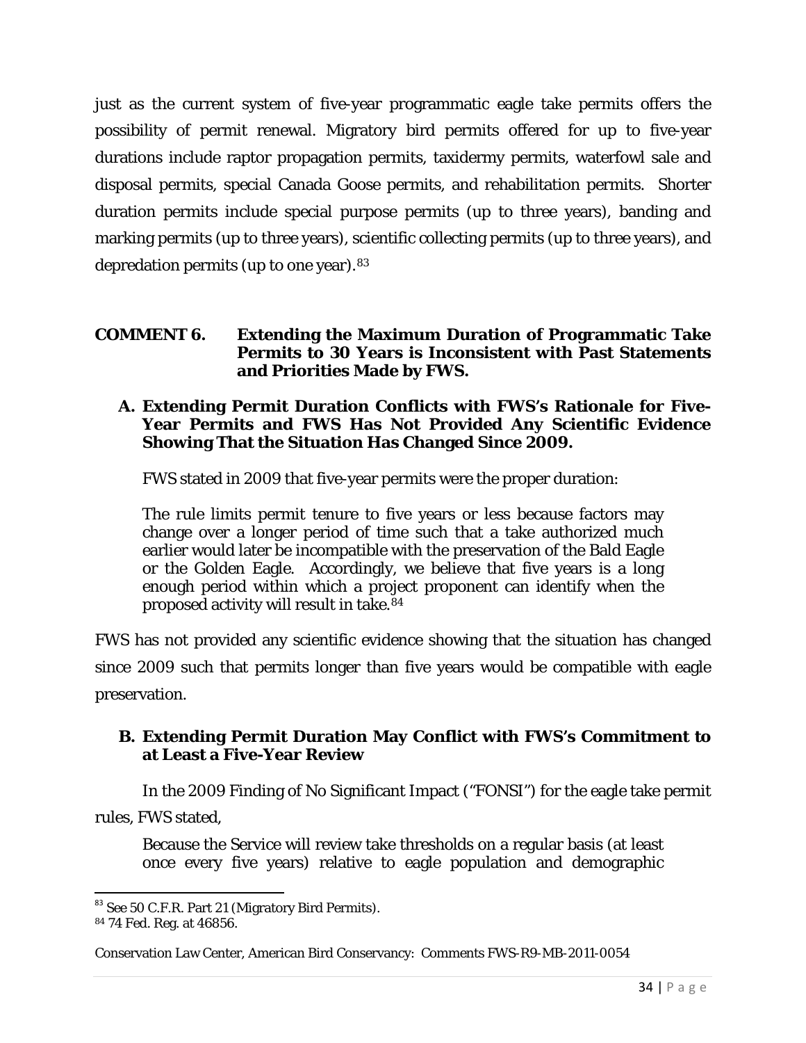just as the current system of five-year programmatic eagle take permits offers the possibility of permit renewal. Migratory bird permits offered for up to five-year durations include raptor propagation permits, taxidermy permits, waterfowl sale and disposal permits, special Canada Goose permits, and rehabilitation permits. Shorter duration permits include special purpose permits (up to three years), banding and marking permits (up to three years), scientific collecting permits (up to three years), and depredation permits (up to one year).[83]

## COMMENT 6. Extending the Maximum Duration of Programmatic Take Permits to 30 Years is Inconsistent with Past Statements and Priorities Made by FWS.

### A. Extending Permit Duration Conflicts with FWS's Rationale for Five-Year Permits and FWS Has Not Provided Any Scientific Evidence Showing That the Situation Has Changed Since 2009.

FWS stated in 2009 that five-year permits were the proper duration:

> The rule limits permit tenure to five years or less because factors may change over a longer period of time such that a take authorized much earlier would later be incompatible with the preservation of the Bald Eagle or the Golden Eagle. Accordingly, we believe that five years is a long enough period within which a project proponent can identify when the proposed activity will result in take.[84]

FWS has not provided any scientific evidence showing that the situation has changed since 2009 such that permits longer than five years would be compatible with eagle preservation.

### B. Extending Permit Duration May Conflict with FWS's Commitment to at Least a Five-Year Review

In the 2009 Finding of No Significant Impact ("FONSI") for the eagle take permit rules, FWS stated,

> Because the Service will review take thresholds on a regular basis (at least once every five years) relative to eagle population and demographic

[83] See 50 C.F.R. Part 21 (Migratory Bird Permits).

[84] 74 Fed. Reg. at 46856.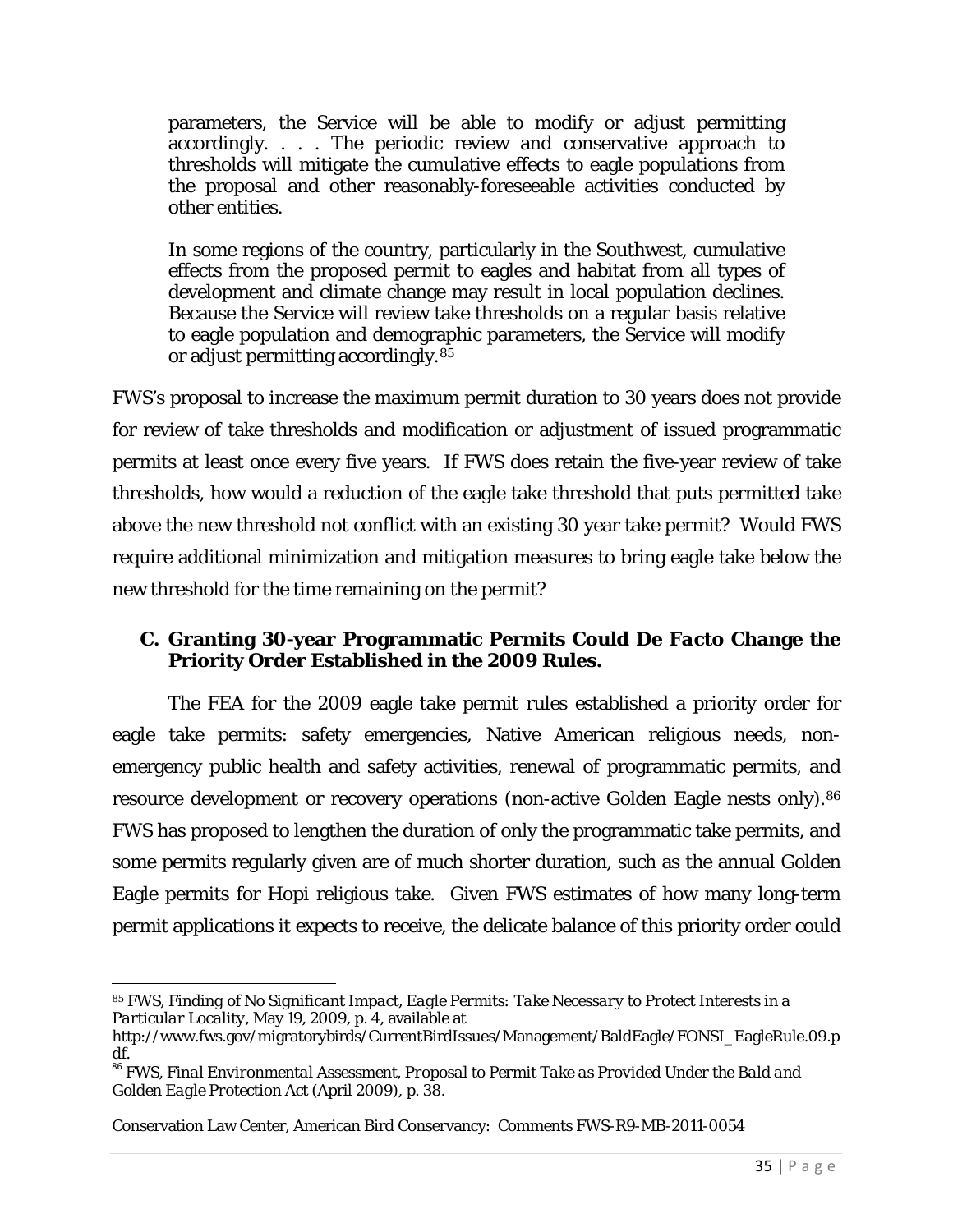> parameters, the Service will be able to modify or adjust permitting accordingly. . . . The periodic review and conservative approach to thresholds will mitigate the cumulative effects to eagle populations from the proposal and other reasonably-foreseeable activities conducted by other entities.
>
> In some regions of the country, particularly in the Southwest, cumulative effects from the proposed permit to eagles and habitat from all types of development and climate change may result in local population declines. Because the Service will review take thresholds on a regular basis relative to eagle population and demographic parameters, the Service will modify or adjust permitting accordingly.[85]

FWS's proposal to increase the maximum permit duration to 30 years does not provide for review of take thresholds and modification or adjustment of issued programmatic permits at least once every five years. If FWS does retain the five-year review of take thresholds, how would a reduction of the eagle take threshold that puts permitted take above the new threshold not conflict with an existing 30 year take permit? Would FWS require additional minimization and mitigation measures to bring eagle take below the new threshold for the time remaining on the permit?

### C. Granting 30-year Programmatic Permits Could De Facto Change the Priority Order Established in the 2009 Rules.

The FEA for the 2009 eagle take permit rules established a priority order for eagle take permits: safety emergencies, Native American religious needs, non-emergency public health and safety activities, renewal of programmatic permits, and resource development or recovery operations (non-active Golden Eagle nests only).[86] FWS has proposed to lengthen the duration of only the programmatic take permits, and some permits regularly given are of much shorter duration, such as the annual Golden Eagle permits for Hopi religious take. Given FWS estimates of how many long-term permit applications it expects to receive, the delicate balance of this priority order could

---

[85] FWS, *Finding of No Significant Impact, Eagle Permits: Take Necessary to Protect Interests in a Particular Locality*, May 19, 2009, p. 4, available at http://www.fws.gov/migratorybirds/CurrentBirdIssues/Management/BaldEagle/FONSI_EagleRule.09.pdf.

[86] FWS, *Final Environmental Assessment, Proposal to Permit Take as Provided Under the Bald and Golden Eagle Protection Act* (April 2009), p. 38.

Conservation Law Center, American Bird Conservancy: Comments FWS-R9-MB-2011-0054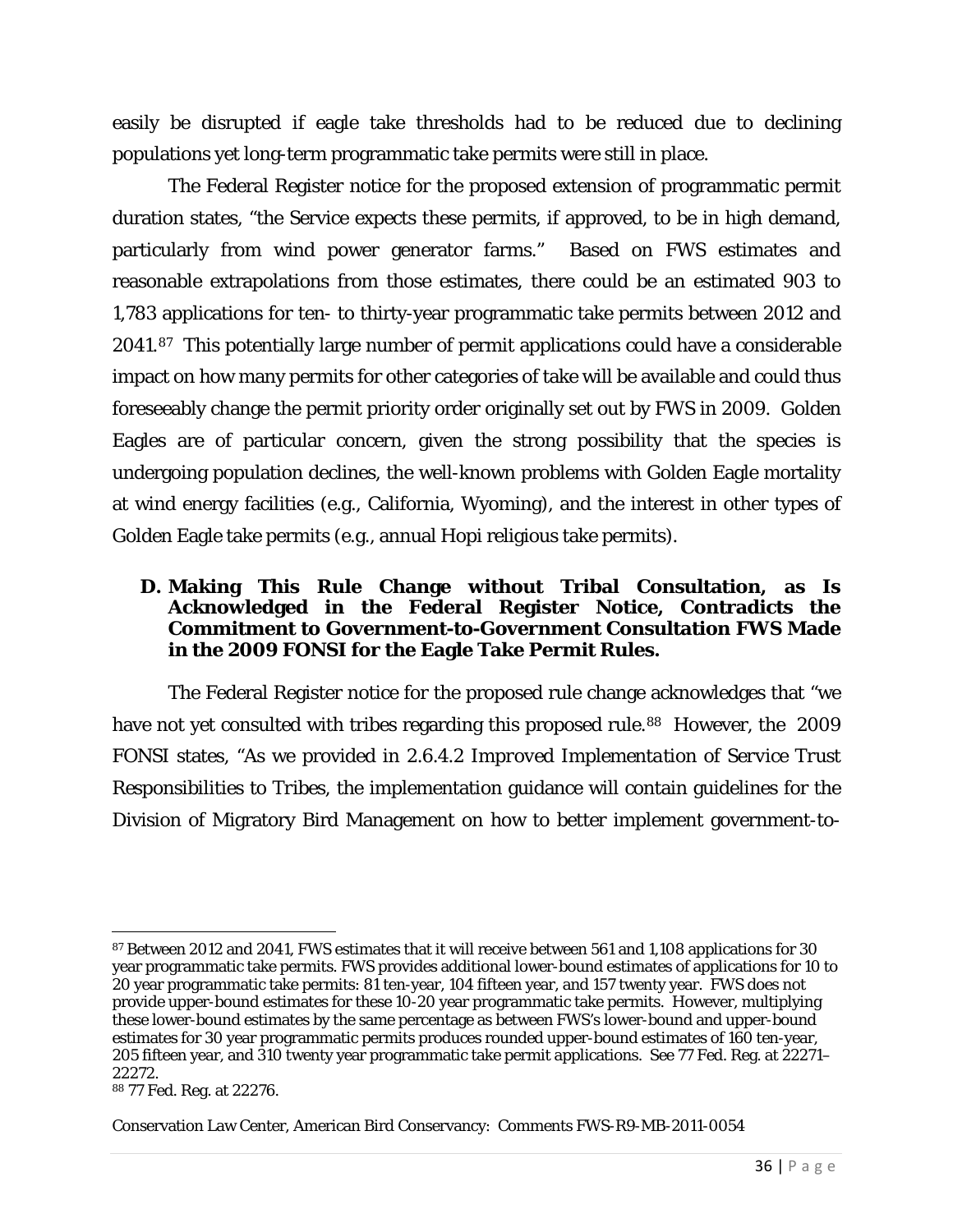easily be disrupted if eagle take thresholds had to be reduced due to declining populations yet long-term programmatic take permits were still in place.

The Federal Register notice for the proposed extension of programmatic permit duration states, "the Service expects these permits, if approved, to be in high demand, particularly from wind power generator farms." Based on FWS estimates and reasonable extrapolations from those estimates, there could be an estimated 903 to 1,783 applications for ten- to thirty-year programmatic take permits between 2012 and 2041.[87] This potentially large number of permit applications could have a considerable impact on how many permits for other categories of take will be available and could thus foreseeably change the permit priority order originally set out by FWS in 2009. Golden Eagles are of particular concern, given the strong possibility that the species is undergoing population declines, the well-known problems with Golden Eagle mortality at wind energy facilities (e.g., California, Wyoming), and the interest in other types of Golden Eagle take permits (e.g., annual Hopi religious take permits).

### D. Making This Rule Change without Tribal Consultation, as Is Acknowledged in the Federal Register Notice, Contradicts the Commitment to Government-to-Government Consultation FWS Made in the 2009 FONSI for the Eagle Take Permit Rules.

The Federal Register notice for the proposed rule change acknowledges that "we have not yet consulted with tribes regarding this proposed rule.[88] However, the 2009 FONSI states, "As we provided in 2.6.4.2 *Improved Implementation of Service Trust Responsibilities to Tribes*, the implementation guidance will contain guidelines for the Division of Migratory Bird Management on how to better implement government-to-

---

[87] Between 2012 and 2041, FWS estimates that it will receive between 561 and 1,108 applications for 30 year programmatic take permits. FWS provides additional lower-bound estimates of applications for 10 to 20 year programmatic take permits: 81 ten-year, 104 fifteen year, and 157 twenty year. FWS does not provide upper-bound estimates for these 10-20 year programmatic take permits. However, multiplying these lower-bound estimates by the same percentage as between FWS's lower-bound and upper-bound estimates for 30 year programmatic permits produces rounded upper-bound estimates of 160 ten-year, 205 fifteen year, and 310 twenty year programmatic take permit applications. See 77 Fed. Reg. at 22271–22272.

[88] 77 Fed. Reg. at 22276.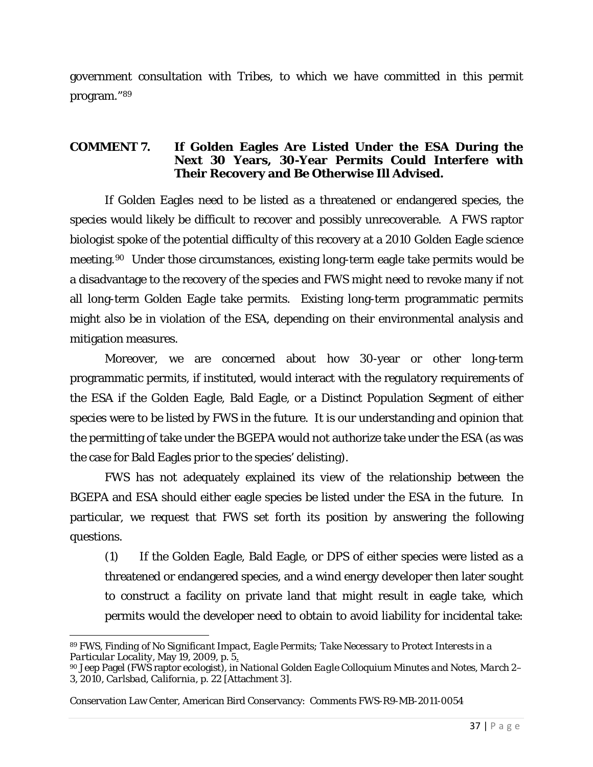government consultation with Tribes, to which we have committed in this permit program."[89]

**COMMENT 7. If Golden Eagles Are Listed Under the ESA During the Next 30 Years, 30-Year Permits Could Interfere with Their Recovery and Be Otherwise Ill Advised.**

If Golden Eagles need to be listed as a threatened or endangered species, the species would likely be difficult to recover and possibly unrecoverable. A FWS raptor biologist spoke of the potential difficulty of this recovery at a 2010 Golden Eagle science meeting.[90] Under those circumstances, existing long-term eagle take permits would be a disadvantage to the recovery of the species and FWS might need to revoke many if not all long-term Golden Eagle take permits. Existing long-term programmatic permits might also be in violation of the ESA, depending on their environmental analysis and mitigation measures.

Moreover, we are concerned about how 30-year or other long-term programmatic permits, if instituted, would interact with the regulatory requirements of the ESA if the Golden Eagle, Bald Eagle, or a Distinct Population Segment of either species were to be listed by FWS in the future. It is our understanding and opinion that the permitting of take under the BGEPA would not authorize take under the ESA (as was the case for Bald Eagles prior to the species' delisting).

FWS has not adequately explained its view of the relationship between the BGEPA and ESA should either eagle species be listed under the ESA in the future. In particular, we request that FWS set forth its position by answering the following questions.

(1) If the Golden Eagle, Bald Eagle, or DPS of either species were listed as a threatened or endangered species, and a wind energy developer then later sought to construct a facility on private land that might result in eagle take, which permits would the developer need to obtain to avoid liability for incidental take:

---

[89] FWS, *Finding of No Significant Impact, Eagle Permits; Take Necessary to Protect Interests in a Particular Locality*, May 19, 2009, p. 5.

[90] Jeep Pagel (FWS raptor ecologist), in *National Golden Eagle Colloquium Minutes and Notes, March 2–3, 2010, Carlsbad, California*, p. 22 [Attachment 3].

Conservation Law Center, American Bird Conservancy: Comments FWS-R9-MB-2011-0054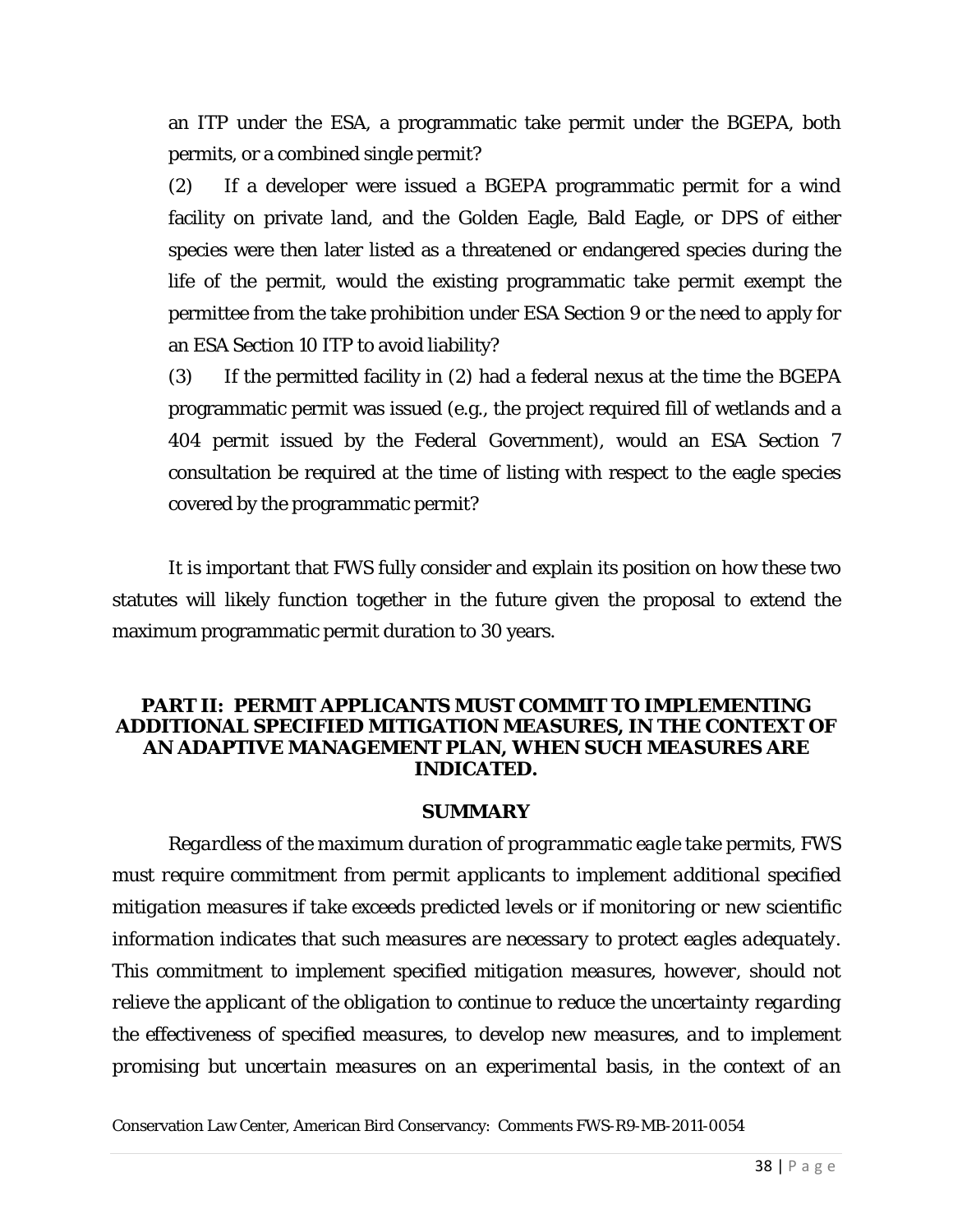an ITP under the ESA, a programmatic take permit under the BGEPA, both permits, or a combined single permit?

(2) If a developer were issued a BGEPA programmatic permit for a wind facility on private land, and the Golden Eagle, Bald Eagle, or DPS of either species were then later listed as a threatened or endangered species during the life of the permit, would the existing programmatic take permit exempt the permittee from the take prohibition under ESA Section 9 or the need to apply for an ESA Section 10 ITP to avoid liability?

(3) If the permitted facility in (2) had a federal nexus at the time the BGEPA programmatic permit was issued (e.g., the project required fill of wetlands and a 404 permit issued by the Federal Government), would an ESA Section 7 consultation be required at the time of listing with respect to the eagle species covered by the programmatic permit?

It is important that FWS fully consider and explain its position on how these two statutes will likely function together in the future given the proposal to extend the maximum programmatic permit duration to 30 years.

## PART II: PERMIT APPLICANTS MUST COMMIT TO IMPLEMENTING ADDITIONAL SPECIFIED MITIGATION MEASURES, IN THE CONTEXT OF AN ADAPTIVE MANAGEMENT PLAN, WHEN SUCH MEASURES ARE INDICATED.

### SUMMARY

*Regardless of the maximum duration of programmatic eagle take permits, FWS must require commitment from permit applicants to implement additional specified mitigation measures if take exceeds predicted levels or if monitoring or new scientific information indicates that such measures are necessary to protect eagles adequately. This commitment to implement specified mitigation measures, however, should not relieve the applicant of the obligation to continue to reduce the uncertainty regarding the effectiveness of specified measures, to develop new measures, and to implement promising but uncertain measures on an experimental basis, in the context of an*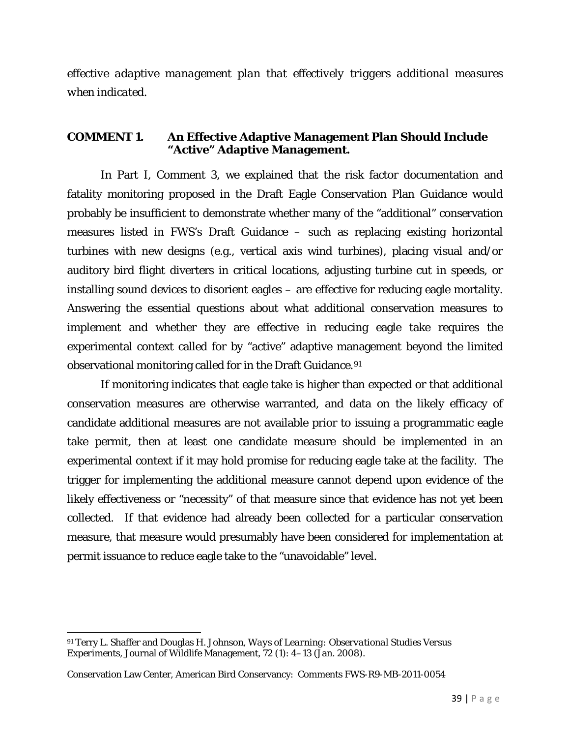*effective adaptive management plan that effectively triggers additional measures when indicated.*

### COMMENT 1. An Effective Adaptive Management Plan Should Include "Active" Adaptive Management.

In Part I, Comment 3, we explained that the risk factor documentation and fatality monitoring proposed in the Draft Eagle Conservation Plan Guidance would probably be insufficient to demonstrate whether many of the "additional" conservation measures listed in FWS's Draft Guidance – such as replacing existing horizontal turbines with new designs (e.g., vertical axis wind turbines), placing visual and/or auditory bird flight diverters in critical locations, adjusting turbine cut in speeds, or installing sound devices to disorient eagles – are effective for reducing eagle mortality. Answering the essential questions about what additional conservation measures to implement and whether they are effective in reducing eagle take requires the experimental context called for by "active" adaptive management beyond the limited observational monitoring called for in the Draft Guidance.[91]

If monitoring indicates that eagle take is higher than expected or that additional conservation measures are otherwise warranted, and data on the likely efficacy of candidate additional measures are not available prior to issuing a programmatic eagle take permit, then at least one candidate measure should be implemented in an experimental context if it may hold promise for reducing eagle take at the facility. The trigger for implementing the additional measure cannot depend upon evidence of the likely effectiveness or "necessity" of that measure since that evidence has not yet been collected. If that evidence had already been collected for a particular conservation measure, that measure would presumably have been considered for implementation at permit issuance to reduce eagle take to the "unavoidable" level.

---

[91] Terry L. Shaffer and Douglas H. Johnson, *Ways of Learning: Observational Studies Versus Experiments*, Journal of Wildlife Management, 72 (1): 4–13 (Jan. 2008).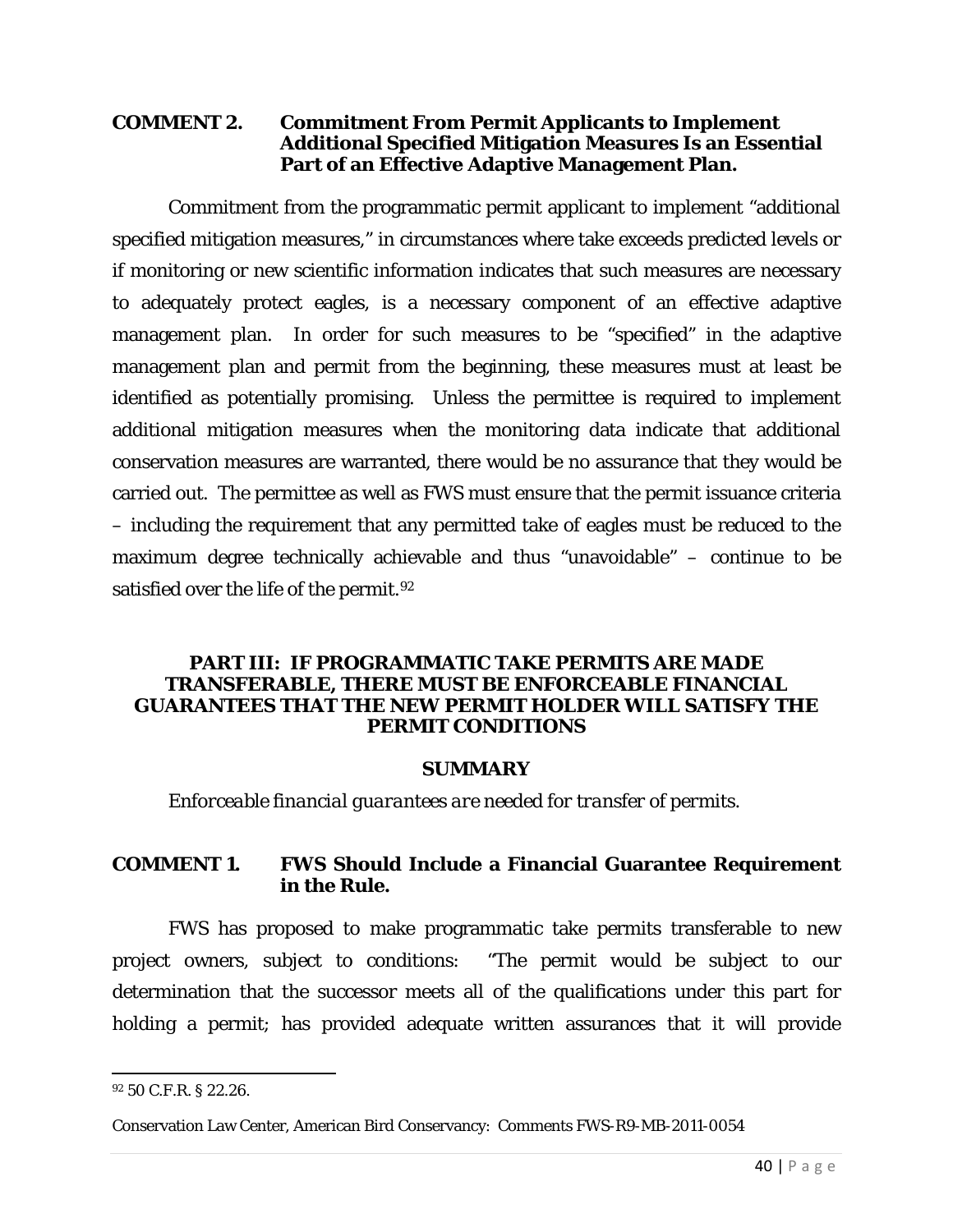### COMMENT 2. Commitment From Permit Applicants to Implement Additional Specified Mitigation Measures Is an Essential Part of an Effective Adaptive Management Plan.

Commitment from the programmatic permit applicant to implement "additional specified mitigation measures," in circumstances where take exceeds predicted levels or if monitoring or new scientific information indicates that such measures are necessary to adequately protect eagles, is a necessary component of an effective adaptive management plan. In order for such measures to be "specified" in the adaptive management plan and permit from the beginning, these measures must at least be identified as potentially promising. Unless the permittee is required to implement additional mitigation measures when the monitoring data indicate that additional conservation measures are warranted, there would be no assurance that they would be carried out. The permittee as well as FWS must ensure that the permit issuance criteria – including the requirement that any permitted take of eagles must be reduced to the maximum degree technically achievable and thus "unavoidable" – continue to be satisfied over the life of the permit.[92]

## PART III: IF PROGRAMMATIC TAKE PERMITS ARE MADE TRANSFERABLE, THERE MUST BE ENFORCEABLE FINANCIAL GUARANTEES THAT THE NEW PERMIT HOLDER WILL SATISFY THE PERMIT CONDITIONS

### SUMMARY

*Enforceable financial guarantees are needed for transfer of permits.*

### COMMENT 1. FWS Should Include a Financial Guarantee Requirement in the Rule.

FWS has proposed to make programmatic take permits transferable to new project owners, subject to conditions: "The permit would be subject to our determination that the successor meets all of the qualifications under this part for holding a permit; has provided adequate written assurances that it will provide

---

[92] 50 C.F.R. § 22.26.

Conservation Law Center, American Bird Conservancy: Comments FWS-R9-MB-2011-0054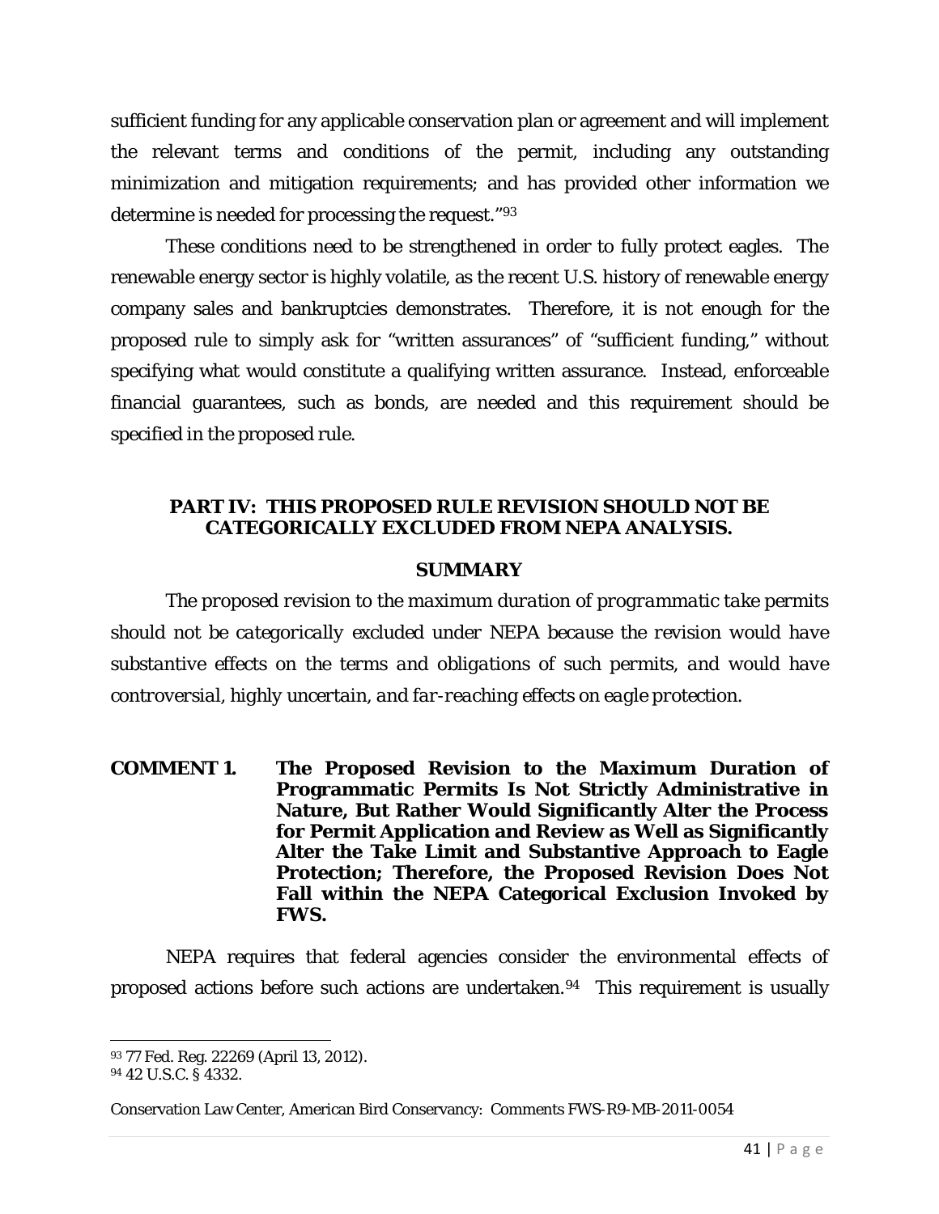sufficient funding for any applicable conservation plan or agreement and will implement the relevant terms and conditions of the permit, including any outstanding minimization and mitigation requirements; and has provided other information we determine is needed for processing the request."[93]

These conditions need to be strengthened in order to fully protect eagles. The renewable energy sector is highly volatile, as the recent U.S. history of renewable energy company sales and bankruptcies demonstrates. Therefore, it is not enough for the proposed rule to simply ask for "written assurances" of "sufficient funding," without specifying what would constitute a qualifying written assurance. Instead, enforceable financial guarantees, such as bonds, are needed and this requirement should be specified in the proposed rule.

## PART IV: THIS PROPOSED RULE REVISION SHOULD NOT BE CATEGORICALLY EXCLUDED FROM NEPA ANALYSIS.

### SUMMARY

*The proposed revision to the maximum duration of programmatic take permits should not be categorically excluded under NEPA because the revision would have substantive effects on the terms and obligations of such permits, and would have controversial, highly uncertain, and far-reaching effects on eagle protection.*

**COMMENT 1. The Proposed Revision to the Maximum Duration of Programmatic Permits Is Not Strictly Administrative in Nature, But Rather Would Significantly Alter the Process for Permit Application and Review as Well as Significantly Alter the Take Limit and Substantive Approach to Eagle Protection; Therefore, the Proposed Revision Does Not Fall within the NEPA Categorical Exclusion Invoked by FWS.**

NEPA requires that federal agencies consider the environmental effects of proposed actions before such actions are undertaken.[94] This requirement is usually

---

[93] 77 Fed. Reg. 22269 (April 13, 2012).

[94] 42 U.S.C. § 4332.

Conservation Law Center, American Bird Conservancy: Comments FWS-R9-MB-2011-0054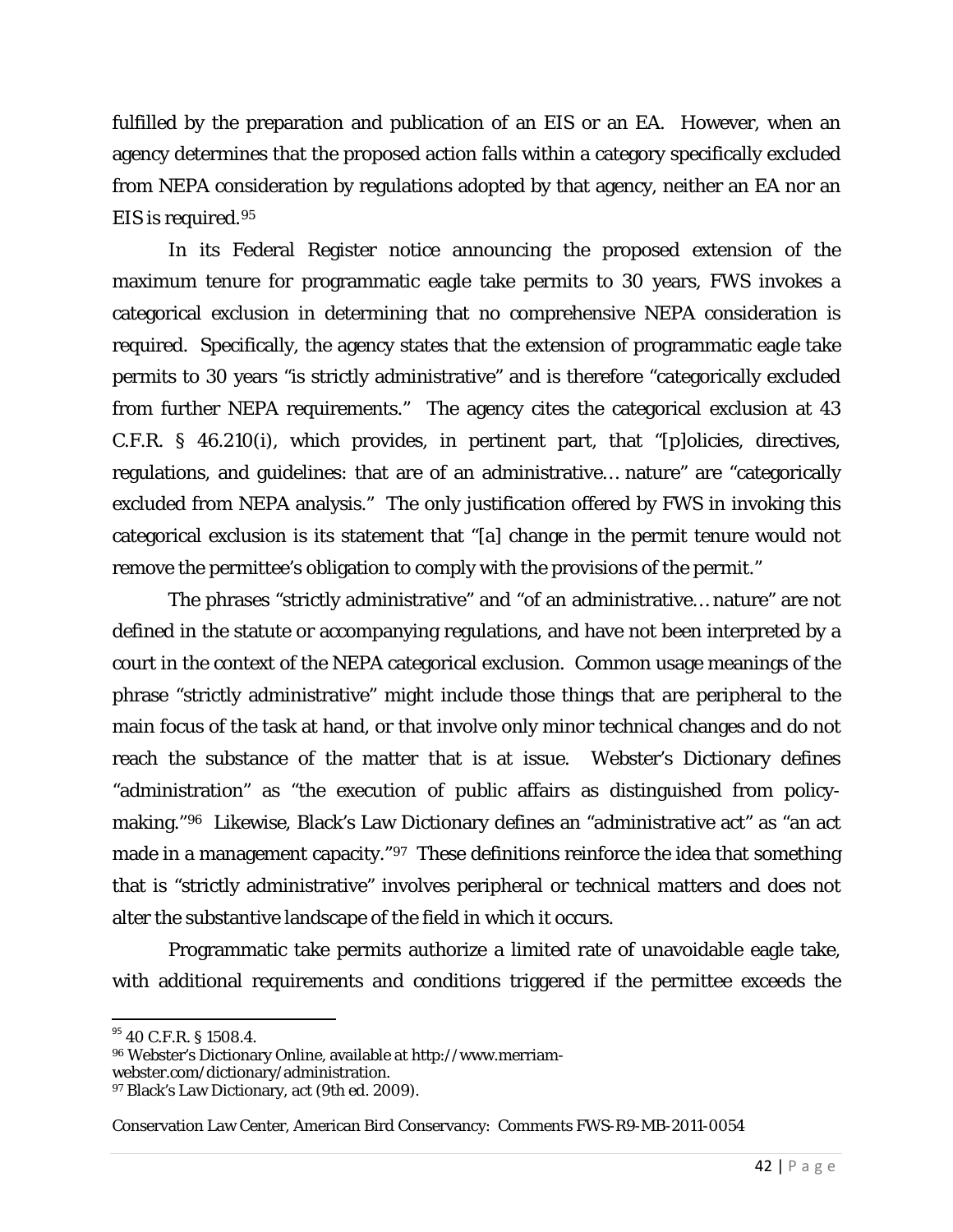fulfilled by the preparation and publication of an EIS or an EA. However, when an agency determines that the proposed action falls within a category specifically excluded from NEPA consideration by regulations adopted by that agency, neither an EA nor an EIS is required.[95]

In its Federal Register notice announcing the proposed extension of the maximum tenure for programmatic eagle take permits to 30 years, FWS invokes a categorical exclusion in determining that no comprehensive NEPA consideration is required. Specifically, the agency states that the extension of programmatic eagle take permits to 30 years "is strictly administrative" and is therefore "categorically excluded from further NEPA requirements." The agency cites the categorical exclusion at 43 C.F.R. § 46.210(i), which provides, in pertinent part, that "[p]olicies, directives, regulations, and guidelines: that are of an administrative… nature" are "categorically excluded from NEPA analysis." The only justification offered by FWS in invoking this categorical exclusion is its statement that "[a] change in the permit tenure would not remove the permittee's obligation to comply with the provisions of the permit."

The phrases "strictly administrative" and "of an administrative… nature" are not defined in the statute or accompanying regulations, and have not been interpreted by a court in the context of the NEPA categorical exclusion. Common usage meanings of the phrase "strictly administrative" might include those things that are peripheral to the main focus of the task at hand, or that involve only minor technical changes and do not reach the substance of the matter that is at issue. Webster's Dictionary defines "administration" as "the execution of public affairs as distinguished from policy-making."[96] Likewise, Black's Law Dictionary defines an "administrative act" as "an act made in a management capacity."[97] These definitions reinforce the idea that something that is "strictly administrative" involves peripheral or technical matters and does not alter the substantive landscape of the field in which it occurs.

Programmatic take permits authorize a limited rate of unavoidable eagle take, with additional requirements and conditions triggered if the permittee exceeds the

---

[95] 40 C.F.R. § 1508.4.

[96] Webster's Dictionary Online, available at http://www.merriam-webster.com/dictionary/administration.

[97] Black's Law Dictionary, act (9th ed. 2009).

Conservation Law Center, American Bird Conservancy: Comments FWS-R9-MB-2011-0054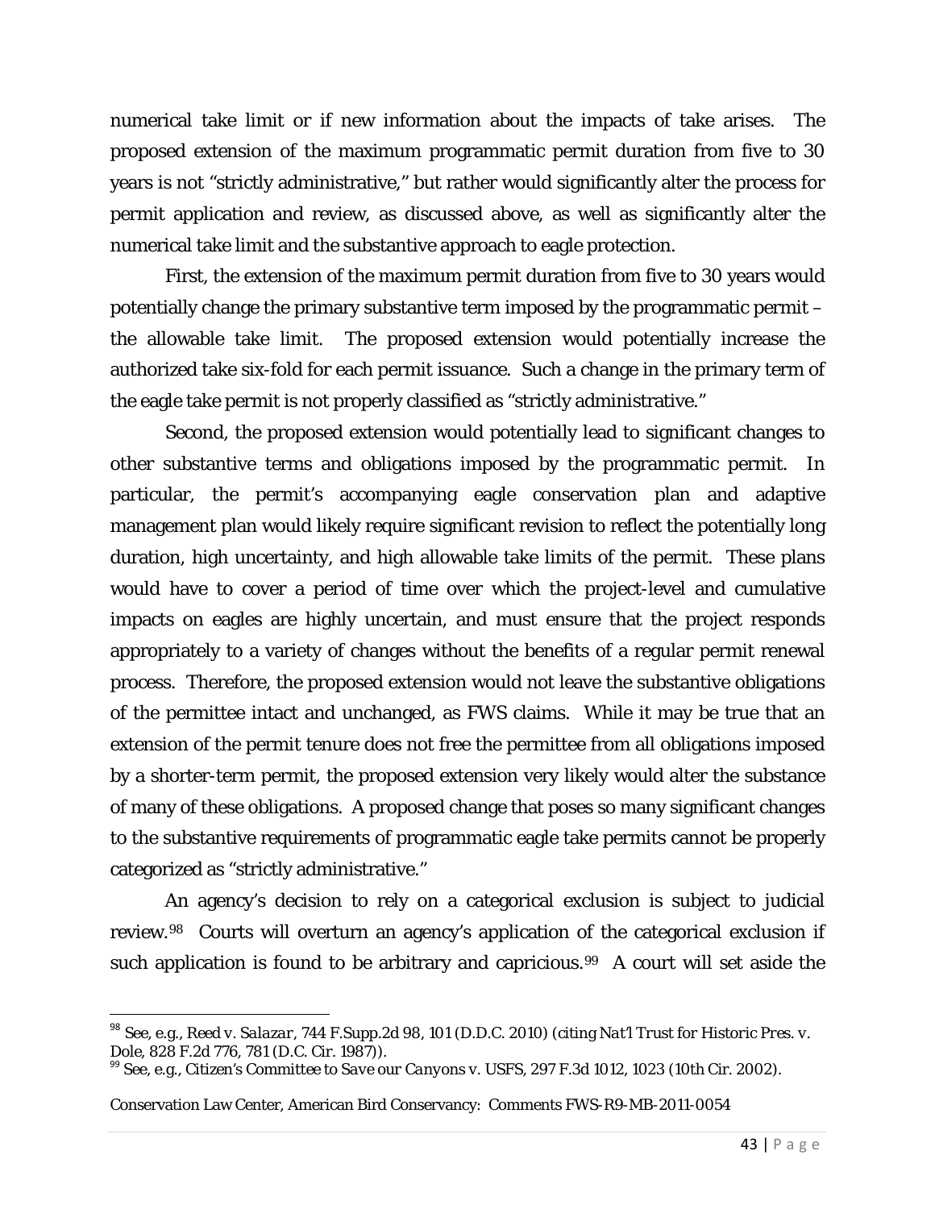numerical take limit or if new information about the impacts of take arises. The proposed extension of the maximum programmatic permit duration from five to 30 years is not "strictly administrative," but rather would significantly alter the process for permit application and review, as discussed above, as well as significantly alter the numerical take limit and the substantive approach to eagle protection.

First, the extension of the maximum permit duration from five to 30 years would potentially change the primary substantive term imposed by the programmatic permit – the allowable take limit. The proposed extension would potentially increase the authorized take six-fold for each permit issuance. Such a change in the primary term of the eagle take permit is not properly classified as "strictly administrative."

Second, the proposed extension would potentially lead to significant changes to other substantive terms and obligations imposed by the programmatic permit. In particular, the permit's accompanying eagle conservation plan and adaptive management plan would likely require significant revision to reflect the potentially long duration, high uncertainty, and high allowable take limits of the permit. These plans would have to cover a period of time over which the project-level and cumulative impacts on eagles are highly uncertain, and must ensure that the project responds appropriately to a variety of changes without the benefits of a regular permit renewal process. Therefore, the proposed extension would not leave the substantive obligations of the permittee intact and unchanged, as FWS claims. While it may be true that an extension of the permit tenure does not free the permittee from all obligations imposed by a shorter-term permit, the proposed extension very likely would alter the substance of many of these obligations. A proposed change that poses so many significant changes to the substantive requirements of programmatic eagle take permits cannot be properly categorized as "strictly administrative."

An agency's decision to rely on a categorical exclusion is subject to judicial review.[98] Courts will overturn an agency's application of the categorical exclusion if such application is found to be arbitrary and capricious.[99] A court will set aside the

---

[98] *See, e.g.*, *Reed v. Salazar*, 744 F.Supp.2d 98, 101 (D.D.C. 2010) (*citing Nat'l Trust for Historic Pres. v. Dole*, 828 F.2d 776, 781 (D.C. Cir. 1987)).

[99] *See, e.g.*, *Citizen's Committee to Save our Canyons v. USFS*, 297 F.3d 1012, 1023 (10th Cir. 2002).

Conservation Law Center, American Bird Conservancy: Comments FWS-R9-MB-2011-0054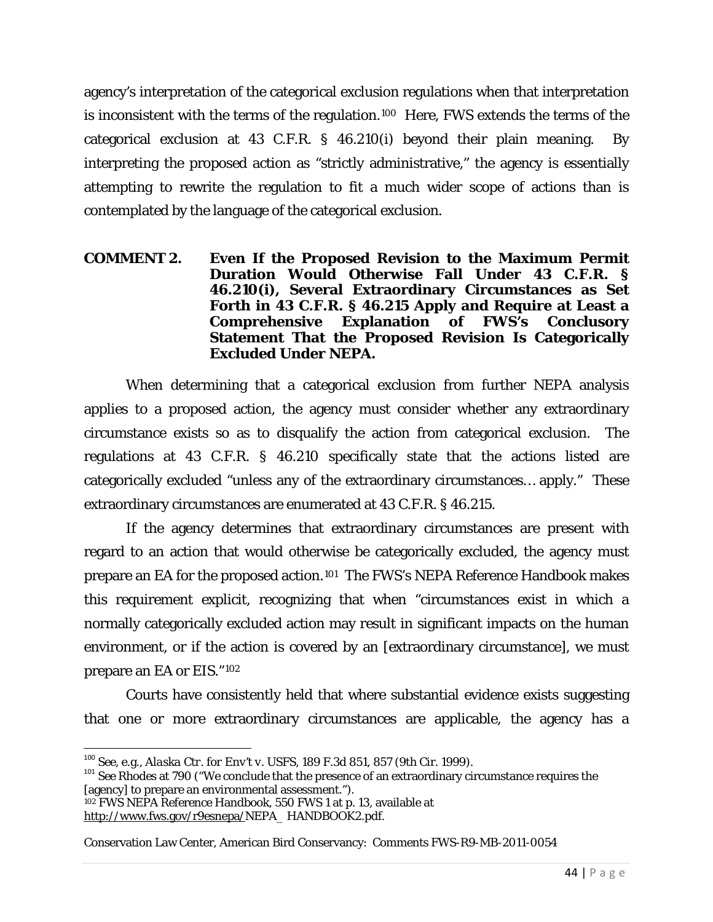agency's interpretation of the categorical exclusion regulations when that interpretation is inconsistent with the terms of the regulation.[100] Here, FWS extends the terms of the categorical exclusion at 43 C.F.R. § 46.210(i) beyond their plain meaning. By interpreting the proposed action as "strictly administrative," the agency is essentially attempting to rewrite the regulation to fit a much wider scope of actions than is contemplated by the language of the categorical exclusion.

**COMMENT 2. Even If the Proposed Revision to the Maximum Permit Duration Would Otherwise Fall Under 43 C.F.R. § 46.210(i), Several Extraordinary Circumstances as Set Forth in 43 C.F.R. § 46.215 Apply and Require at Least a Comprehensive Explanation of FWS's Conclusory Statement That the Proposed Revision Is Categorically Excluded Under NEPA.**

When determining that a categorical exclusion from further NEPA analysis applies to a proposed action, the agency must consider whether any extraordinary circumstance exists so as to disqualify the action from categorical exclusion. The regulations at 43 C.F.R. § 46.210 specifically state that the actions listed are categorically excluded "unless any of the extraordinary circumstances… apply." These extraordinary circumstances are enumerated at 43 C.F.R. § 46.215.

If the agency determines that extraordinary circumstances are present with regard to an action that would otherwise be categorically excluded, the agency must prepare an EA for the proposed action.[101] The FWS's NEPA Reference Handbook makes this requirement explicit, recognizing that when "circumstances exist in which a normally categorically excluded action may result in significant impacts on the human environment, or if the action is covered by an [extraordinary circumstance], we must prepare an EA or EIS."[102]

Courts have consistently held that where substantial evidence exists suggesting that one or more extraordinary circumstances are applicable, the agency has a

---

[100] See, e.g., *Alaska Ctr. for Env't v. USFS*, 189 F.3d 851, 857 (9th Cir. 1999).

[101] See Rhodes at 790 ("We conclude that the presence of an extraordinary circumstance requires the [agency] to prepare an environmental assessment.").

[102] FWS NEPA Reference Handbook, 550 FWS 1 at p. 13, available at http://www.fws.gov/r9esnepa/NEPA_ HANDBOOK2.pdf.

Conservation Law Center, American Bird Conservancy: Comments FWS-R9-MB-2011-0054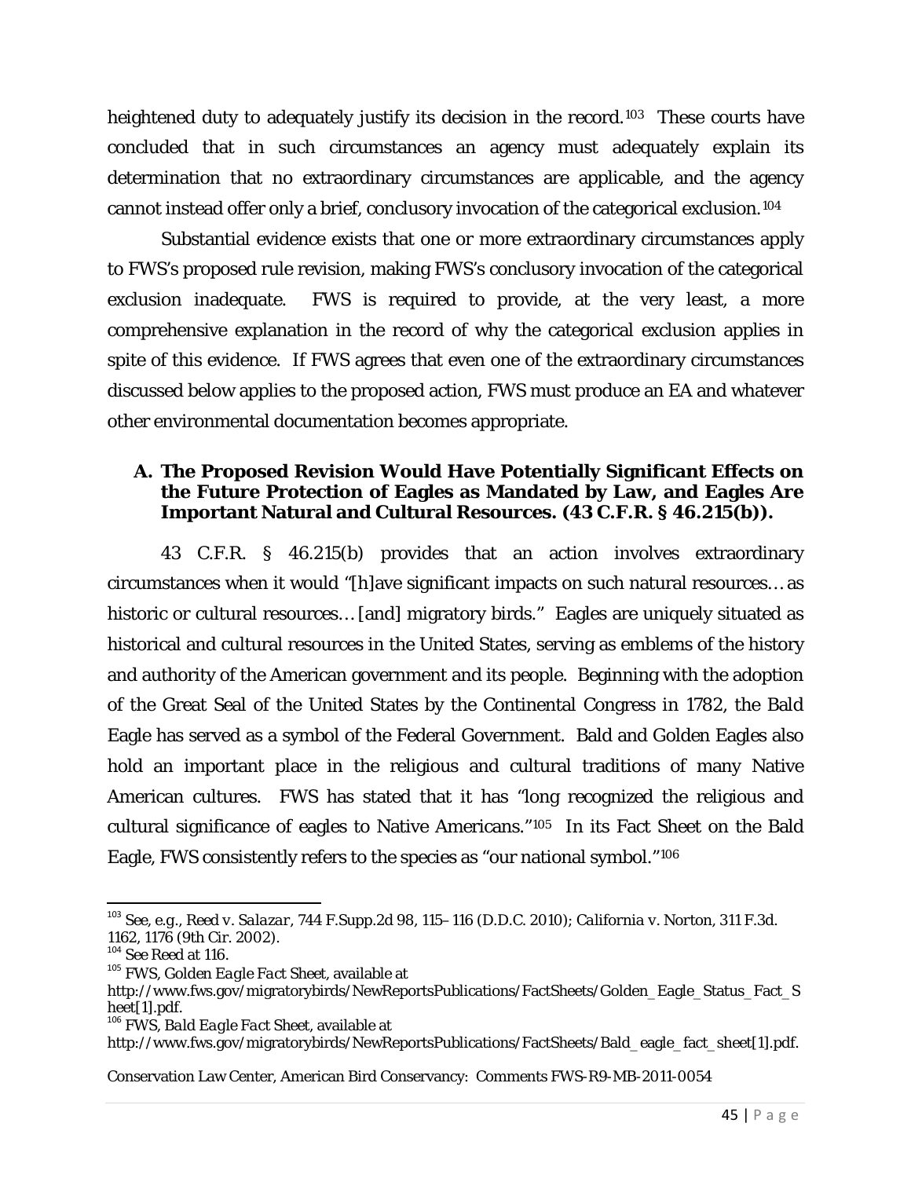heightened duty to adequately justify its decision in the record.[103] These courts have concluded that in such circumstances an agency must adequately explain its determination that no extraordinary circumstances are applicable, and the agency cannot instead offer only a brief, conclusory invocation of the categorical exclusion.[104]

Substantial evidence exists that one or more extraordinary circumstances apply to FWS's proposed rule revision, making FWS's conclusory invocation of the categorical exclusion inadequate. FWS is required to provide, at the very least, a more comprehensive explanation in the record of why the categorical exclusion applies in spite of this evidence. If FWS agrees that even one of the extraordinary circumstances discussed below applies to the proposed action, FWS must produce an EA and whatever other environmental documentation becomes appropriate.

**A. The Proposed Revision Would Have Potentially Significant Effects on the Future Protection of Eagles as Mandated by Law, and Eagles Are Important Natural and Cultural Resources. (43 C.F.R. § 46.215(b)).**

43 C.F.R. § 46.215(b) provides that an action involves extraordinary circumstances when it would "[h]ave significant impacts on such natural resources… as historic or cultural resources… [and] migratory birds." Eagles are uniquely situated as historical and cultural resources in the United States, serving as emblems of the history and authority of the American government and its people. Beginning with the adoption of the Great Seal of the United States by the Continental Congress in 1782, the Bald Eagle has served as a symbol of the Federal Government. Bald and Golden Eagles also hold an important place in the religious and cultural traditions of many Native American cultures. FWS has stated that it has "long recognized the religious and cultural significance of eagles to Native Americans."[105] In its Fact Sheet on the Bald Eagle, FWS consistently refers to the species as "our national symbol."[106]

---

[103] *See, e.g.*, *Reed v. Salazar*, 744 F.Supp.2d 98, 115–116 (D.D.C. 2010); *California v. Norton*, 311 F.3d. 1162, 1176 (9th Cir. 2002).

[104] *See Reed* at 116.

[105] FWS, *Golden Eagle Fact Sheet*, available at http://www.fws.gov/migratorybirds/NewReportsPublications/FactSheets/Golden_Eagle_Status_Fact_Sheet[1].pdf.

[106] FWS, *Bald Eagle Fact Sheet*, available at http://www.fws.gov/migratorybirds/NewReportsPublications/FactSheets/Bald_eagle_fact_sheet[1].pdf.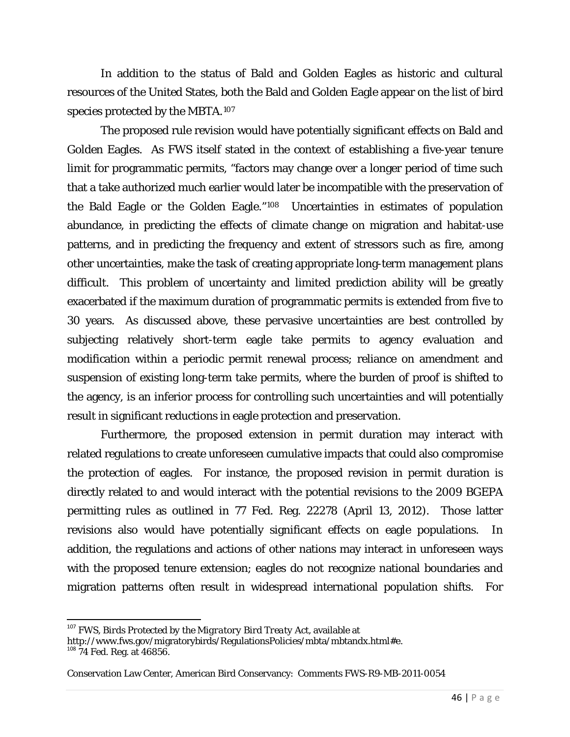In addition to the status of Bald and Golden Eagles as historic and cultural resources of the United States, both the Bald and Golden Eagle appear on the list of bird species protected by the MBTA.[107]

The proposed rule revision would have potentially significant effects on Bald and Golden Eagles. As FWS itself stated in the context of establishing a five-year tenure limit for programmatic permits, "factors may change over a longer period of time such that a take authorized much earlier would later be incompatible with the preservation of the Bald Eagle or the Golden Eagle."[108] Uncertainties in estimates of population abundance, in predicting the effects of climate change on migration and habitat-use patterns, and in predicting the frequency and extent of stressors such as fire, among other uncertainties, make the task of creating appropriate long-term management plans difficult. This problem of uncertainty and limited prediction ability will be greatly exacerbated if the maximum duration of programmatic permits is extended from five to 30 years. As discussed above, these pervasive uncertainties are best controlled by subjecting relatively short-term eagle take permits to agency evaluation and modification within a periodic permit renewal process; reliance on amendment and suspension of existing long-term take permits, where the burden of proof is shifted to the agency, is an inferior process for controlling such uncertainties and will potentially result in significant reductions in eagle protection and preservation.

Furthermore, the proposed extension in permit duration may interact with related regulations to create unforeseen cumulative impacts that could also compromise the protection of eagles. For instance, the proposed revision in permit duration is directly related to and would interact with the potential revisions to the 2009 BGEPA permitting rules as outlined in 77 Fed. Reg. 22278 (April 13, 2012). Those latter revisions also would have potentially significant effects on eagle populations. In addition, the regulations and actions of other nations may interact in unforeseen ways with the proposed tenure extension; eagles do not recognize national boundaries and migration patterns often result in widespread international population shifts. For

---

[107] FWS, *Birds Protected by the Migratory Bird Treaty Act*, available at http://www.fws.gov/migratorybirds/RegulationsPolicies/mbta/mbtandx.html#e.

[108] 74 Fed. Reg. at 46856.

Conservation Law Center, American Bird Conservancy: Comments FWS-R9-MB-2011-0054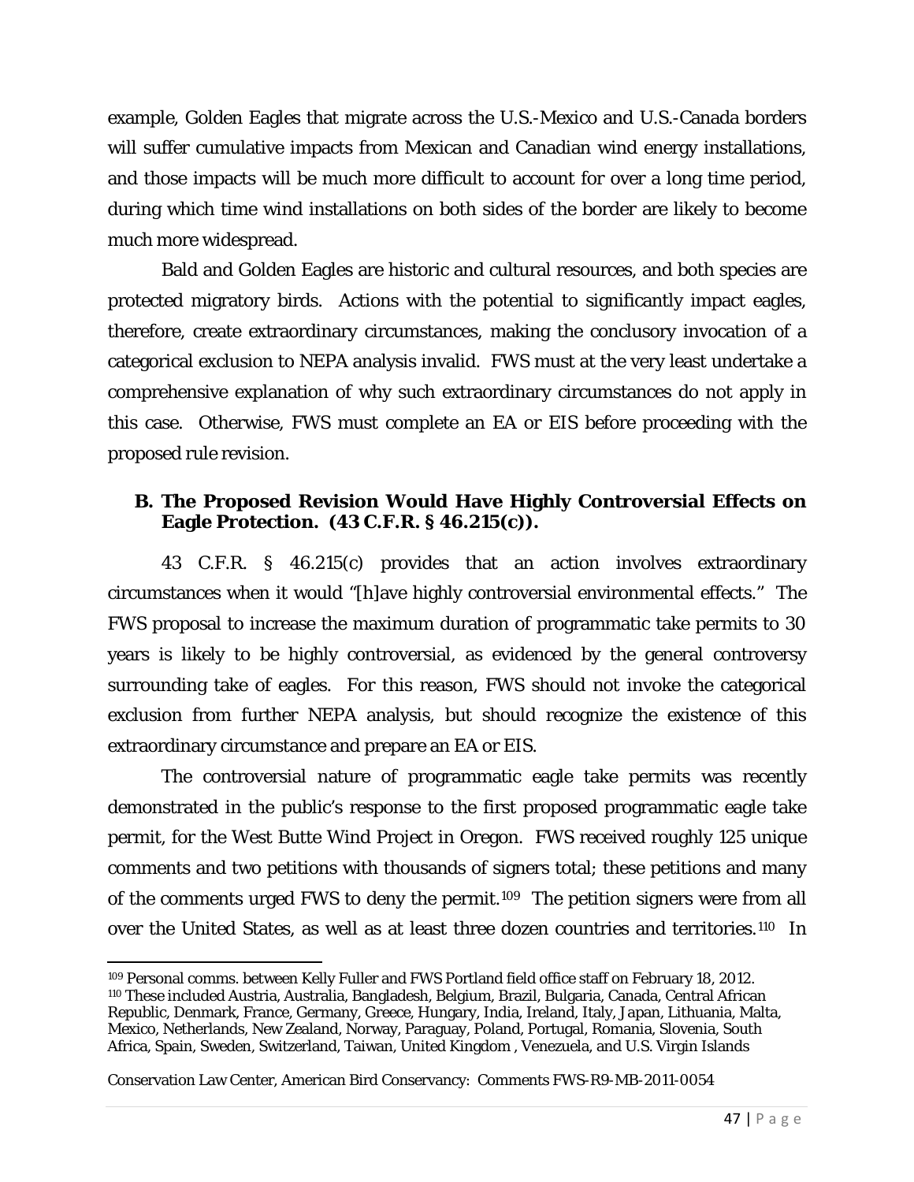example, Golden Eagles that migrate across the U.S.-Mexico and U.S.-Canada borders will suffer cumulative impacts from Mexican and Canadian wind energy installations, and those impacts will be much more difficult to account for over a long time period, during which time wind installations on both sides of the border are likely to become much more widespread.

Bald and Golden Eagles are historic and cultural resources, and both species are protected migratory birds. Actions with the potential to significantly impact eagles, therefore, create extraordinary circumstances, making the conclusory invocation of a categorical exclusion to NEPA analysis invalid. FWS must at the very least undertake a comprehensive explanation of why such extraordinary circumstances do not apply in this case. Otherwise, FWS must complete an EA or EIS before proceeding with the proposed rule revision.

### B. The Proposed Revision Would Have Highly Controversial Effects on Eagle Protection. (43 C.F.R. § 46.215(c)).

43 C.F.R. § 46.215(c) provides that an action involves extraordinary circumstances when it would "[h]ave highly controversial environmental effects." The FWS proposal to increase the maximum duration of programmatic take permits to 30 years is likely to be highly controversial, as evidenced by the general controversy surrounding take of eagles. For this reason, FWS should not invoke the categorical exclusion from further NEPA analysis, but should recognize the existence of this extraordinary circumstance and prepare an EA or EIS.

The controversial nature of programmatic eagle take permits was recently demonstrated in the public's response to the first proposed programmatic eagle take permit, for the West Butte Wind Project in Oregon. FWS received roughly 125 unique comments and two petitions with thousands of signers total; these petitions and many of the comments urged FWS to deny the permit.[109] The petition signers were from all over the United States, as well as at least three dozen countries and territories.[110] In

[109] Personal comms. between Kelly Fuller and FWS Portland field office staff on February 18, 2012.

[110] These included Austria, Australia, Bangladesh, Belgium, Brazil, Bulgaria, Canada, Central African Republic, Denmark, France, Germany, Greece, Hungary, India, Ireland, Italy, Japan, Lithuania, Malta, Mexico, Netherlands, New Zealand, Norway, Paraguay, Poland, Portugal, Romania, Slovenia, South Africa, Spain, Sweden, Switzerland, Taiwan, United Kingdom , Venezuela, and U.S. Virgin Islands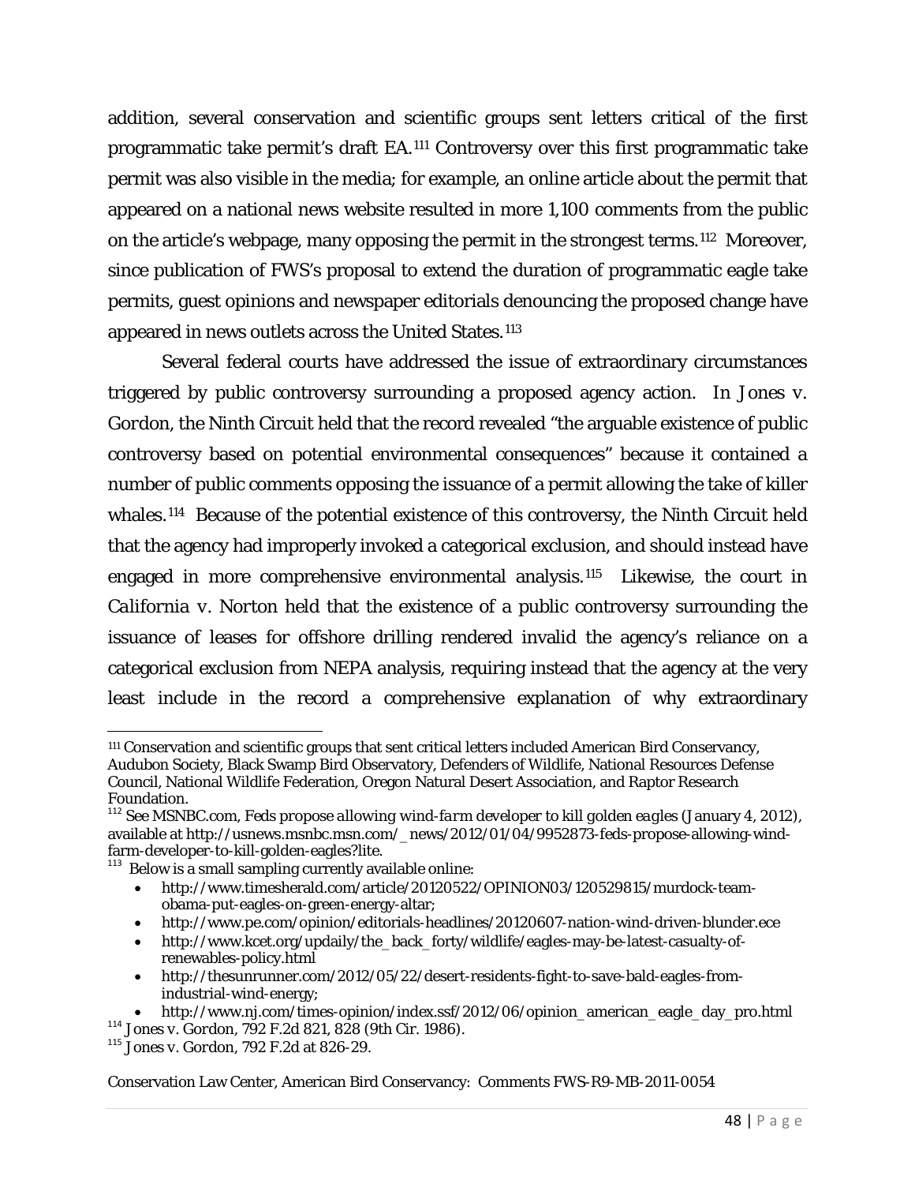addition, several conservation and scientific groups sent letters critical of the first programmatic take permit's draft EA.[111] Controversy over this first programmatic take permit was also visible in the media; for example, an online article about the permit that appeared on a national news website resulted in more 1,100 comments from the public on the article's webpage, many opposing the permit in the strongest terms.[112] Moreover, since publication of FWS's proposal to extend the duration of programmatic eagle take permits, guest opinions and newspaper editorials denouncing the proposed change have appeared in news outlets across the United States.[113]

Several federal courts have addressed the issue of extraordinary circumstances triggered by public controversy surrounding a proposed agency action. In *Jones v. Gordon*, the Ninth Circuit held that the record revealed "the arguable existence of public controversy based on potential environmental consequences" because it contained a number of public comments opposing the issuance of a permit allowing the take of killer whales.[114] Because of the potential existence of this controversy, the Ninth Circuit held that the agency had improperly invoked a categorical exclusion, and should instead have engaged in more comprehensive environmental analysis.[115] Likewise, the court in *California v. Norton* held that the existence of a public controversy surrounding the issuance of leases for offshore drilling rendered invalid the agency's reliance on a categorical exclusion from NEPA analysis, requiring instead that the agency at the very least include in the record a comprehensive explanation of why extraordinary

---

[111] Conservation and scientific groups that sent critical letters included American Bird Conservancy, Audubon Society, Black Swamp Bird Observatory, Defenders of Wildlife, National Resources Defense Council, National Wildlife Federation, Oregon Natural Desert Association, and Raptor Research Foundation.

[112] See MSNBC.com, *Feds propose allowing wind-farm developer to kill golden eagles* (January 4, 2012), available at http://usnews.msnbc.msn.com/_news/2012/01/04/9952873-feds-propose-allowing-wind-farm-developer-to-kill-golden-eagles?lite.

[113] Below is a small sampling currently available online:

- http://www.timesherald.com/article/20120522/OPINION03/120529815/murdock-team-obama-put-eagles-on-green-energy-altar;
- http://www.pe.com/opinion/editorials-headlines/20120607-nation-wind-driven-blunder.ece
- http://www.kcet.org/updaily/the_back_forty/wildlife/eagles-may-be-latest-casualty-of-renewables-policy.html
- http://thesunrunner.com/2012/05/22/desert-residents-fight-to-save-bald-eagles-from-industrial-wind-energy;
- http://www.nj.com/times-opinion/index.ssf/2012/06/opinion_american_eagle_day_pro.html

[114] *Jones v. Gordon*, 792 F.2d 821, 828 (9th Cir. 1986).

[115] *Jones v. Gordon*, 792 F.2d at 826-29.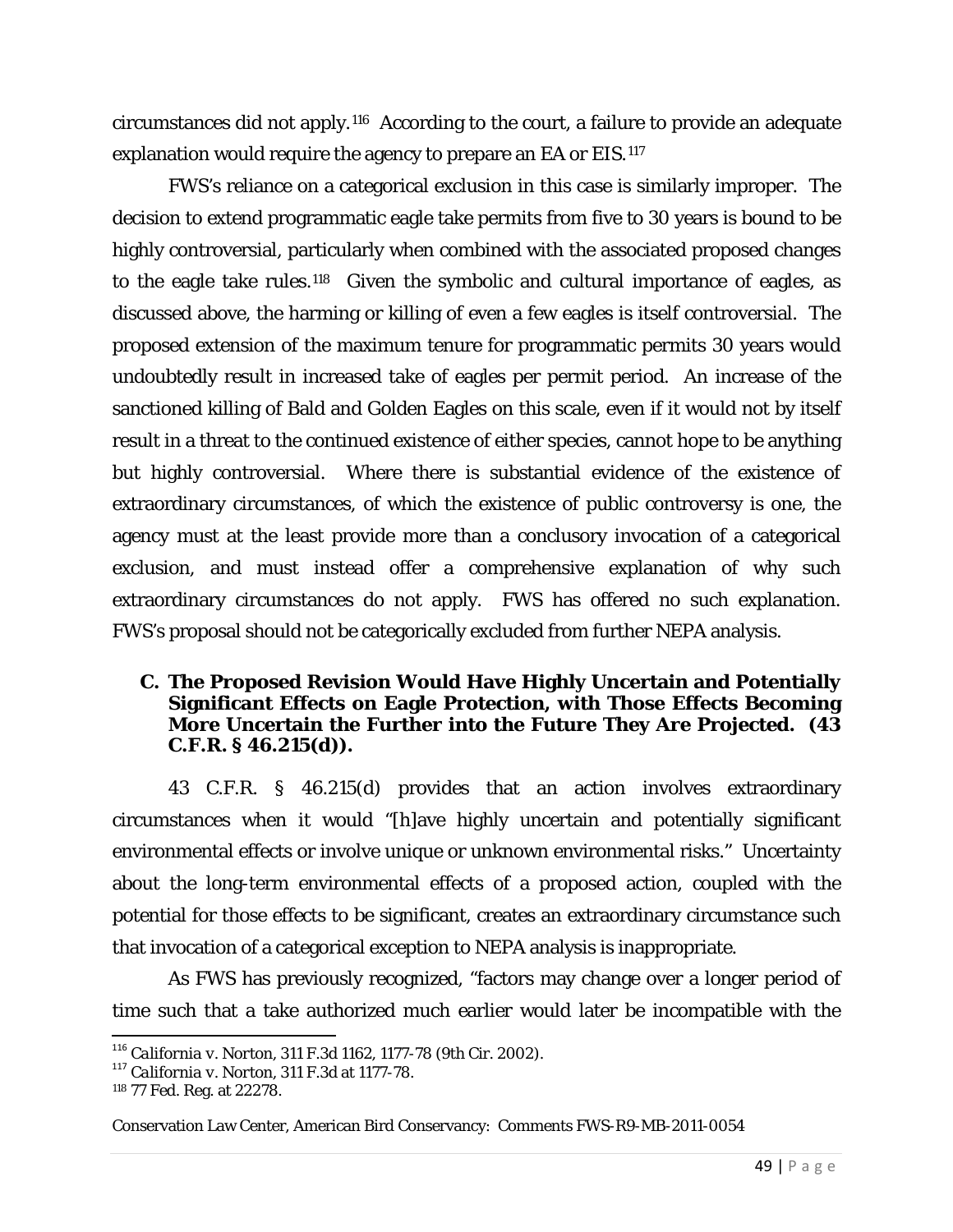circumstances did not apply.[116] According to the court, a failure to provide an adequate explanation would require the agency to prepare an EA or EIS.[117]

FWS's reliance on a categorical exclusion in this case is similarly improper. The decision to extend programmatic eagle take permits from five to 30 years is bound to be highly controversial, particularly when combined with the associated proposed changes to the eagle take rules.[118] Given the symbolic and cultural importance of eagles, as discussed above, the harming or killing of even a few eagles is itself controversial. The proposed extension of the maximum tenure for programmatic permits 30 years would undoubtedly result in increased take of eagles per permit period. An increase of the sanctioned killing of Bald and Golden Eagles on this scale, even if it would not by itself result in a threat to the continued existence of either species, cannot hope to be anything but highly controversial. Where there is substantial evidence of the existence of extraordinary circumstances, of which the existence of public controversy is one, the agency must at the least provide more than a conclusory invocation of a categorical exclusion, and must instead offer a comprehensive explanation of why such extraordinary circumstances do not apply. FWS has offered no such explanation. FWS's proposal should not be categorically excluded from further NEPA analysis.

### C. The Proposed Revision Would Have Highly Uncertain and Potentially Significant Effects on Eagle Protection, with Those Effects Becoming More Uncertain the Further into the Future They Are Projected. (43 C.F.R. § 46.215(d)).

43 C.F.R. § 46.215(d) provides that an action involves extraordinary circumstances when it would "[h]ave highly uncertain and potentially significant environmental effects or involve unique or unknown environmental risks." Uncertainty about the long-term environmental effects of a proposed action, coupled with the potential for those effects to be significant, creates an extraordinary circumstance such that invocation of a categorical exception to NEPA analysis is inappropriate.

As FWS has previously recognized, "factors may change over a longer period of time such that a take authorized much earlier would later be incompatible with the

[116] *California v. Norton*, 311 F.3d 1162, 1177-78 (9th Cir. 2002).

[117] *California v. Norton*, 311 F.3d at 1177-78.

[118] 77 Fed. Reg. at 22278.

Conservation Law Center, American Bird Conservancy: Comments FWS-R9-MB-2011-0054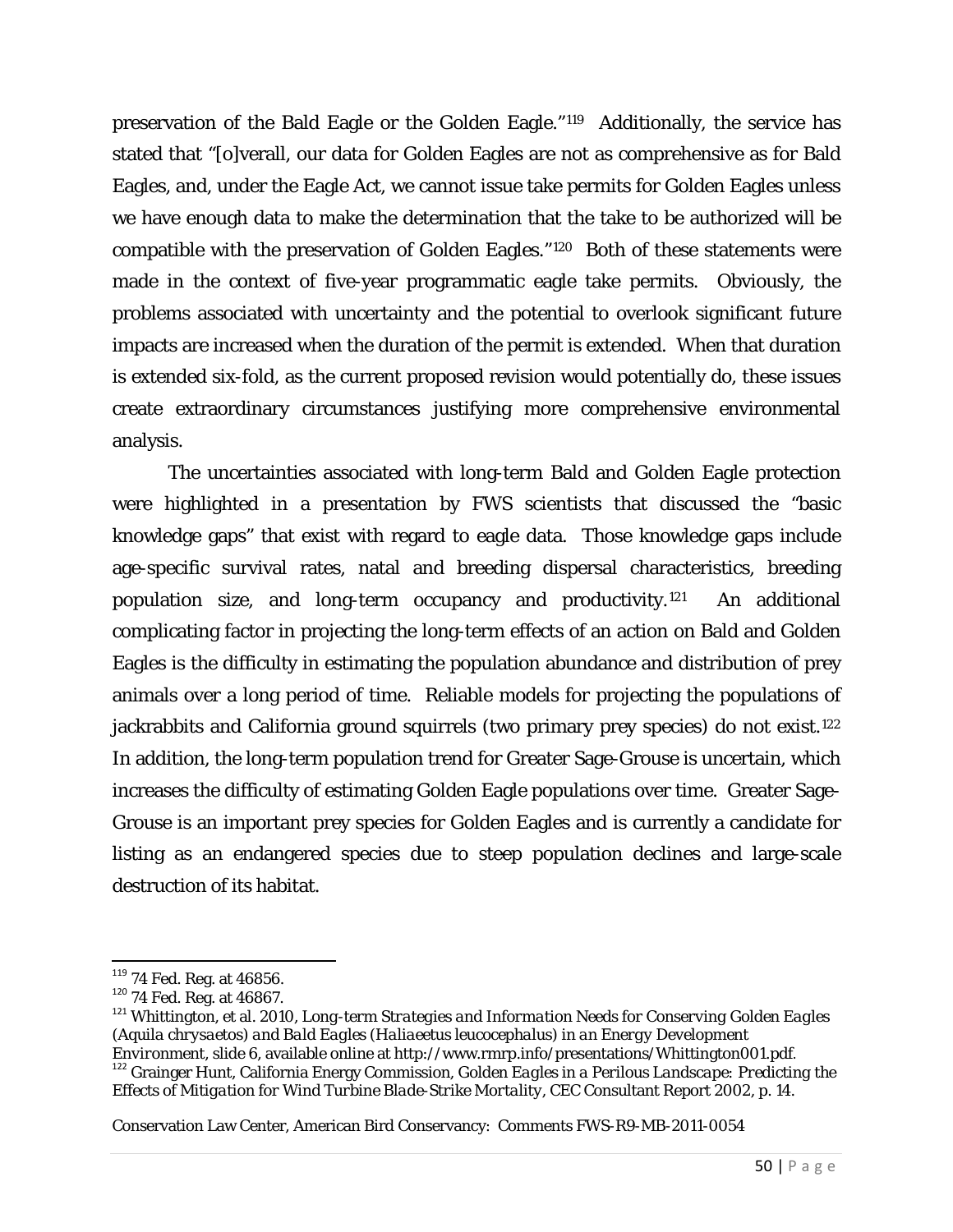preservation of the Bald Eagle or the Golden Eagle."[119] Additionally, the service has stated that "[o]verall, our data for Golden Eagles are not as comprehensive as for Bald Eagles, and, under the Eagle Act, we cannot issue take permits for Golden Eagles unless we have enough data to make the determination that the take to be authorized will be compatible with the preservation of Golden Eagles."[120] Both of these statements were made in the context of five-year programmatic eagle take permits. Obviously, the problems associated with uncertainty and the potential to overlook significant future impacts are increased when the duration of the permit is extended. When that duration is extended six-fold, as the current proposed revision would potentially do, these issues create extraordinary circumstances justifying more comprehensive environmental analysis.

The uncertainties associated with long-term Bald and Golden Eagle protection were highlighted in a presentation by FWS scientists that discussed the "basic knowledge gaps" that exist with regard to eagle data. Those knowledge gaps include age-specific survival rates, natal and breeding dispersal characteristics, breeding population size, and long-term occupancy and productivity.[121] An additional complicating factor in projecting the long-term effects of an action on Bald and Golden Eagles is the difficulty in estimating the population abundance and distribution of prey animals over a long period of time. Reliable models for projecting the populations of jackrabbits and California ground squirrels (two primary prey species) do not exist.[122] In addition, the long-term population trend for Greater Sage-Grouse is uncertain, which increases the difficulty of estimating Golden Eagle populations over time. Greater Sage-Grouse is an important prey species for Golden Eagles and is currently a candidate for listing as an endangered species due to steep population declines and large-scale destruction of its habitat.

---

[119] 74 Fed. Reg. at 46856.

[120] 74 Fed. Reg. at 46867.

[121] Whittington, et al. 2010, *Long-term Strategies and Information Needs for Conserving Golden Eagles (Aquila chrysaetos) and Bald Eagles (Haliaeetus leucocephalus) in an Energy Development Environment*, slide 6, available online at http://www.rmrp.info/presentations/Whittington001.pdf.

[122] Grainger Hunt, California Energy Commission, *Golden Eagles in a Perilous Landscape: Predicting the Effects of Mitigation for Wind Turbine Blade-Strike Mortality*, CEC Consultant Report 2002, p. 14.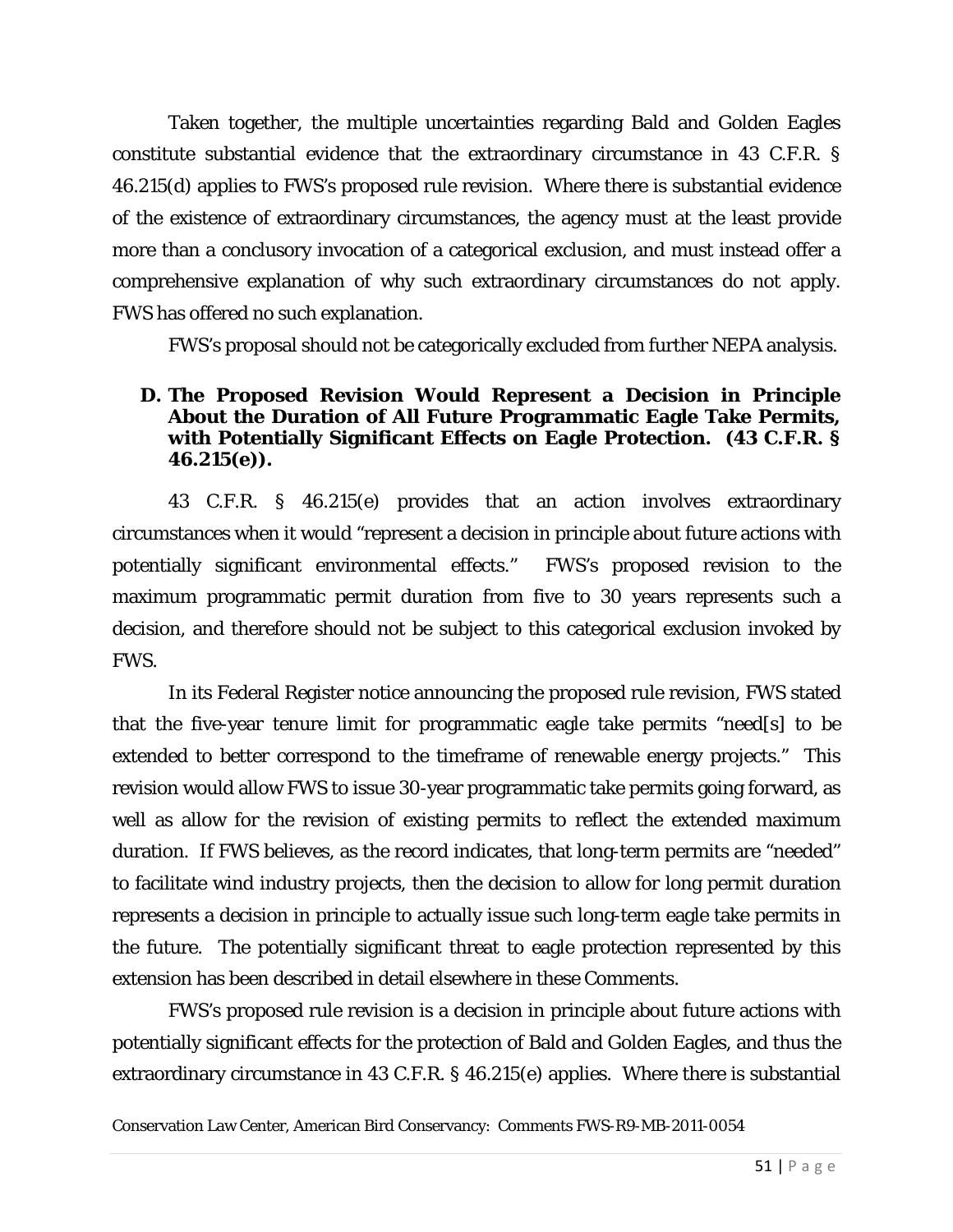Taken together, the multiple uncertainties regarding Bald and Golden Eagles constitute substantial evidence that the extraordinary circumstance in 43 C.F.R. § 46.215(d) applies to FWS's proposed rule revision. Where there is substantial evidence of the existence of extraordinary circumstances, the agency must at the least provide more than a conclusory invocation of a categorical exclusion, and must instead offer a comprehensive explanation of why such extraordinary circumstances do not apply. FWS has offered no such explanation.

FWS's proposal should not be categorically excluded from further NEPA analysis.

### D. The Proposed Revision Would Represent a Decision in Principle About the Duration of All Future Programmatic Eagle Take Permits, with Potentially Significant Effects on Eagle Protection. (43 C.F.R. § 46.215(e)).

43 C.F.R. § 46.215(e) provides that an action involves extraordinary circumstances when it would "represent a decision in principle about future actions with potentially significant environmental effects." FWS's proposed revision to the maximum programmatic permit duration from five to 30 years represents such a decision, and therefore should not be subject to this categorical exclusion invoked by FWS.

In its Federal Register notice announcing the proposed rule revision, FWS stated that the five-year tenure limit for programmatic eagle take permits "need[s] to be extended to better correspond to the timeframe of renewable energy projects." This revision would allow FWS to issue 30-year programmatic take permits going forward, as well as allow for the revision of existing permits to reflect the extended maximum duration. If FWS believes, as the record indicates, that long-term permits are "needed" to facilitate wind industry projects, then the decision to allow for long permit duration represents a decision in principle to actually issue such long-term eagle take permits in the future. The potentially significant threat to eagle protection represented by this extension has been described in detail elsewhere in these Comments.

FWS's proposed rule revision is a decision in principle about future actions with potentially significant effects for the protection of Bald and Golden Eagles, and thus the extraordinary circumstance in 43 C.F.R. § 46.215(e) applies. Where there is substantial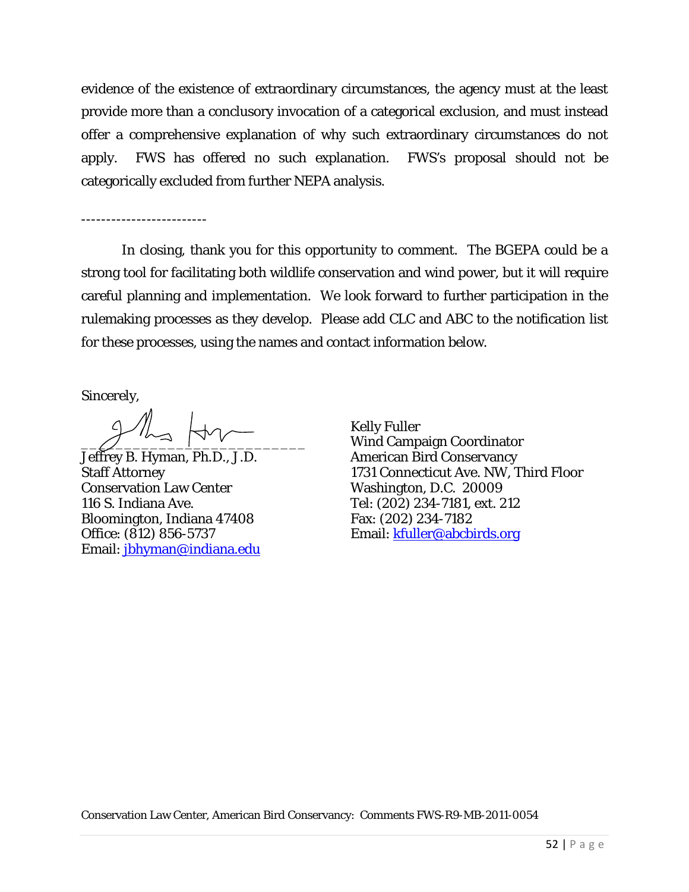evidence of the existence of extraordinary circumstances, the agency must at the least provide more than a conclusory invocation of a categorical exclusion, and must instead offer a comprehensive explanation of why such extraordinary circumstances do not apply. FWS has offered no such explanation. FWS's proposal should not be categorically excluded from further NEPA analysis.

------------------------

In closing, thank you for this opportunity to comment. The BGEPA could be a strong tool for facilitating both wildlife conservation and wind power, but it will require careful planning and implementation. We look forward to further participation in the rulemaking processes as they develop. Please add CLC and ABC to the notification list for these processes, using the names and contact information below.

Sincerely,

_________________________
Jeffrey B. Hyman, Ph.D., J.D.
Staff Attorney
Conservation Law Center
116 S. Indiana Ave.
Bloomington, Indiana 47408
Office: (812) 856-5737
Email: jbhyman@indiana.edu

Kelly Fuller
Wind Campaign Coordinator
American Bird Conservancy
1731 Connecticut Ave. NW, Third Floor
Washington, D.C. 20009
Tel: (202) 234-7181, ext. 212
Fax: (202) 234-7182
Email: kfuller@abcbirds.org